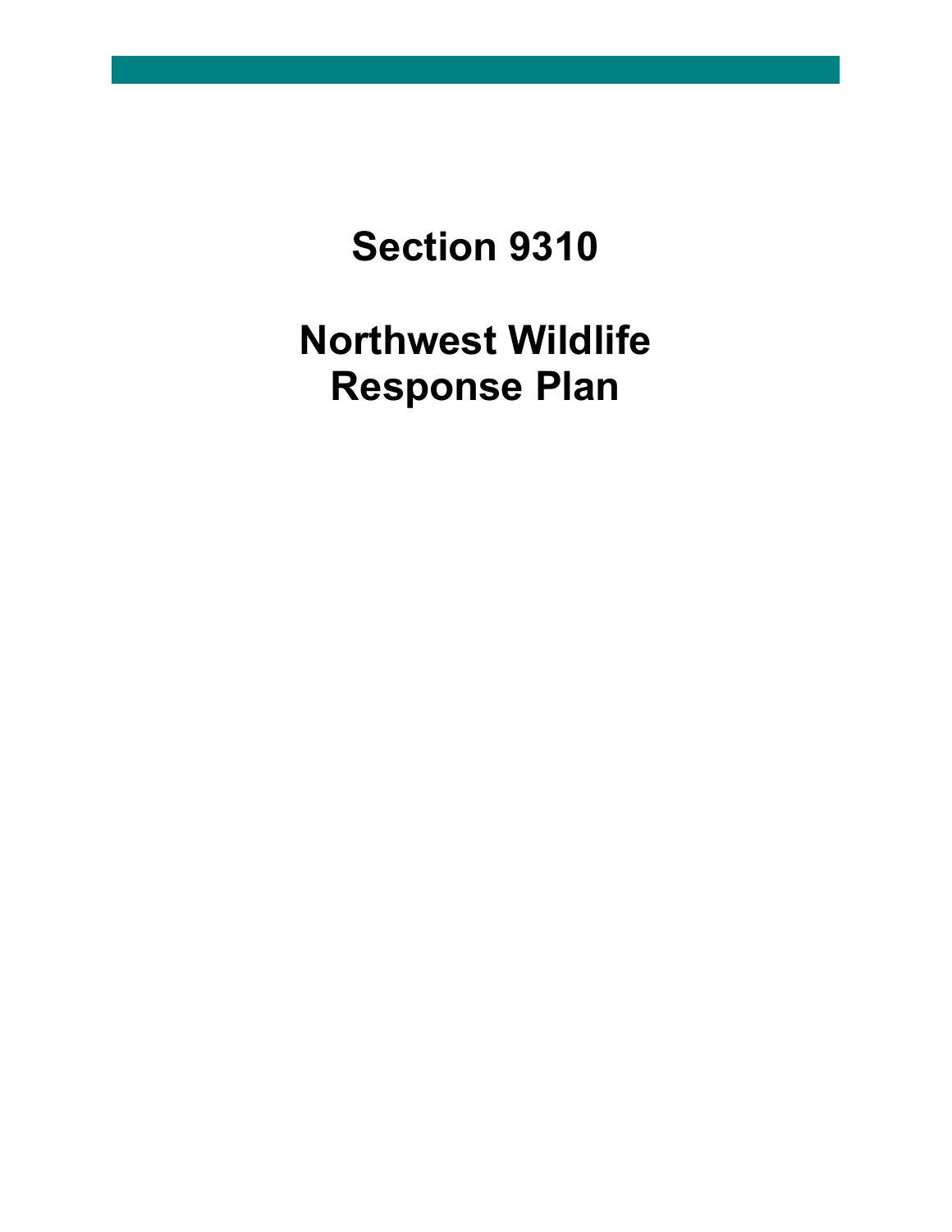# Section 9310

# Northwest Wildlife Response Plan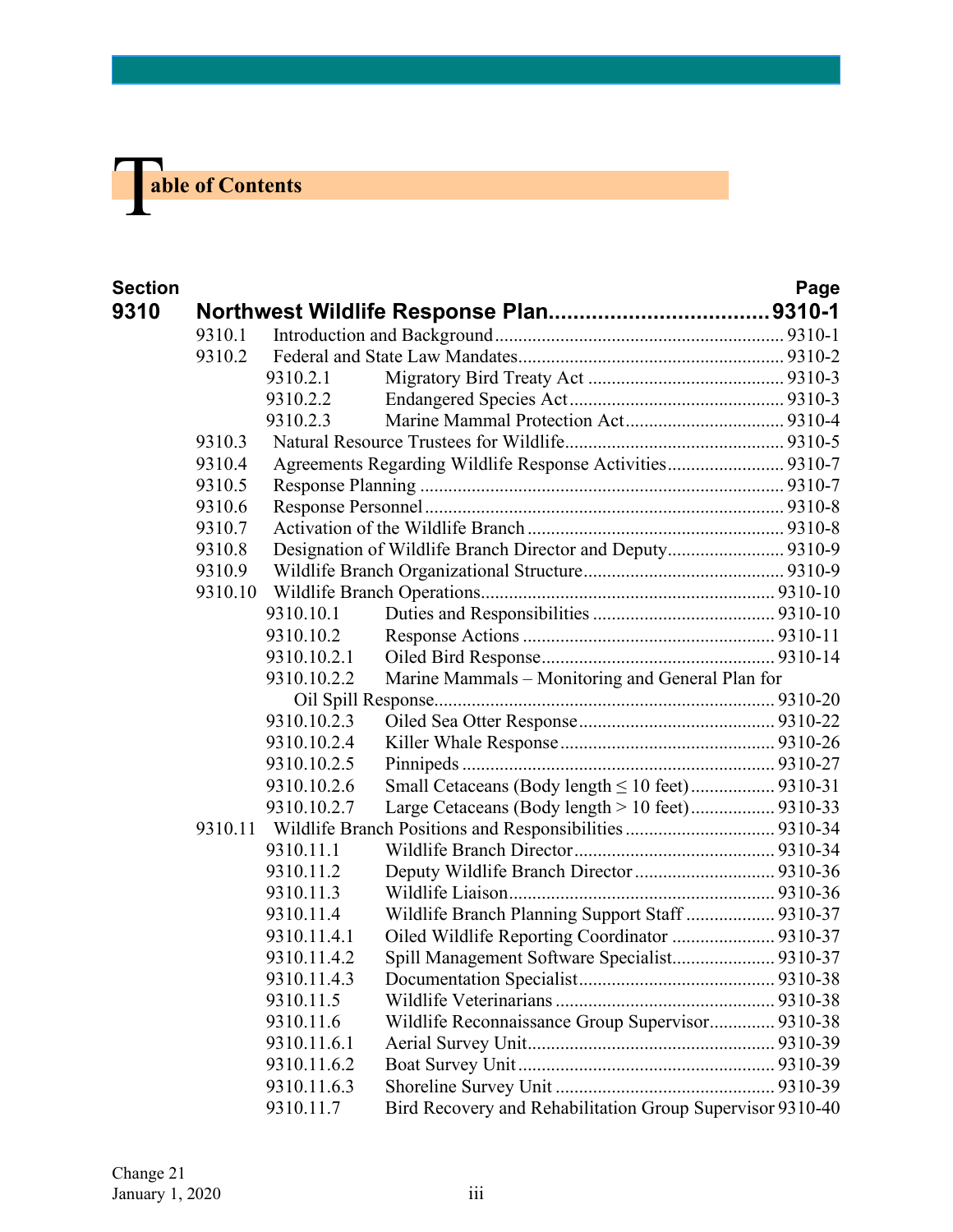# Table of Contents

| Section | | | Page |
|---|---|---|---|
| **9310** | **Northwest Wildlife Response Plan** | | **9310-1** |
| | 9310.1 | Introduction and Background | 9310-1 |
| | 9310.2 | Federal and State Law Mandates | 9310-2 |
| | 9310.2.1 | Migratory Bird Treaty Act | 9310-3 |
| | 9310.2.2 | Endangered Species Act | 9310-3 |
| | 9310.2.3 | Marine Mammal Protection Act | 9310-4 |
| | 9310.3 | Natural Resource Trustees for Wildlife | 9310-5 |
| | 9310.4 | Agreements Regarding Wildlife Response Activities | 9310-7 |
| | 9310.5 | Response Planning | 9310-7 |
| | 9310.6 | Response Personnel | 9310-8 |
| | 9310.7 | Activation of the Wildlife Branch | 9310-8 |
| | 9310.8 | Designation of Wildlife Branch Director and Deputy | 9310-9 |
| | 9310.9 | Wildlife Branch Organizational Structure | 9310-9 |
| | 9310.10 | Wildlife Branch Operations | 9310-10 |
| | 9310.10.1 | Duties and Responsibilities | 9310-10 |
| | 9310.10.2 | Response Actions | 9310-11 |
| | 9310.10.2.1 | Oiled Bird Response | 9310-14 |
| | 9310.10.2.2 | Marine Mammals – Monitoring and General Plan for Oil Spill Response | 9310-20 |
| | 9310.10.2.3 | Oiled Sea Otter Response | 9310-22 |
| | 9310.10.2.4 | Killer Whale Response | 9310-26 |
| | 9310.10.2.5 | Pinnipeds | 9310-27 |
| | 9310.10.2.6 | Small Cetaceans (Body length ≤ 10 feet) | 9310-31 |
| | 9310.10.2.7 | Large Cetaceans (Body length > 10 feet) | 9310-33 |
| | 9310.11 | Wildlife Branch Positions and Responsibilities | 9310-34 |
| | 9310.11.1 | Wildlife Branch Director | 9310-34 |
| | 9310.11.2 | Deputy Wildlife Branch Director | 9310-36 |
| | 9310.11.3 | Wildlife Liaison | 9310-36 |
| | 9310.11.4 | Wildlife Branch Planning Support Staff | 9310-37 |
| | 9310.11.4.1 | Oiled Wildlife Reporting Coordinator | 9310-37 |
| | 9310.11.4.2 | Spill Management Software Specialist | 9310-37 |
| | 9310.11.4.3 | Documentation Specialist | 9310-38 |
| | 9310.11.5 | Wildlife Veterinarians | 9310-38 |
| | 9310.11.6 | Wildlife Reconnaissance Group Supervisor | 9310-38 |
| | 9310.11.6.1 | Aerial Survey Unit | 9310-39 |
| | 9310.11.6.2 | Boat Survey Unit | 9310-39 |
| | 9310.11.6.3 | Shoreline Survey Unit | 9310-39 |
| | 9310.11.7 | Bird Recovery and Rehabilitation Group Supervisor | 9310-40 |

Change 21
January 1, 2020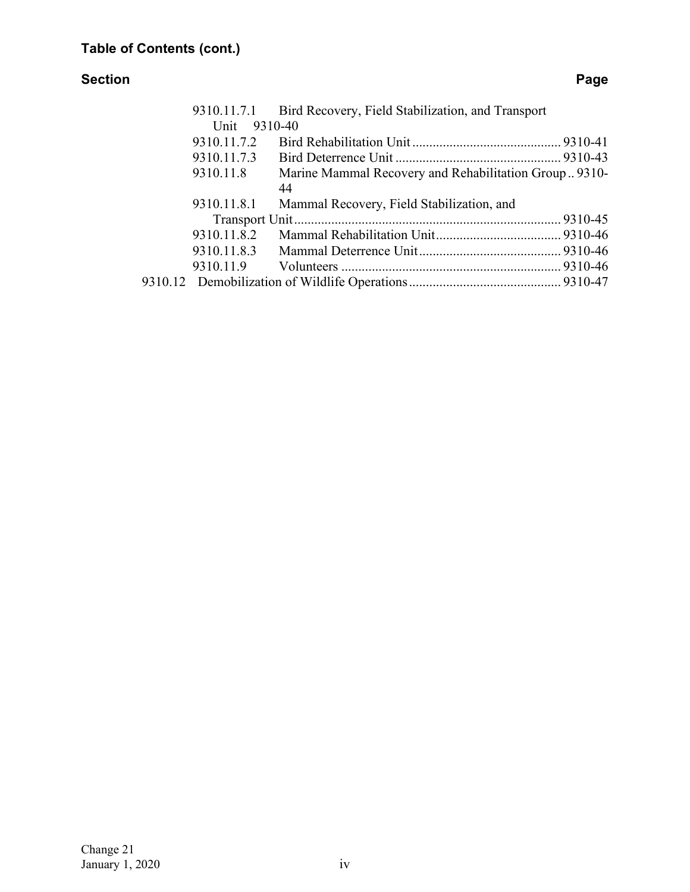## Table of Contents (cont.)

| Section | | Page |
|---|---|---|
| 9310.11.7.1 | Bird Recovery, Field Stabilization, and Transport Unit | 9310-40 |
| 9310.11.7.2 | Bird Rehabilitation Unit | 9310-41 |
| 9310.11.7.3 | Bird Deterrence Unit | 9310-43 |
| 9310.11.8 | Marine Mammal Recovery and Rehabilitation Group | 9310-44 |
| 9310.11.8.1 | Mammal Recovery, Field Stabilization, and Transport Unit | 9310-45 |
| 9310.11.8.2 | Mammal Rehabilitation Unit | 9310-46 |
| 9310.11.8.3 | Mammal Deterrence Unit | 9310-46 |
| 9310.11.9 | Volunteers | 9310-46 |
| 9310.12 | Demobilization of Wildlife Operations | 9310-47 |

Change 21
January 1, 2020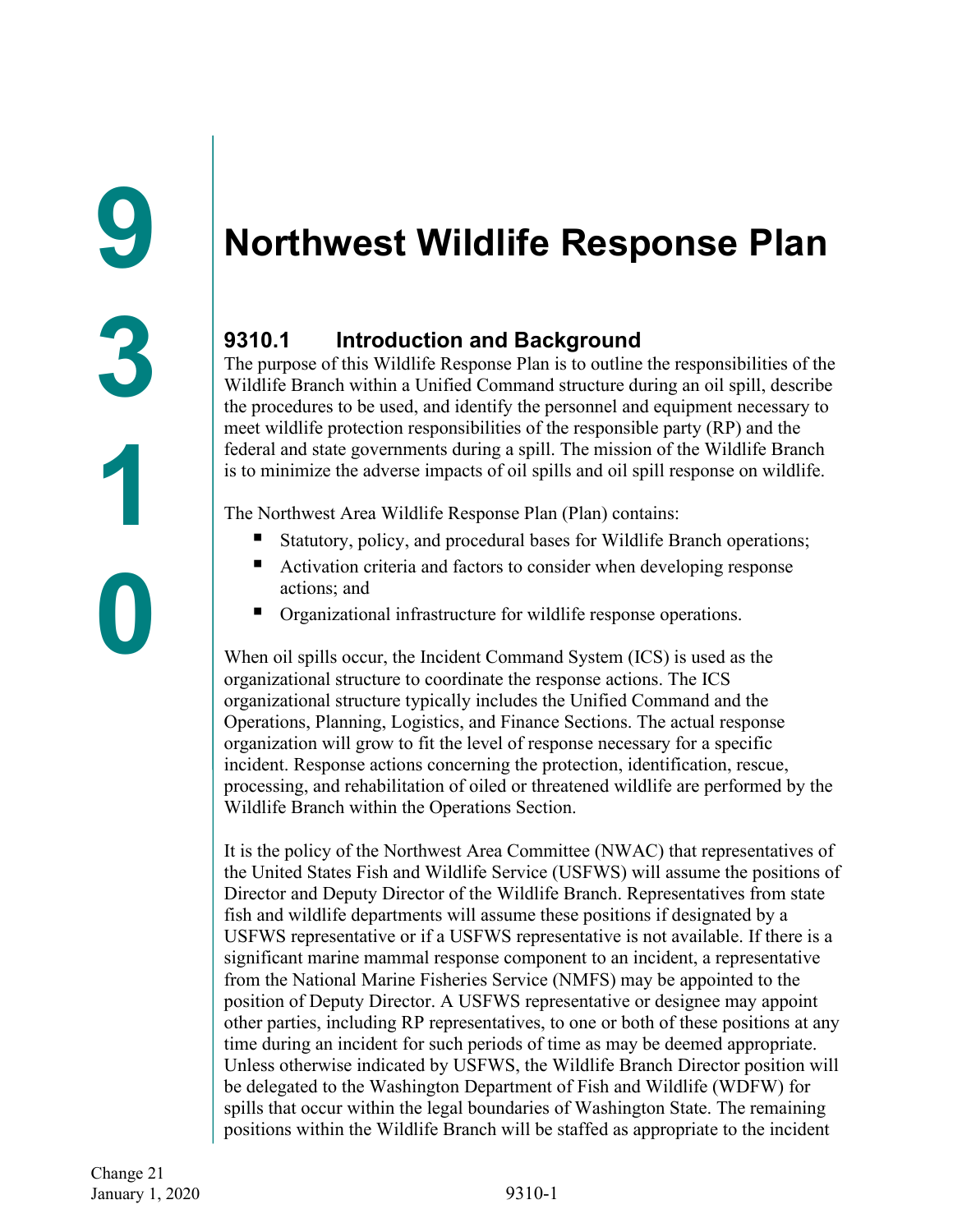# Northwest Wildlife Response Plan

## 9310.1 Introduction and Background

The purpose of this Wildlife Response Plan is to outline the responsibilities of the Wildlife Branch within a Unified Command structure during an oil spill, describe the procedures to be used, and identify the personnel and equipment necessary to meet wildlife protection responsibilities of the responsible party (RP) and the federal and state governments during a spill. The mission of the Wildlife Branch is to minimize the adverse impacts of oil spills and oil spill response on wildlife.

The Northwest Area Wildlife Response Plan (Plan) contains:

- Statutory, policy, and procedural bases for Wildlife Branch operations;
- Activation criteria and factors to consider when developing response actions; and
- Organizational infrastructure for wildlife response operations.

When oil spills occur, the Incident Command System (ICS) is used as the organizational structure to coordinate the response actions. The ICS organizational structure typically includes the Unified Command and the Operations, Planning, Logistics, and Finance Sections. The actual response organization will grow to fit the level of response necessary for a specific incident. Response actions concerning the protection, identification, rescue, processing, and rehabilitation of oiled or threatened wildlife are performed by the Wildlife Branch within the Operations Section.

It is the policy of the Northwest Area Committee (NWAC) that representatives of the United States Fish and Wildlife Service (USFWS) will assume the positions of Director and Deputy Director of the Wildlife Branch. Representatives from state fish and wildlife departments will assume these positions if designated by a USFWS representative or if a USFWS representative is not available. If there is a significant marine mammal response component to an incident, a representative from the National Marine Fisheries Service (NMFS) may be appointed to the position of Deputy Director. A USFWS representative or designee may appoint other parties, including RP representatives, to one or both of these positions at any time during an incident for such periods of time as may be deemed appropriate. Unless otherwise indicated by USFWS, the Wildlife Branch Director position will be delegated to the Washington Department of Fish and Wildlife (WDFW) for spills that occur within the legal boundaries of Washington State. The remaining positions within the Wildlife Branch will be staffed as appropriate to the incident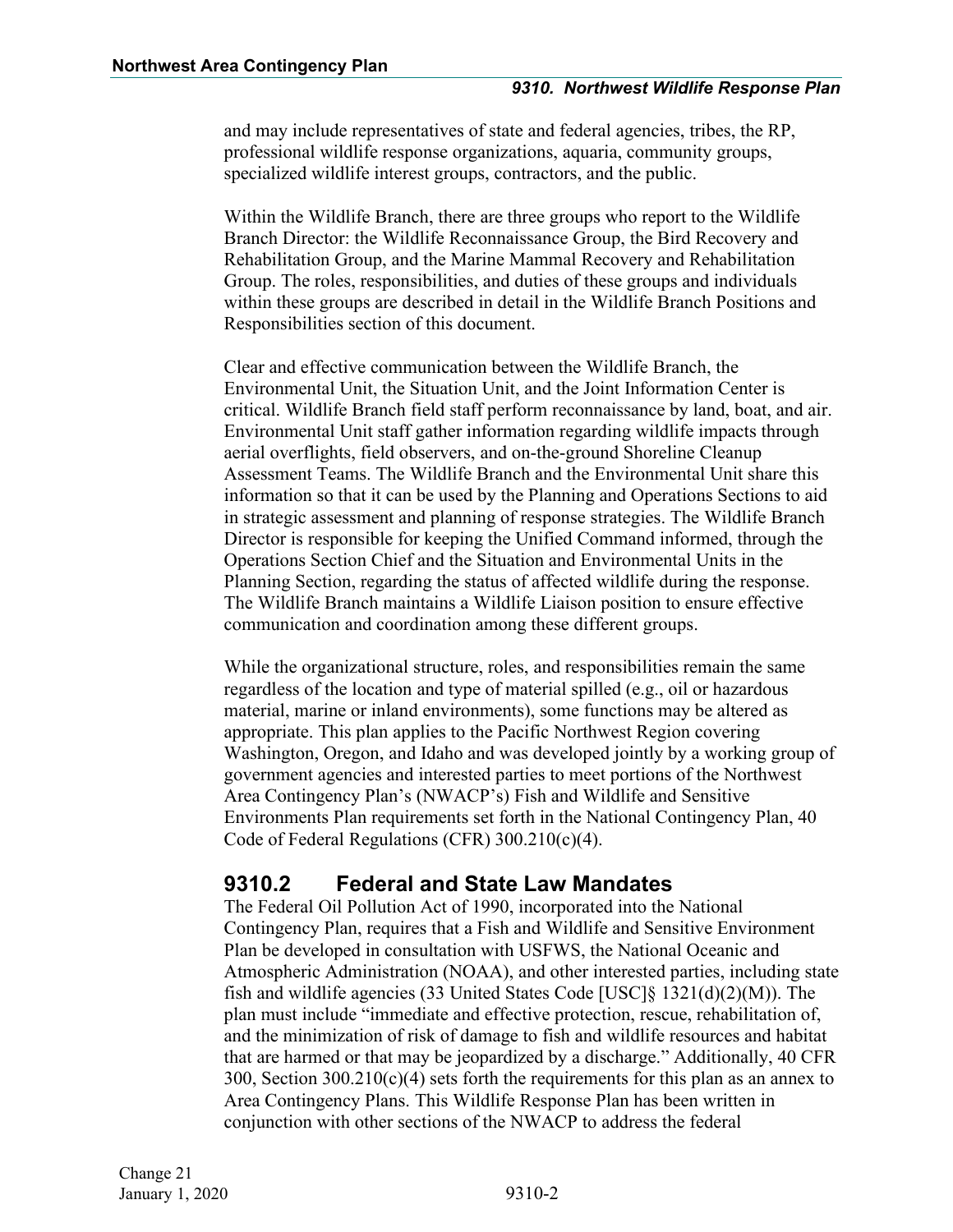and may include representatives of state and federal agencies, tribes, the RP, professional wildlife response organizations, aquaria, community groups, specialized wildlife interest groups, contractors, and the public.

Within the Wildlife Branch, there are three groups who report to the Wildlife Branch Director: the Wildlife Reconnaissance Group, the Bird Recovery and Rehabilitation Group, and the Marine Mammal Recovery and Rehabilitation Group. The roles, responsibilities, and duties of these groups and individuals within these groups are described in detail in the Wildlife Branch Positions and Responsibilities section of this document.

Clear and effective communication between the Wildlife Branch, the Environmental Unit, the Situation Unit, and the Joint Information Center is critical. Wildlife Branch field staff perform reconnaissance by land, boat, and air. Environmental Unit staff gather information regarding wildlife impacts through aerial overflights, field observers, and on-the-ground Shoreline Cleanup Assessment Teams. The Wildlife Branch and the Environmental Unit share this information so that it can be used by the Planning and Operations Sections to aid in strategic assessment and planning of response strategies. The Wildlife Branch Director is responsible for keeping the Unified Command informed, through the Operations Section Chief and the Situation and Environmental Units in the Planning Section, regarding the status of affected wildlife during the response. The Wildlife Branch maintains a Wildlife Liaison position to ensure effective communication and coordination among these different groups.

While the organizational structure, roles, and responsibilities remain the same regardless of the location and type of material spilled (e.g., oil or hazardous material, marine or inland environments), some functions may be altered as appropriate. This plan applies to the Pacific Northwest Region covering Washington, Oregon, and Idaho and was developed jointly by a working group of government agencies and interested parties to meet portions of the Northwest Area Contingency Plan's (NWACP's) Fish and Wildlife and Sensitive Environments Plan requirements set forth in the National Contingency Plan, 40 Code of Federal Regulations (CFR) 300.210(c)(4).

## 9310.2 Federal and State Law Mandates

The Federal Oil Pollution Act of 1990, incorporated into the National Contingency Plan, requires that a Fish and Wildlife and Sensitive Environment Plan be developed in consultation with USFWS, the National Oceanic and Atmospheric Administration (NOAA), and other interested parties, including state fish and wildlife agencies (33 United States Code [USC]§ 1321(d)(2)(M)). The plan must include "immediate and effective protection, rescue, rehabilitation of, and the minimization of risk of damage to fish and wildlife resources and habitat that are harmed or that may be jeopardized by a discharge." Additionally, 40 CFR 300, Section 300.210(c)(4) sets forth the requirements for this plan as an annex to Area Contingency Plans. This Wildlife Response Plan has been written in conjunction with other sections of the NWACP to address the federal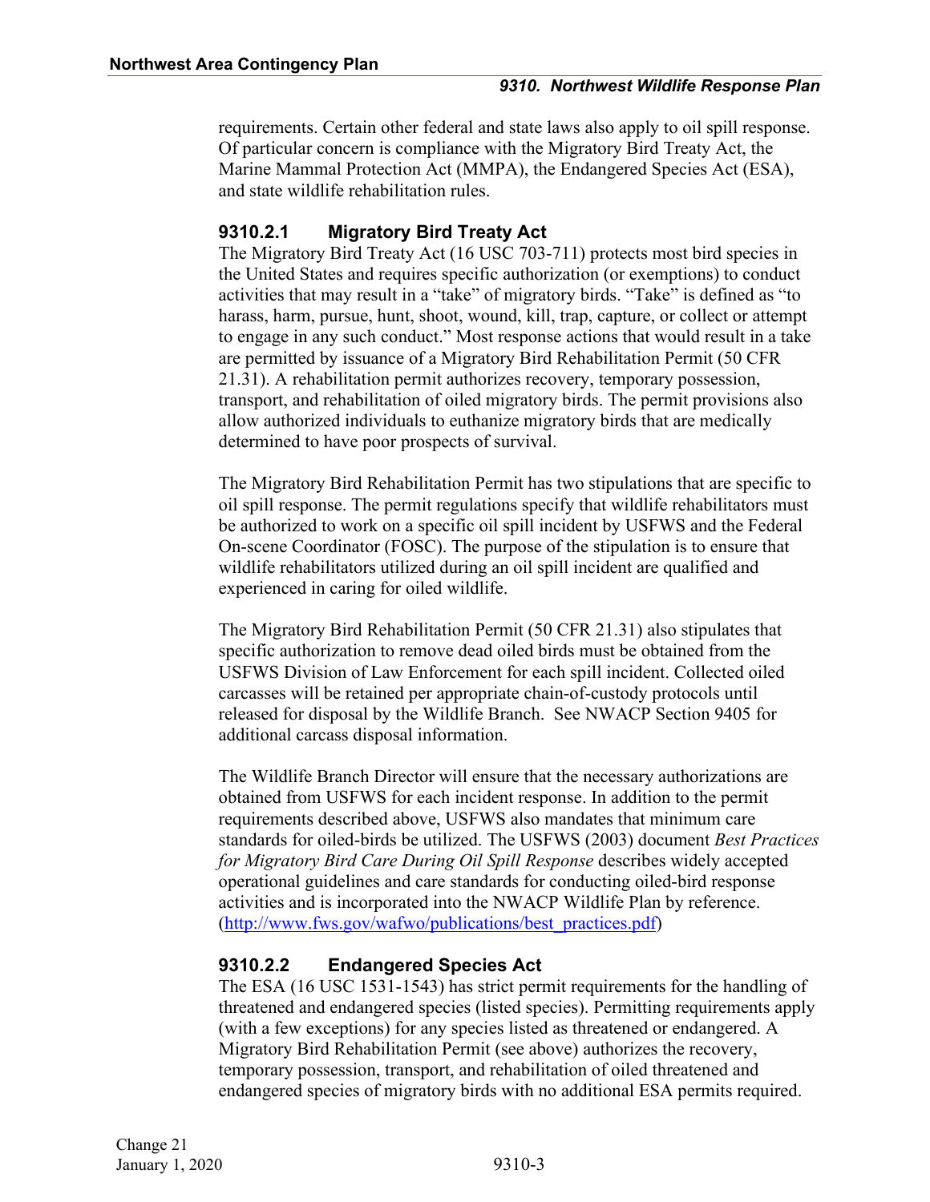requirements. Certain other federal and state laws also apply to oil spill response. Of particular concern is compliance with the Migratory Bird Treaty Act, the Marine Mammal Protection Act (MMPA), the Endangered Species Act (ESA), and state wildlife rehabilitation rules.

### 9310.2.1 Migratory Bird Treaty Act

The Migratory Bird Treaty Act (16 USC 703-711) protects most bird species in the United States and requires specific authorization (or exemptions) to conduct activities that may result in a "take" of migratory birds. "Take" is defined as "to harass, harm, pursue, hunt, shoot, wound, kill, trap, capture, or collect or attempt to engage in any such conduct." Most response actions that would result in a take are permitted by issuance of a Migratory Bird Rehabilitation Permit (50 CFR 21.31). A rehabilitation permit authorizes recovery, temporary possession, transport, and rehabilitation of oiled migratory birds. The permit provisions also allow authorized individuals to euthanize migratory birds that are medically determined to have poor prospects of survival.

The Migratory Bird Rehabilitation Permit has two stipulations that are specific to oil spill response. The permit regulations specify that wildlife rehabilitators must be authorized to work on a specific oil spill incident by USFWS and the Federal On-scene Coordinator (FOSC). The purpose of the stipulation is to ensure that wildlife rehabilitators utilized during an oil spill incident are qualified and experienced in caring for oiled wildlife.

The Migratory Bird Rehabilitation Permit (50 CFR 21.31) also stipulates that specific authorization to remove dead oiled birds must be obtained from the USFWS Division of Law Enforcement for each spill incident. Collected oiled carcasses will be retained per appropriate chain-of-custody protocols until released for disposal by the Wildlife Branch. See NWACP Section 9405 for additional carcass disposal information.

The Wildlife Branch Director will ensure that the necessary authorizations are obtained from USFWS for each incident response. In addition to the permit requirements described above, USFWS also mandates that minimum care standards for oiled-birds be utilized. The USFWS (2003) document *Best Practices for Migratory Bird Care During Oil Spill Response* describes widely accepted operational guidelines and care standards for conducting oiled-bird response activities and is incorporated into the NWACP Wildlife Plan by reference. (http://www.fws.gov/wafwo/publications/best_practices.pdf)

### 9310.2.2 Endangered Species Act

The ESA (16 USC 1531-1543) has strict permit requirements for the handling of threatened and endangered species (listed species). Permitting requirements apply (with a few exceptions) for any species listed as threatened or endangered. A Migratory Bird Rehabilitation Permit (see above) authorizes the recovery, temporary possession, transport, and rehabilitation of oiled threatened and endangered species of migratory birds with no additional ESA permits required.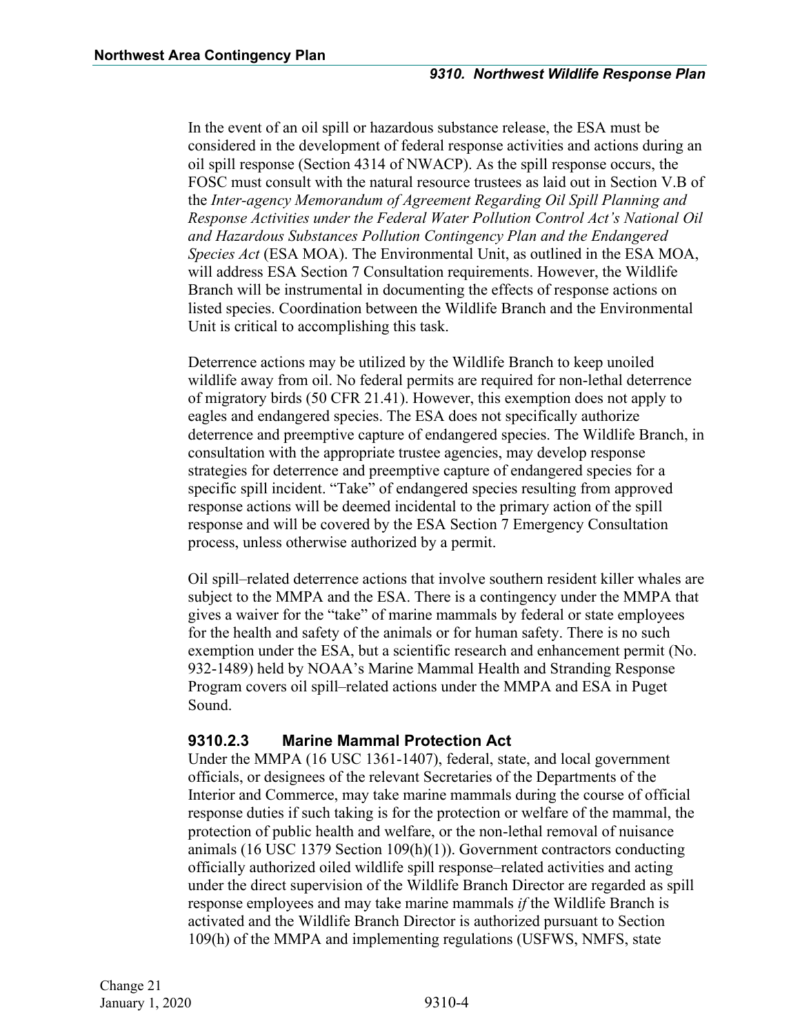In the event of an oil spill or hazardous substance release, the ESA must be considered in the development of federal response activities and actions during an oil spill response (Section 4314 of NWACP). As the spill response occurs, the FOSC must consult with the natural resource trustees as laid out in Section V.B of the *Inter-agency Memorandum of Agreement Regarding Oil Spill Planning and Response Activities under the Federal Water Pollution Control Act's National Oil and Hazardous Substances Pollution Contingency Plan and the Endangered Species Act* (ESA MOA). The Environmental Unit, as outlined in the ESA MOA, will address ESA Section 7 Consultation requirements. However, the Wildlife Branch will be instrumental in documenting the effects of response actions on listed species. Coordination between the Wildlife Branch and the Environmental Unit is critical to accomplishing this task.

Deterrence actions may be utilized by the Wildlife Branch to keep unoiled wildlife away from oil. No federal permits are required for non-lethal deterrence of migratory birds (50 CFR 21.41). However, this exemption does not apply to eagles and endangered species. The ESA does not specifically authorize deterrence and preemptive capture of endangered species. The Wildlife Branch, in consultation with the appropriate trustee agencies, may develop response strategies for deterrence and preemptive capture of endangered species for a specific spill incident. "Take" of endangered species resulting from approved response actions will be deemed incidental to the primary action of the spill response and will be covered by the ESA Section 7 Emergency Consultation process, unless otherwise authorized by a permit.

Oil spill–related deterrence actions that involve southern resident killer whales are subject to the MMPA and the ESA. There is a contingency under the MMPA that gives a waiver for the "take" of marine mammals by federal or state employees for the health and safety of the animals or for human safety. There is no such exemption under the ESA, but a scientific research and enhancement permit (No. 932-1489) held by NOAA's Marine Mammal Health and Stranding Response Program covers oil spill–related actions under the MMPA and ESA in Puget Sound.

### 9310.2.3 Marine Mammal Protection Act

Under the MMPA (16 USC 1361-1407), federal, state, and local government officials, or designees of the relevant Secretaries of the Departments of the Interior and Commerce, may take marine mammals during the course of official response duties if such taking is for the protection or welfare of the mammal, the protection of public health and welfare, or the non-lethal removal of nuisance animals (16 USC 1379 Section 109(h)(1)). Government contractors conducting officially authorized oiled wildlife spill response–related activities and acting under the direct supervision of the Wildlife Branch Director are regarded as spill response employees and may take marine mammals *if* the Wildlife Branch is activated and the Wildlife Branch Director is authorized pursuant to Section 109(h) of the MMPA and implementing regulations (USFWS, NMFS, state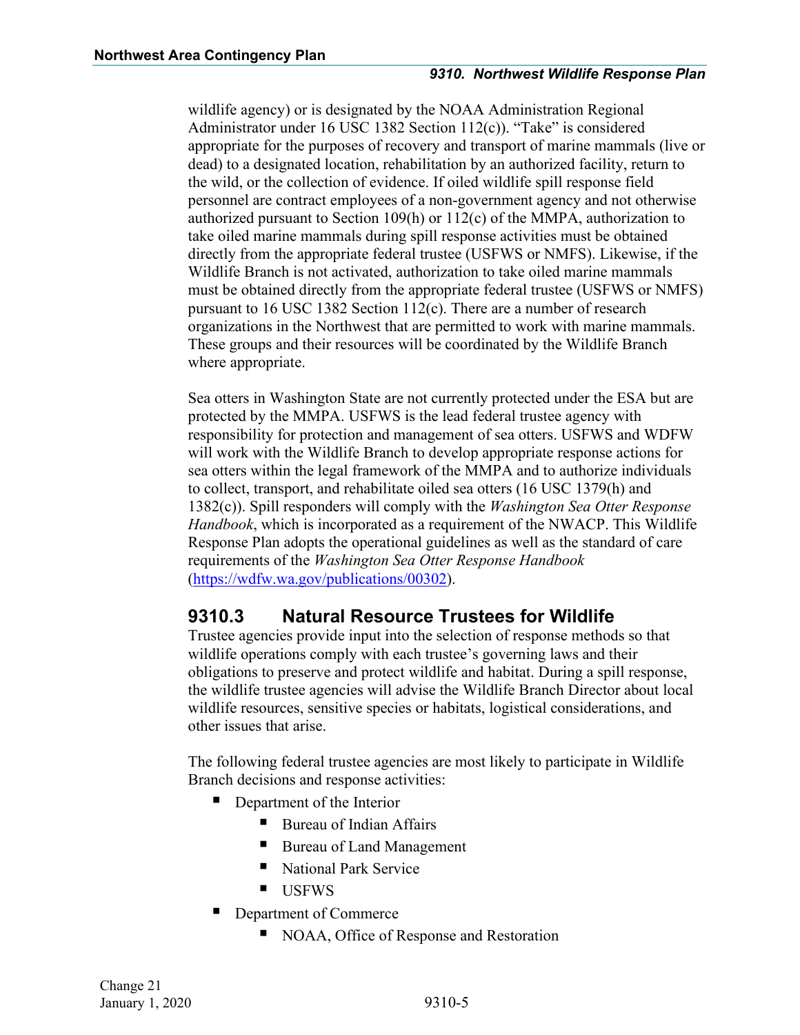wildlife agency) or is designated by the NOAA Administration Regional Administrator under 16 USC 1382 Section 112(c)). “Take” is considered appropriate for the purposes of recovery and transport of marine mammals (live or dead) to a designated location, rehabilitation by an authorized facility, return to the wild, or the collection of evidence. If oiled wildlife spill response field personnel are contract employees of a non-government agency and not otherwise authorized pursuant to Section 109(h) or 112(c) of the MMPA, authorization to take oiled marine mammals during spill response activities must be obtained directly from the appropriate federal trustee (USFWS or NMFS). Likewise, if the Wildlife Branch is not activated, authorization to take oiled marine mammals must be obtained directly from the appropriate federal trustee (USFWS or NMFS) pursuant to 16 USC 1382 Section 112(c). There are a number of research organizations in the Northwest that are permitted to work with marine mammals. These groups and their resources will be coordinated by the Wildlife Branch where appropriate.

Sea otters in Washington State are not currently protected under the ESA but are protected by the MMPA. USFWS is the lead federal trustee agency with responsibility for protection and management of sea otters. USFWS and WDFW will work with the Wildlife Branch to develop appropriate response actions for sea otters within the legal framework of the MMPA and to authorize individuals to collect, transport, and rehabilitate oiled sea otters (16 USC 1379(h) and 1382(c)). Spill responders will comply with the *Washington Sea Otter Response Handbook*, which is incorporated as a requirement of the NWACP. This Wildlife Response Plan adopts the operational guidelines as well as the standard of care requirements of the *Washington Sea Otter Response Handbook* (https://wdfw.wa.gov/publications/00302).

## 9310.3 Natural Resource Trustees for Wildlife

Trustee agencies provide input into the selection of response methods so that wildlife operations comply with each trustee’s governing laws and their obligations to preserve and protect wildlife and habitat. During a spill response, the wildlife trustee agencies will advise the Wildlife Branch Director about local wildlife resources, sensitive species or habitats, logistical considerations, and other issues that arise.

The following federal trustee agencies are most likely to participate in Wildlife Branch decisions and response activities:

- Department of the Interior
  - Bureau of Indian Affairs
  - Bureau of Land Management
  - National Park Service
  - USFWS
- Department of Commerce
  - NOAA, Office of Response and Restoration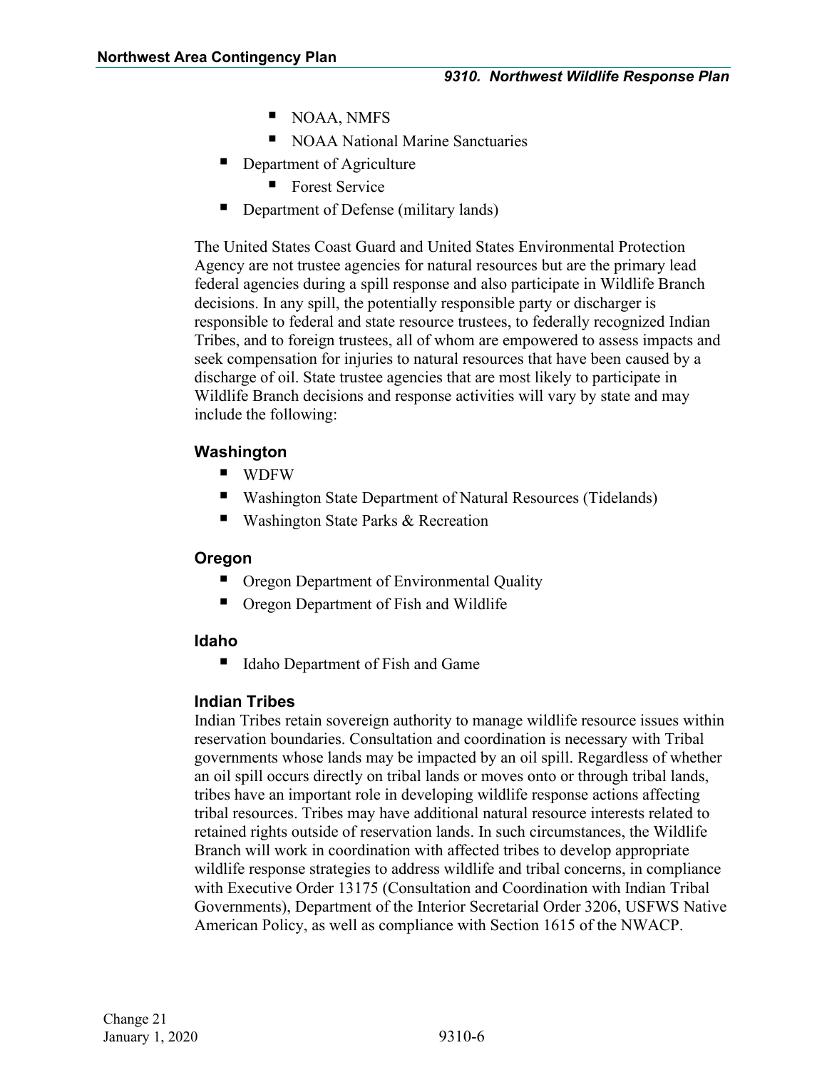- NOAA, NMFS
  - NOAA National Marine Sanctuaries
- Department of Agriculture
  - Forest Service
- Department of Defense (military lands)

The United States Coast Guard and United States Environmental Protection Agency are not trustee agencies for natural resources but are the primary lead federal agencies during a spill response and also participate in Wildlife Branch decisions. In any spill, the potentially responsible party or discharger is responsible to federal and state resource trustees, to federally recognized Indian Tribes, and to foreign trustees, all of whom are empowered to assess impacts and seek compensation for injuries to natural resources that have been caused by a discharge of oil. State trustee agencies that are most likely to participate in Wildlife Branch decisions and response activities will vary by state and may include the following:

### Washington

- WDFW
- Washington State Department of Natural Resources (Tidelands)
- Washington State Parks & Recreation

### Oregon

- Oregon Department of Environmental Quality
- Oregon Department of Fish and Wildlife

### Idaho

- Idaho Department of Fish and Game

### Indian Tribes

Indian Tribes retain sovereign authority to manage wildlife resource issues within reservation boundaries. Consultation and coordination is necessary with Tribal governments whose lands may be impacted by an oil spill. Regardless of whether an oil spill occurs directly on tribal lands or moves onto or through tribal lands, tribes have an important role in developing wildlife response actions affecting tribal resources. Tribes may have additional natural resource interests related to retained rights outside of reservation lands. In such circumstances, the Wildlife Branch will work in coordination with affected tribes to develop appropriate wildlife response strategies to address wildlife and tribal concerns, in compliance with Executive Order 13175 (Consultation and Coordination with Indian Tribal Governments), Department of the Interior Secretarial Order 3206, USFWS Native American Policy, as well as compliance with Section 1615 of the NWACP.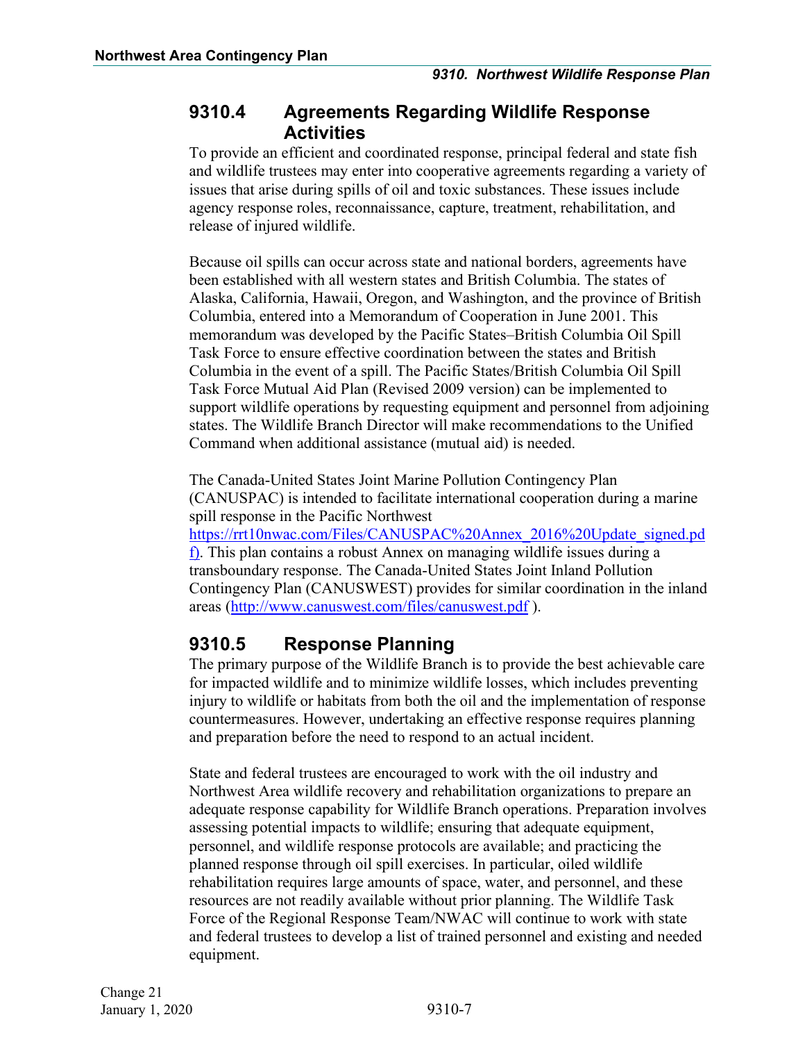## 9310.4 Agreements Regarding Wildlife Response Activities

To provide an efficient and coordinated response, principal federal and state fish and wildlife trustees may enter into cooperative agreements regarding a variety of issues that arise during spills of oil and toxic substances. These issues include agency response roles, reconnaissance, capture, treatment, rehabilitation, and release of injured wildlife.

Because oil spills can occur across state and national borders, agreements have been established with all western states and British Columbia. The states of Alaska, California, Hawaii, Oregon, and Washington, and the province of British Columbia, entered into a Memorandum of Cooperation in June 2001. This memorandum was developed by the Pacific States–British Columbia Oil Spill Task Force to ensure effective coordination between the states and British Columbia in the event of a spill. The Pacific States/British Columbia Oil Spill Task Force Mutual Aid Plan (Revised 2009 version) can be implemented to support wildlife operations by requesting equipment and personnel from adjoining states. The Wildlife Branch Director will make recommendations to the Unified Command when additional assistance (mutual aid) is needed.

The Canada-United States Joint Marine Pollution Contingency Plan (CANUSPAC) is intended to facilitate international cooperation during a marine spill response in the Pacific Northwest https://rrt10nwac.com/Files/CANUSPAC%20Annex_2016%20Update_signed.pdf). This plan contains a robust Annex on managing wildlife issues during a transboundary response. The Canada-United States Joint Inland Pollution Contingency Plan (CANUSWEST) provides for similar coordination in the inland areas (http://www.canuswest.com/files/canuswest.pdf ).

## 9310.5 Response Planning

The primary purpose of the Wildlife Branch is to provide the best achievable care for impacted wildlife and to minimize wildlife losses, which includes preventing injury to wildlife or habitats from both the oil and the implementation of response countermeasures. However, undertaking an effective response requires planning and preparation before the need to respond to an actual incident.

State and federal trustees are encouraged to work with the oil industry and Northwest Area wildlife recovery and rehabilitation organizations to prepare an adequate response capability for Wildlife Branch operations. Preparation involves assessing potential impacts to wildlife; ensuring that adequate equipment, personnel, and wildlife response protocols are available; and practicing the planned response through oil spill exercises. In particular, oiled wildlife rehabilitation requires large amounts of space, water, and personnel, and these resources are not readily available without prior planning. The Wildlife Task Force of the Regional Response Team/NWAC will continue to work with state and federal trustees to develop a list of trained personnel and existing and needed equipment.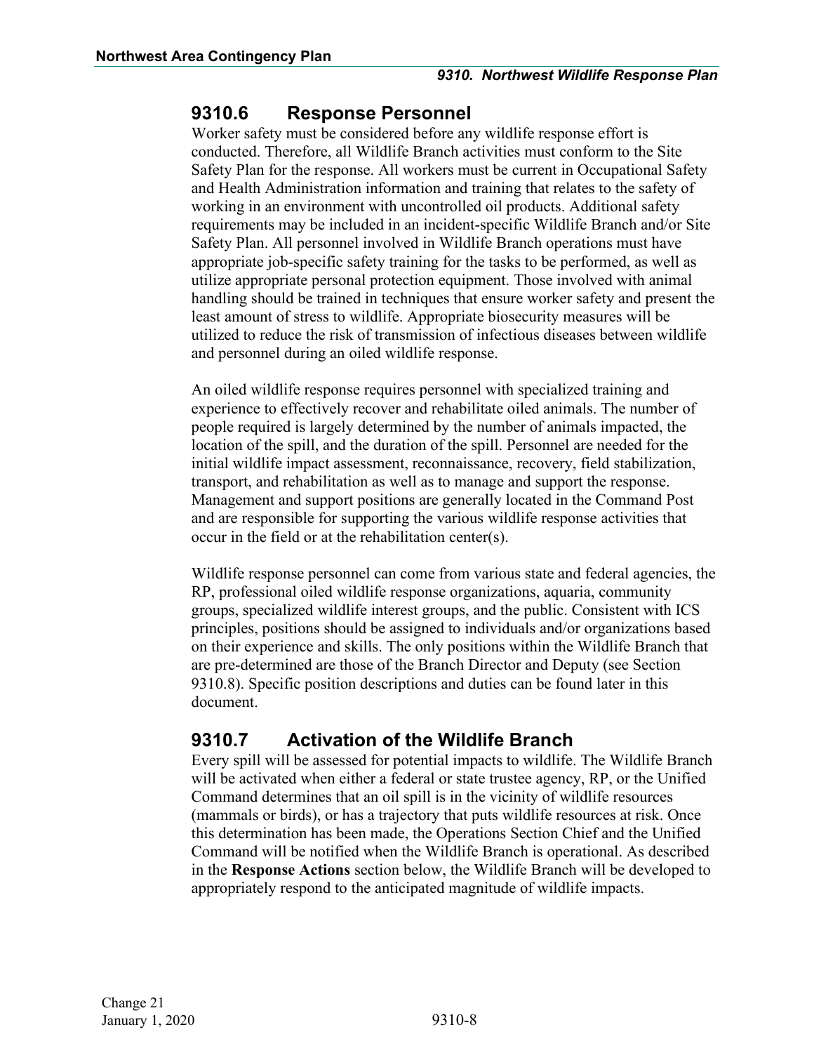## 9310.6 Response Personnel

Worker safety must be considered before any wildlife response effort is conducted. Therefore, all Wildlife Branch activities must conform to the Site Safety Plan for the response. All workers must be current in Occupational Safety and Health Administration information and training that relates to the safety of working in an environment with uncontrolled oil products. Additional safety requirements may be included in an incident-specific Wildlife Branch and/or Site Safety Plan. All personnel involved in Wildlife Branch operations must have appropriate job-specific safety training for the tasks to be performed, as well as utilize appropriate personal protection equipment. Those involved with animal handling should be trained in techniques that ensure worker safety and present the least amount of stress to wildlife. Appropriate biosecurity measures will be utilized to reduce the risk of transmission of infectious diseases between wildlife and personnel during an oiled wildlife response.

An oiled wildlife response requires personnel with specialized training and experience to effectively recover and rehabilitate oiled animals. The number of people required is largely determined by the number of animals impacted, the location of the spill, and the duration of the spill. Personnel are needed for the initial wildlife impact assessment, reconnaissance, recovery, field stabilization, transport, and rehabilitation as well as to manage and support the response. Management and support positions are generally located in the Command Post and are responsible for supporting the various wildlife response activities that occur in the field or at the rehabilitation center(s).

Wildlife response personnel can come from various state and federal agencies, the RP, professional oiled wildlife response organizations, aquaria, community groups, specialized wildlife interest groups, and the public. Consistent with ICS principles, positions should be assigned to individuals and/or organizations based on their experience and skills. The only positions within the Wildlife Branch that are pre-determined are those of the Branch Director and Deputy (see Section 9310.8). Specific position descriptions and duties can be found later in this document.

## 9310.7 Activation of the Wildlife Branch

Every spill will be assessed for potential impacts to wildlife. The Wildlife Branch will be activated when either a federal or state trustee agency, RP, or the Unified Command determines that an oil spill is in the vicinity of wildlife resources (mammals or birds), or has a trajectory that puts wildlife resources at risk. Once this determination has been made, the Operations Section Chief and the Unified Command will be notified when the Wildlife Branch is operational. As described in the **Response Actions** section below, the Wildlife Branch will be developed to appropriately respond to the anticipated magnitude of wildlife impacts.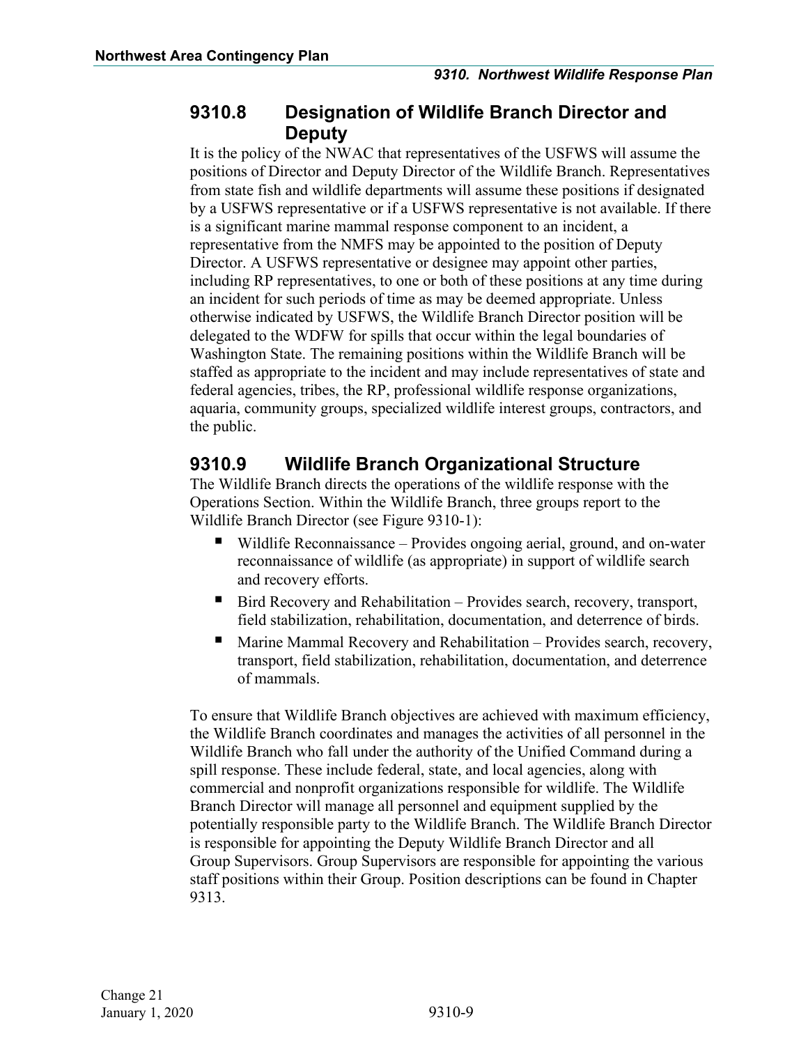## 9310.8 Designation of Wildlife Branch Director and Deputy

It is the policy of the NWAC that representatives of the USFWS will assume the positions of Director and Deputy Director of the Wildlife Branch. Representatives from state fish and wildlife departments will assume these positions if designated by a USFWS representative or if a USFWS representative is not available. If there is a significant marine mammal response component to an incident, a representative from the NMFS may be appointed to the position of Deputy Director. A USFWS representative or designee may appoint other parties, including RP representatives, to one or both of these positions at any time during an incident for such periods of time as may be deemed appropriate. Unless otherwise indicated by USFWS, the Wildlife Branch Director position will be delegated to the WDFW for spills that occur within the legal boundaries of Washington State. The remaining positions within the Wildlife Branch will be staffed as appropriate to the incident and may include representatives of state and federal agencies, tribes, the RP, professional wildlife response organizations, aquaria, community groups, specialized wildlife interest groups, contractors, and the public.

## 9310.9 Wildlife Branch Organizational Structure

The Wildlife Branch directs the operations of the wildlife response with the Operations Section. Within the Wildlife Branch, three groups report to the Wildlife Branch Director (see Figure 9310-1):

- Wildlife Reconnaissance – Provides ongoing aerial, ground, and on-water reconnaissance of wildlife (as appropriate) in support of wildlife search and recovery efforts.
- Bird Recovery and Rehabilitation – Provides search, recovery, transport, field stabilization, rehabilitation, documentation, and deterrence of birds.
- Marine Mammal Recovery and Rehabilitation – Provides search, recovery, transport, field stabilization, rehabilitation, documentation, and deterrence of mammals.

To ensure that Wildlife Branch objectives are achieved with maximum efficiency, the Wildlife Branch coordinates and manages the activities of all personnel in the Wildlife Branch who fall under the authority of the Unified Command during a spill response. These include federal, state, and local agencies, along with commercial and nonprofit organizations responsible for wildlife. The Wildlife Branch Director will manage all personnel and equipment supplied by the potentially responsible party to the Wildlife Branch. The Wildlife Branch Director is responsible for appointing the Deputy Wildlife Branch Director and all Group Supervisors. Group Supervisors are responsible for appointing the various staff positions within their Group. Position descriptions can be found in Chapter 9313.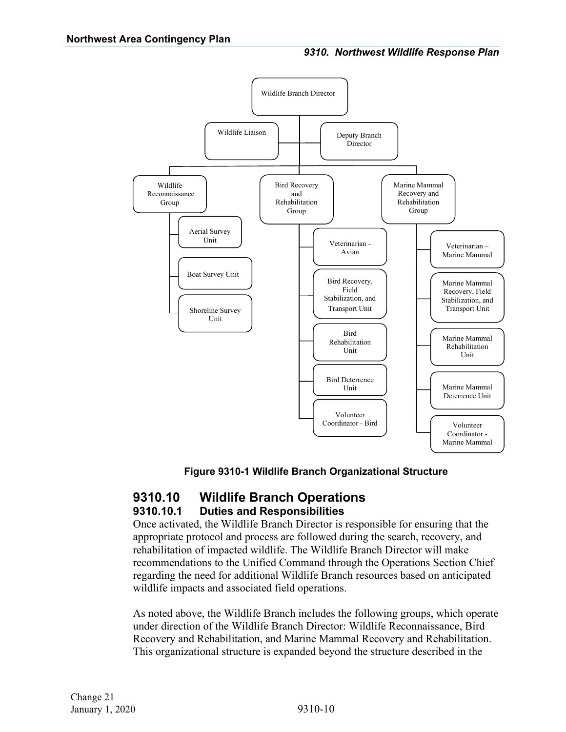- Wildlife Branch Director
  - Wildlife Liaison
  - Deputy Branch Director
  - Wildlife Reconnaissance Group
    - Aerial Survey Unit
    - Boat Survey Unit
    - Shoreline Survey Unit
  - Bird Recovery and Rehabilitation Group
    - Veterinarian - Avian
    - Bird Recovery, Field Stabilization, and Transport Unit
    - Bird Rehabilitation Unit
    - Bird Deterrence Unit
    - Volunteer Coordinator - Bird
  - Marine Mammal Recovery and Rehabilitation Group
    - Veterinarian – Marine Mammal
    - Marine Mammal Recovery, Field Stabilization, and Transport Unit
    - Marine Mammal Rehabilitation Unit
    - Marine Mammal Deterrence Unit
    - Volunteer Coordinator - Marine Mammal

**Figure 9310-1 Wildlife Branch Organizational Structure**

## 9310.10 Wildlife Branch Operations

### 9310.10.1 Duties and Responsibilities

Once activated, the Wildlife Branch Director is responsible for ensuring that the appropriate protocol and process are followed during the search, recovery, and rehabilitation of impacted wildlife. The Wildlife Branch Director will make recommendations to the Unified Command through the Operations Section Chief regarding the need for additional Wildlife Branch resources based on anticipated wildlife impacts and associated field operations.

As noted above, the Wildlife Branch includes the following groups, which operate under direction of the Wildlife Branch Director: Wildlife Reconnaissance, Bird Recovery and Rehabilitation, and Marine Mammal Recovery and Rehabilitation. This organizational structure is expanded beyond the structure described in the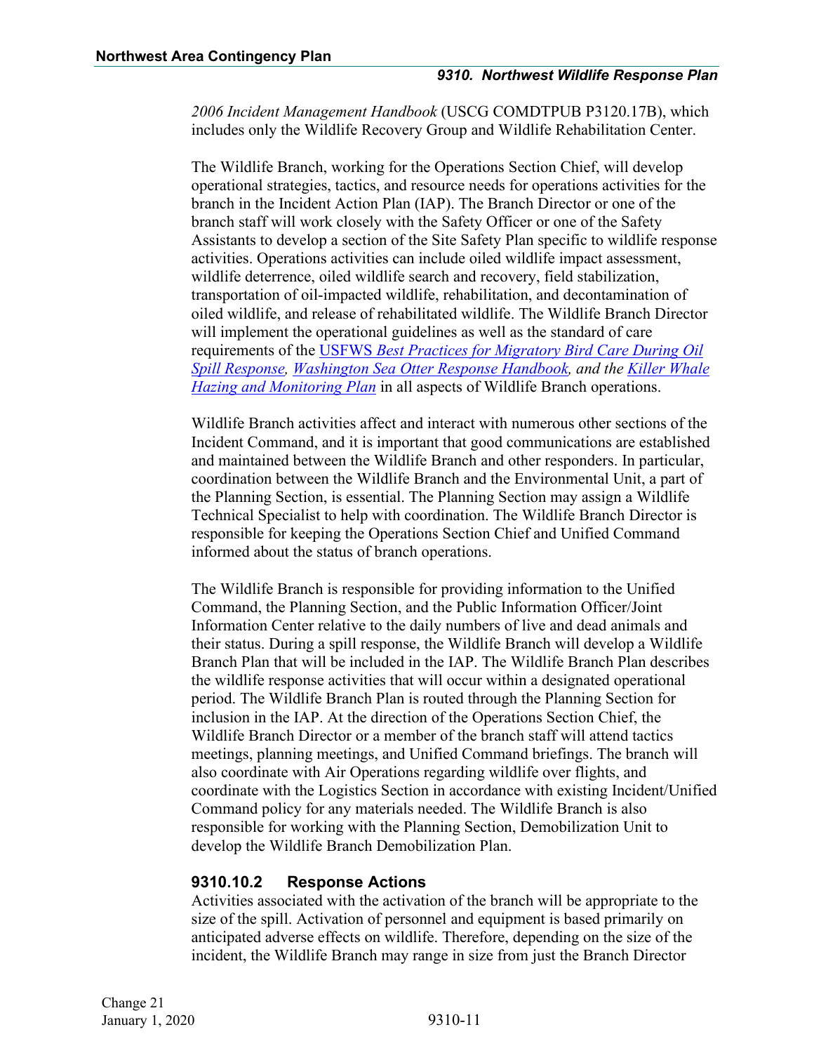*2006 Incident Management Handbook* (USCG COMDTPUB P3120.17B), which includes only the Wildlife Recovery Group and Wildlife Rehabilitation Center.

The Wildlife Branch, working for the Operations Section Chief, will develop operational strategies, tactics, and resource needs for operations activities for the branch in the Incident Action Plan (IAP). The Branch Director or one of the branch staff will work closely with the Safety Officer or one of the Safety Assistants to develop a section of the Site Safety Plan specific to wildlife response activities. Operations activities can include oiled wildlife impact assessment, wildlife deterrence, oiled wildlife search and recovery, field stabilization, transportation of oil-impacted wildlife, rehabilitation, and decontamination of oiled wildlife, and release of rehabilitated wildlife. The Wildlife Branch Director will implement the operational guidelines as well as the standard of care requirements of the USFWS *Best Practices for Migratory Bird Care During Oil Spill Response*, *Washington Sea Otter Response Handbook, and the* *Killer Whale Hazing and Monitoring Plan* in all aspects of Wildlife Branch operations.

Wildlife Branch activities affect and interact with numerous other sections of the Incident Command, and it is important that good communications are established and maintained between the Wildlife Branch and other responders. In particular, coordination between the Wildlife Branch and the Environmental Unit, a part of the Planning Section, is essential. The Planning Section may assign a Wildlife Technical Specialist to help with coordination. The Wildlife Branch Director is responsible for keeping the Operations Section Chief and Unified Command informed about the status of branch operations.

The Wildlife Branch is responsible for providing information to the Unified Command, the Planning Section, and the Public Information Officer/Joint Information Center relative to the daily numbers of live and dead animals and their status. During a spill response, the Wildlife Branch will develop a Wildlife Branch Plan that will be included in the IAP. The Wildlife Branch Plan describes the wildlife response activities that will occur within a designated operational period. The Wildlife Branch Plan is routed through the Planning Section for inclusion in the IAP. At the direction of the Operations Section Chief, the Wildlife Branch Director or a member of the branch staff will attend tactics meetings, planning meetings, and Unified Command briefings. The branch will also coordinate with Air Operations regarding wildlife over flights, and coordinate with the Logistics Section in accordance with existing Incident/Unified Command policy for any materials needed. The Wildlife Branch is also responsible for working with the Planning Section, Demobilization Unit to develop the Wildlife Branch Demobilization Plan.

### 9310.10.2 Response Actions

Activities associated with the activation of the branch will be appropriate to the size of the spill. Activation of personnel and equipment is based primarily on anticipated adverse effects on wildlife. Therefore, depending on the size of the incident, the Wildlife Branch may range in size from just the Branch Director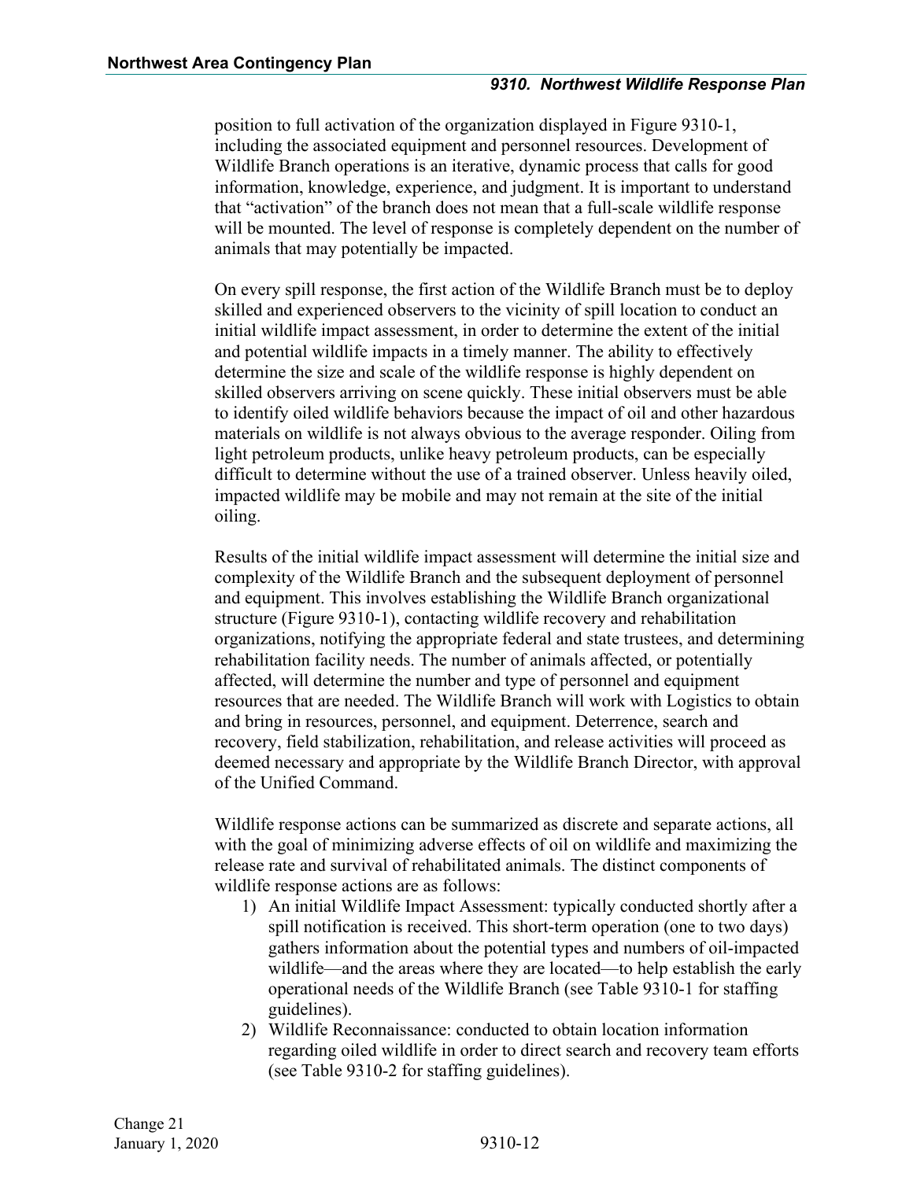position to full activation of the organization displayed in Figure 9310-1, including the associated equipment and personnel resources. Development of Wildlife Branch operations is an iterative, dynamic process that calls for good information, knowledge, experience, and judgment. It is important to understand that "activation" of the branch does not mean that a full-scale wildlife response will be mounted. The level of response is completely dependent on the number of animals that may potentially be impacted.

On every spill response, the first action of the Wildlife Branch must be to deploy skilled and experienced observers to the vicinity of spill location to conduct an initial wildlife impact assessment, in order to determine the extent of the initial and potential wildlife impacts in a timely manner. The ability to effectively determine the size and scale of the wildlife response is highly dependent on skilled observers arriving on scene quickly. These initial observers must be able to identify oiled wildlife behaviors because the impact of oil and other hazardous materials on wildlife is not always obvious to the average responder. Oiling from light petroleum products, unlike heavy petroleum products, can be especially difficult to determine without the use of a trained observer. Unless heavily oiled, impacted wildlife may be mobile and may not remain at the site of the initial oiling.

Results of the initial wildlife impact assessment will determine the initial size and complexity of the Wildlife Branch and the subsequent deployment of personnel and equipment. This involves establishing the Wildlife Branch organizational structure (Figure 9310-1), contacting wildlife recovery and rehabilitation organizations, notifying the appropriate federal and state trustees, and determining rehabilitation facility needs. The number of animals affected, or potentially affected, will determine the number and type of personnel and equipment resources that are needed. The Wildlife Branch will work with Logistics to obtain and bring in resources, personnel, and equipment. Deterrence, search and recovery, field stabilization, rehabilitation, and release activities will proceed as deemed necessary and appropriate by the Wildlife Branch Director, with approval of the Unified Command.

Wildlife response actions can be summarized as discrete and separate actions, all with the goal of minimizing adverse effects of oil on wildlife and maximizing the release rate and survival of rehabilitated animals. The distinct components of wildlife response actions are as follows:

1) An initial Wildlife Impact Assessment: typically conducted shortly after a spill notification is received. This short-term operation (one to two days) gathers information about the potential types and numbers of oil-impacted wildlife—and the areas where they are located—to help establish the early operational needs of the Wildlife Branch (see Table 9310-1 for staffing guidelines).
2) Wildlife Reconnaissance: conducted to obtain location information regarding oiled wildlife in order to direct search and recovery team efforts (see Table 9310-2 for staffing guidelines).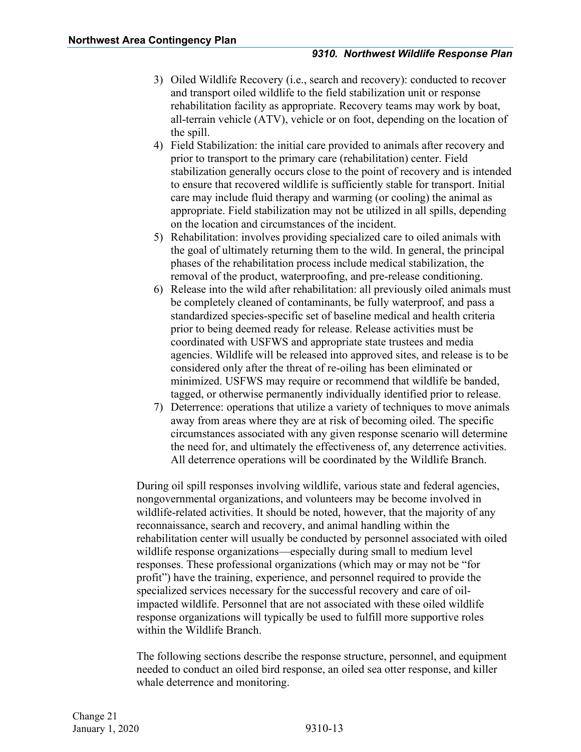3) Oiled Wildlife Recovery (i.e., search and recovery): conducted to recover and transport oiled wildlife to the field stabilization unit or response rehabilitation facility as appropriate. Recovery teams may work by boat, all-terrain vehicle (ATV), vehicle or on foot, depending on the location of the spill.
4) Field Stabilization: the initial care provided to animals after recovery and prior to transport to the primary care (rehabilitation) center. Field stabilization generally occurs close to the point of recovery and is intended to ensure that recovered wildlife is sufficiently stable for transport. Initial care may include fluid therapy and warming (or cooling) the animal as appropriate. Field stabilization may not be utilized in all spills, depending on the location and circumstances of the incident.
5) Rehabilitation: involves providing specialized care to oiled animals with the goal of ultimately returning them to the wild. In general, the principal phases of the rehabilitation process include medical stabilization, the removal of the product, waterproofing, and pre-release conditioning.
6) Release into the wild after rehabilitation: all previously oiled animals must be completely cleaned of contaminants, be fully waterproof, and pass a standardized species-specific set of baseline medical and health criteria prior to being deemed ready for release. Release activities must be coordinated with USFWS and appropriate state trustees and media agencies. Wildlife will be released into approved sites, and release is to be considered only after the threat of re-oiling has been eliminated or minimized. USFWS may require or recommend that wildlife be banded, tagged, or otherwise permanently individually identified prior to release.
7) Deterrence: operations that utilize a variety of techniques to move animals away from areas where they are at risk of becoming oiled. The specific circumstances associated with any given response scenario will determine the need for, and ultimately the effectiveness of, any deterrence activities. All deterrence operations will be coordinated by the Wildlife Branch.

During oil spill responses involving wildlife, various state and federal agencies, nongovernmental organizations, and volunteers may be become involved in wildlife-related activities. It should be noted, however, that the majority of any reconnaissance, search and recovery, and animal handling within the rehabilitation center will usually be conducted by personnel associated with oiled wildlife response organizations—especially during small to medium level responses. These professional organizations (which may or may not be "for profit") have the training, experience, and personnel required to provide the specialized services necessary for the successful recovery and care of oil-impacted wildlife. Personnel that are not associated with these oiled wildlife response organizations will typically be used to fulfill more supportive roles within the Wildlife Branch.

The following sections describe the response structure, personnel, and equipment needed to conduct an oiled bird response, an oiled sea otter response, and killer whale deterrence and monitoring.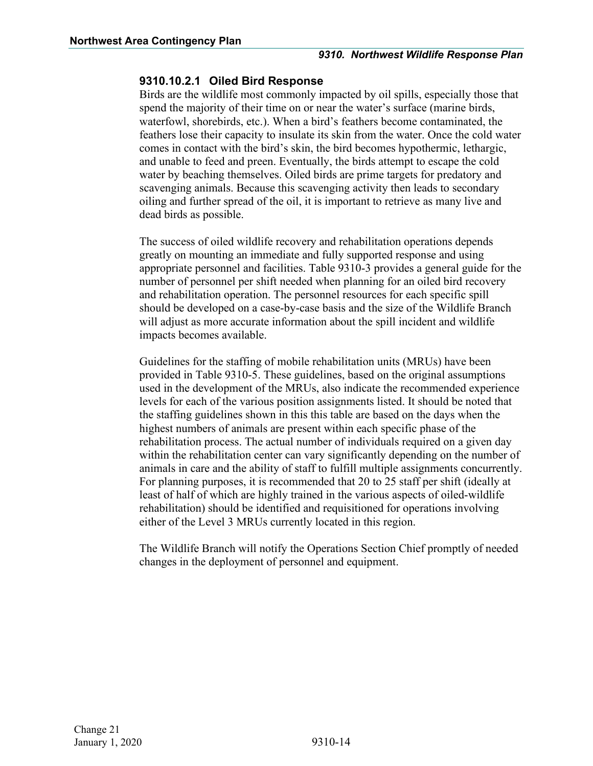### 9310.10.2.1 Oiled Bird Response

Birds are the wildlife most commonly impacted by oil spills, especially those that spend the majority of their time on or near the water's surface (marine birds, waterfowl, shorebirds, etc.). When a bird's feathers become contaminated, the feathers lose their capacity to insulate its skin from the water. Once the cold water comes in contact with the bird's skin, the bird becomes hypothermic, lethargic, and unable to feed and preen. Eventually, the birds attempt to escape the cold water by beaching themselves. Oiled birds are prime targets for predatory and scavenging animals. Because this scavenging activity then leads to secondary oiling and further spread of the oil, it is important to retrieve as many live and dead birds as possible.

The success of oiled wildlife recovery and rehabilitation operations depends greatly on mounting an immediate and fully supported response and using appropriate personnel and facilities. Table 9310-3 provides a general guide for the number of personnel per shift needed when planning for an oiled bird recovery and rehabilitation operation. The personnel resources for each specific spill should be developed on a case-by-case basis and the size of the Wildlife Branch will adjust as more accurate information about the spill incident and wildlife impacts becomes available.

Guidelines for the staffing of mobile rehabilitation units (MRUs) have been provided in Table 9310-5. These guidelines, based on the original assumptions used in the development of the MRUs, also indicate the recommended experience levels for each of the various position assignments listed. It should be noted that the staffing guidelines shown in this this table are based on the days when the highest numbers of animals are present within each specific phase of the rehabilitation process. The actual number of individuals required on a given day within the rehabilitation center can vary significantly depending on the number of animals in care and the ability of staff to fulfill multiple assignments concurrently. For planning purposes, it is recommended that 20 to 25 staff per shift (ideally at least of half of which are highly trained in the various aspects of oiled-wildlife rehabilitation) should be identified and requisitioned for operations involving either of the Level 3 MRUs currently located in this region.

The Wildlife Branch will notify the Operations Section Chief promptly of needed changes in the deployment of personnel and equipment.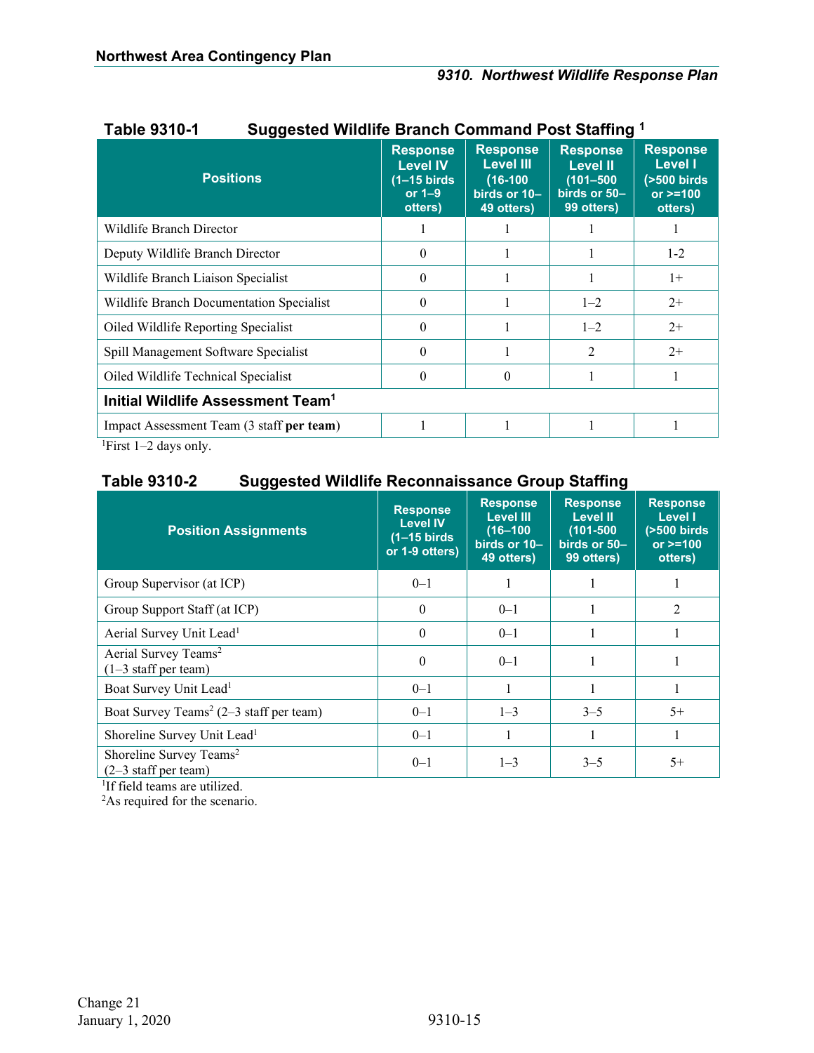**Table 9310-1 Suggested Wildlife Branch Command Post Staffing [1]**

| Positions | Response Level IV (1–15 birds or 1–9 otters) | Response Level III (16-100 birds or 10–49 otters) | Response Level II (101–500 birds or 50–99 otters) | Response Level I (>500 birds or >=100 otters) |
|---|---|---|---|---|
| Wildlife Branch Director | 1 | 1 | 1 | 1 |
| Deputy Wildlife Branch Director | 0 | 1 | 1 | 1-2 |
| Wildlife Branch Liaison Specialist | 0 | 1 | 1 | 1+ |
| Wildlife Branch Documentation Specialist | 0 | 1 | 1–2 | 2+ |
| Oiled Wildlife Reporting Specialist | 0 | 1 | 1–2 | 2+ |
| Spill Management Software Specialist | 0 | 1 | 2 | 2+ |
| Oiled Wildlife Technical Specialist | 0 | 0 | 1 | 1 |
| **Initial Wildlife Assessment Team[1]** | | | | |
| Impact Assessment Team (3 staff **per team**) | 1 | 1 | 1 | 1 |

[1]First 1–2 days only.

**Table 9310-2 Suggested Wildlife Reconnaissance Group Staffing**

| Position Assignments | Response Level IV (1–15 birds or 1-9 otters) | Response Level III (16–100 birds or 10–49 otters) | Response Level II (101-500 birds or 50–99 otters) | Response Level I (>500 birds or >=100 otters) |
|---|---|---|---|---|
| Group Supervisor (at ICP) | 0–1 | 1 | 1 | 1 |
| Group Support Staff (at ICP) | 0 | 0–1 | 1 | 2 |
| Aerial Survey Unit Lead[1] | 0 | 0–1 | 1 | 1 |
| Aerial Survey Teams[2] (1–3 staff per team) | 0 | 0–1 | 1 | 1 |
| Boat Survey Unit Lead[1] | 0–1 | 1 | 1 | 1 |
| Boat Survey Teams[2] (2–3 staff per team) | 0–1 | 1–3 | 3–5 | 5+ |
| Shoreline Survey Unit Lead[1] | 0–1 | 1 | 1 | 1 |
| Shoreline Survey Teams[2] (2–3 staff per team) | 0–1 | 1–3 | 3–5 | 5+ |

[1]If field teams are utilized.
[2]As required for the scenario.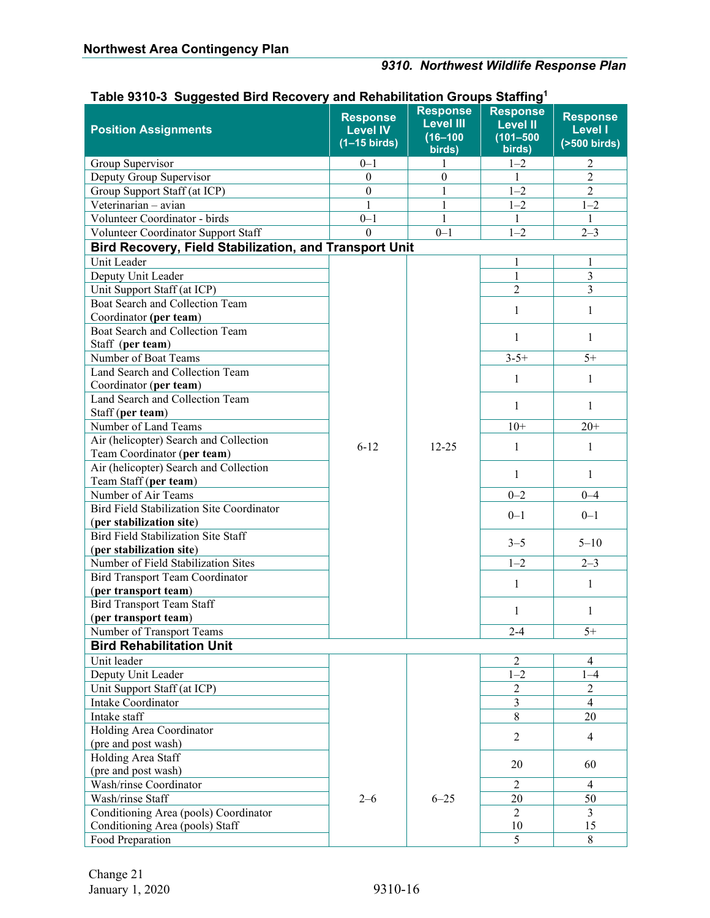**Table 9310-3 Suggested Bird Recovery and Rehabilitation Groups Staffing[1]**

| Position Assignments | Response Level IV (1–15 birds) | Response Level III (16–100 birds) | Response Level II (101–500 birds) | Response Level I (>500 birds) |
|---|---|---|---|---|
| Group Supervisor | 0–1 | 1 | 1–2 | 2 |
| Deputy Group Supervisor | 0 | 0 | 1 | 2 |
| Group Support Staff (at ICP) | 0 | 1 | 1–2 | 2 |
| Veterinarian – avian | 1 | 1 | 1–2 | 1–2 |
| Volunteer Coordinator - birds | 0–1 | 1 | 1 | 1 |
| Volunteer Coordinator Support Staff | 0 | 0–1 | 1–2 | 2–3 |
| **Bird Recovery, Field Stabilization, and Transport Unit** | | | | |
| Unit Leader | 6-12 | 12-25 | 1 | 1 |
| Deputy Unit Leader | | | 1 | 3 |
| Unit Support Staff (at ICP) | | | 2 | 3 |
| Boat Search and Collection Team Coordinator **(per team)** | | | 1 | 1 |
| Boat Search and Collection Team Staff **(per team)** | | | 1 | 1 |
| Number of Boat Teams | | | 3-5+ | 5+ |
| Land Search and Collection Team Coordinator (**per team**) | | | 1 | 1 |
| Land Search and Collection Team Staff (**per team**) | | | 1 | 1 |
| Number of Land Teams | | | 10+ | 20+ |
| Air (helicopter) Search and Collection Team Coordinator (**per team**) | | | 1 | 1 |
| Air (helicopter) Search and Collection Team Staff (**per team**) | | | 1 | 1 |
| Number of Air Teams | | | 0–2 | 0–4 |
| Bird Field Stabilization Site Coordinator (**per stabilization site**) | | | 0–1 | 0–1 |
| Bird Field Stabilization Site Staff (**per stabilization site**) | | | 3–5 | 5–10 |
| Number of Field Stabilization Sites | | | 1–2 | 2–3 |
| Bird Transport Team Coordinator (**per transport team**) | | | 1 | 1 |
| Bird Transport Team Staff (**per transport team**) | | | 1 | 1 |
| Number of Transport Teams | | | 2-4 | 5+ |
| **Bird Rehabilitation Unit** | | | | |
| Unit leader | 2–6 | 6–25 | 2 | 4 |
| Deputy Unit Leader | | | 1–2 | 1–4 |
| Unit Support Staff (at ICP) | | | 2 | 2 |
| Intake Coordinator | | | 3 | 4 |
| Intake staff | | | 8 | 20 |
| Holding Area Coordinator (pre and post wash) | | | 2 | 4 |
| Holding Area Staff (pre and post wash) | | | 20 | 60 |
| Wash/rinse Coordinator | | | 2 | 4 |
| Wash/rinse Staff | | | 20 | 50 |
| Conditioning Area (pools) Coordinator | | | 2 | 3 |
| Conditioning Area (pools) Staff | | | 10 | 15 |
| Food Preparation | | | 5 | 8 |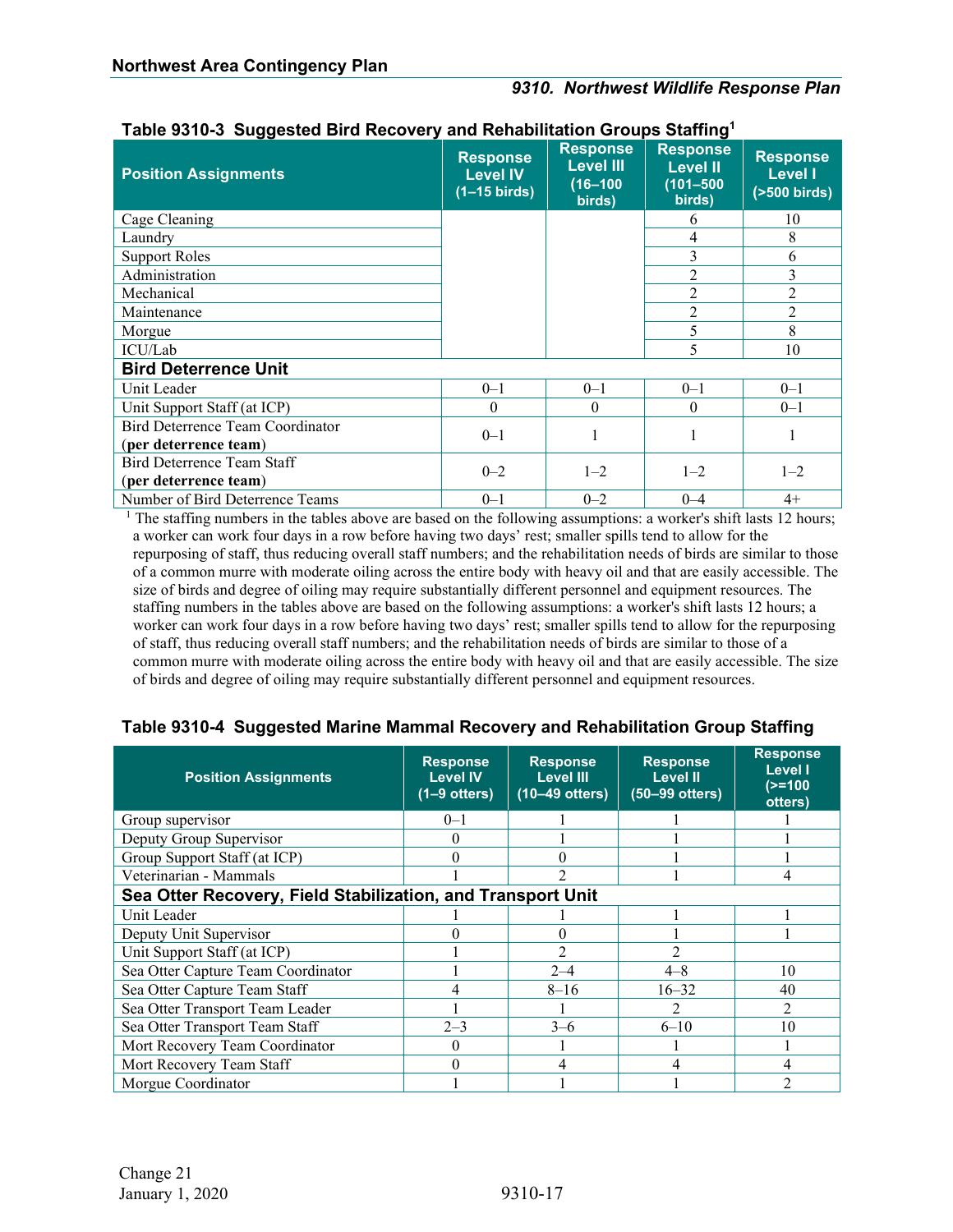**Table 9310-3 Suggested Bird Recovery and Rehabilitation Groups Staffing[1]**

| Position Assignments | Response Level IV (1–15 birds) | Response Level III (16–100 birds) | Response Level II (101–500 birds) | Response Level I (>500 birds) |
|---|---|---|---|---|
| Cage Cleaning | | | 6 | 10 |
| Laundry | | | 4 | 8 |
| Support Roles | | | 3 | 6 |
| Administration | | | 2 | 3 |
| Mechanical | | | 2 | 2 |
| Maintenance | | | 2 | 2 |
| Morgue | | | 5 | 8 |
| ICU/Lab | | | 5 | 10 |
| **Bird Deterrence Unit** | | | | |
| Unit Leader | 0–1 | 0–1 | 0–1 | 0–1 |
| Unit Support Staff (at ICP) | 0 | 0 | 0 | 0–1 |
| Bird Deterrence Team Coordinator (**per deterrence team**) | 0–1 | 1 | 1 | 1 |
| Bird Deterrence Team Staff (**per deterrence team**) | 0–2 | 1–2 | 1–2 | 1–2 |
| Number of Bird Deterrence Teams | 0–1 | 0–2 | 0–4 | 4+ |

[1] The staffing numbers in the tables above are based on the following assumptions: a worker's shift lasts 12 hours; a worker can work four days in a row before having two days' rest; smaller spills tend to allow for the repurposing of staff, thus reducing overall staff numbers; and the rehabilitation needs of birds are similar to those of a common murre with moderate oiling across the entire body with heavy oil and that are easily accessible. The size of birds and degree of oiling may require substantially different personnel and equipment resources. The staffing numbers in the tables above are based on the following assumptions: a worker's shift lasts 12 hours; a worker can work four days in a row before having two days' rest; smaller spills tend to allow for the repurposing of staff, thus reducing overall staff numbers; and the rehabilitation needs of birds are similar to those of a common murre with moderate oiling across the entire body with heavy oil and that are easily accessible. The size of birds and degree of oiling may require substantially different personnel and equipment resources.

**Table 9310-4 Suggested Marine Mammal Recovery and Rehabilitation Group Staffing**

| Position Assignments | Response Level IV (1–9 otters) | Response Level III (10–49 otters) | Response Level II (50–99 otters) | Response Level I (>=100 otters) |
|---|---|---|---|---|
| Group supervisor | 0–1 | 1 | 1 | 1 |
| Deputy Group Supervisor | 0 | 1 | 1 | 1 |
| Group Support Staff (at ICP) | 0 | 0 | 1 | 1 |
| Veterinarian - Mammals | 1 | 2 | 1 | 4 |
| **Sea Otter Recovery, Field Stabilization, and Transport Unit** | | | | |
| Unit Leader | 1 | 1 | 1 | 1 |
| Deputy Unit Supervisor | 0 | 0 | 1 | 1 |
| Unit Support Staff (at ICP) | 1 | 2 | 2 | |
| Sea Otter Capture Team Coordinator | 1 | 2–4 | 4–8 | 10 |
| Sea Otter Capture Team Staff | 4 | 8–16 | 16–32 | 40 |
| Sea Otter Transport Team Leader | 1 | 1 | 2 | 2 |
| Sea Otter Transport Team Staff | 2–3 | 3–6 | 6–10 | 10 |
| Mort Recovery Team Coordinator | 0 | 1 | 1 | 1 |
| Mort Recovery Team Staff | 0 | 4 | 4 | 4 |
| Morgue Coordinator | 1 | 1 | 1 | 2 |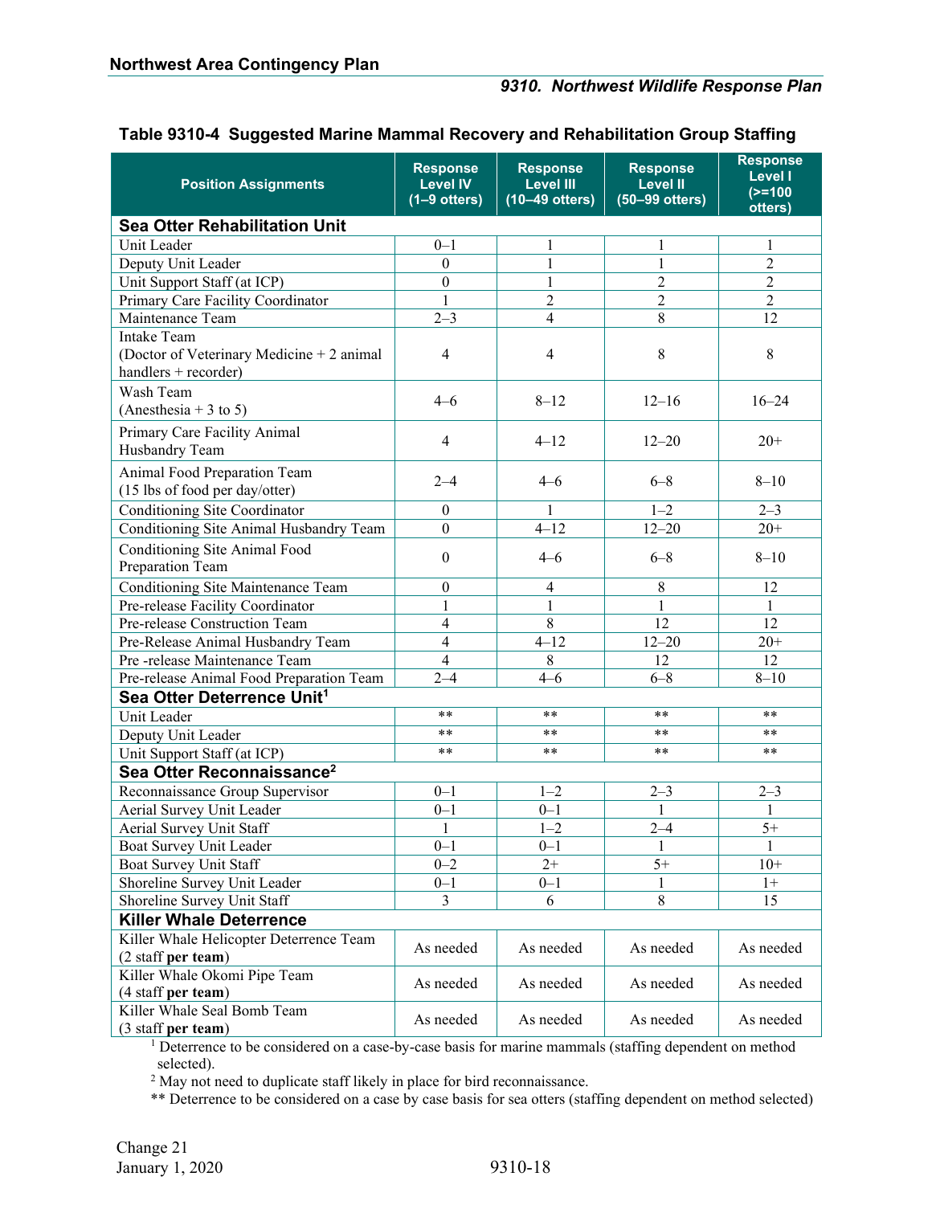**Table 9310-4 Suggested Marine Mammal Recovery and Rehabilitation Group Staffing**

| Position Assignments | Response Level IV (1–9 otters) | Response Level III (10–49 otters) | Response Level II (50–99 otters) | Response Level I (>=100 otters) |
|---|---|---|---|---|
| **Sea Otter Rehabilitation Unit** | | | | |
| Unit Leader | 0–1 | 1 | 1 | 1 |
| Deputy Unit Leader | 0 | 1 | 1 | 2 |
| Unit Support Staff (at ICP) | 0 | 1 | 2 | 2 |
| Primary Care Facility Coordinator | 1 | 2 | 2 | 2 |
| Maintenance Team | 2–3 | 4 | 8 | 12 |
| Intake Team (Doctor of Veterinary Medicine + 2 animal handlers + recorder) | 4 | 4 | 8 | 8 |
| Wash Team (Anesthesia + 3 to 5) | 4–6 | 8–12 | 12–16 | 16–24 |
| Primary Care Facility Animal Husbandry Team | 4 | 4–12 | 12–20 | 20+ |
| Animal Food Preparation Team (15 lbs of food per day/otter) | 2–4 | 4–6 | 6–8 | 8–10 |
| Conditioning Site Coordinator | 0 | 1 | 1–2 | 2–3 |
| Conditioning Site Animal Husbandry Team | 0 | 4–12 | 12–20 | 20+ |
| Conditioning Site Animal Food Preparation Team | 0 | 4–6 | 6–8 | 8–10 |
| Conditioning Site Maintenance Team | 0 | 4 | 8 | 12 |
| Pre-release Facility Coordinator | 1 | 1 | 1 | 1 |
| Pre-release Construction Team | 4 | 8 | 12 | 12 |
| Pre-Release Animal Husbandry Team | 4 | 4–12 | 12–20 | 20+ |
| Pre -release Maintenance Team | 4 | 8 | 12 | 12 |
| Pre-release Animal Food Preparation Team | 2–4 | 4–6 | 6–8 | 8–10 |
| **Sea Otter Deterrence Unit[1]** | | | | |
| Unit Leader | ** | ** | ** | ** |
| Deputy Unit Leader | ** | ** | ** | ** |
| Unit Support Staff (at ICP) | ** | ** | ** | ** |
| **Sea Otter Reconnaissance[2]** | | | | |
| Reconnaissance Group Supervisor | 0–1 | 1–2 | 2–3 | 2–3 |
| Aerial Survey Unit Leader | 0–1 | 0–1 | 1 | 1 |
| Aerial Survey Unit Staff | 1 | 1–2 | 2–4 | 5+ |
| Boat Survey Unit Leader | 0–1 | 0–1 | 1 | 1 |
| Boat Survey Unit Staff | 0–2 | 2+ | 5+ | 10+ |
| Shoreline Survey Unit Leader | 0–1 | 0–1 | 1 | 1+ |
| Shoreline Survey Unit Staff | 3 | 6 | 8 | 15 |
| **Killer Whale Deterrence** | | | | |
| Killer Whale Helicopter Deterrence Team (2 staff **per team**) | As needed | As needed | As needed | As needed |
| Killer Whale Okomi Pipe Team (4 staff **per team**) | As needed | As needed | As needed | As needed |
| Killer Whale Seal Bomb Team (3 staff **per team**) | As needed | As needed | As needed | As needed |

[1] Deterrence to be considered on a case-by-case basis for marine mammals (staffing dependent on method selected).

[2] May not need to duplicate staff likely in place for bird reconnaissance.

** Deterrence to be considered on a case by case basis for sea otters (staffing dependent on method selected)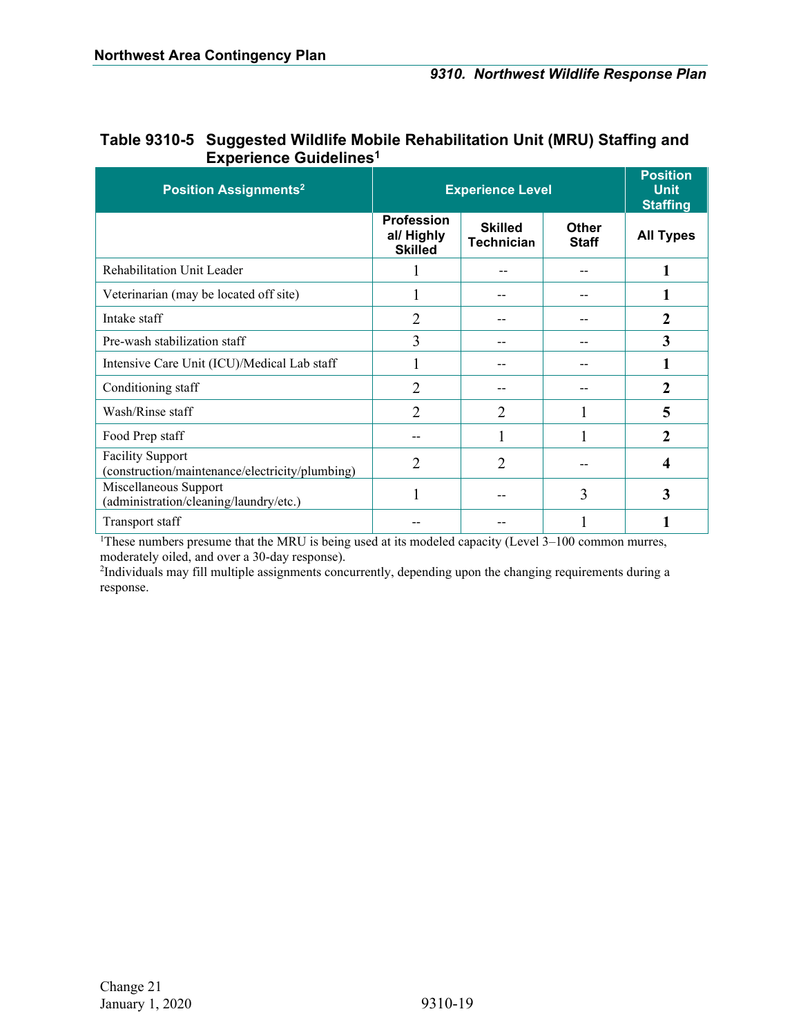**Table 9310-5 Suggested Wildlife Mobile Rehabilitation Unit (MRU) Staffing and Experience Guidelines[1]**

| Position Assignments[2] | Experience Level | | | Position Unit Staffing |
|---|---|---|---|---|
| | Professional/ Highly Skilled | Skilled Technician | Other Staff | All Types |
| Rehabilitation Unit Leader | 1 | -- | -- | **1** |
| Veterinarian (may be located off site) | 1 | -- | -- | **1** |
| Intake staff | 2 | -- | -- | **2** |
| Pre-wash stabilization staff | 3 | -- | -- | **3** |
| Intensive Care Unit (ICU)/Medical Lab staff | 1 | -- | -- | **1** |
| Conditioning staff | 2 | -- | -- | **2** |
| Wash/Rinse staff | 2 | 2 | 1 | **5** |
| Food Prep staff | -- | 1 | 1 | **2** |
| Facility Support (construction/maintenance/electricity/plumbing) | 2 | 2 | -- | **4** |
| Miscellaneous Support (administration/cleaning/laundry/etc.) | 1 | -- | 3 | **3** |
| Transport staff | -- | -- | 1 | **1** |

[1]These numbers presume that the MRU is being used at its modeled capacity (Level 3–100 common murres, moderately oiled, and over a 30-day response).

[2]Individuals may fill multiple assignments concurrently, depending upon the changing requirements during a response.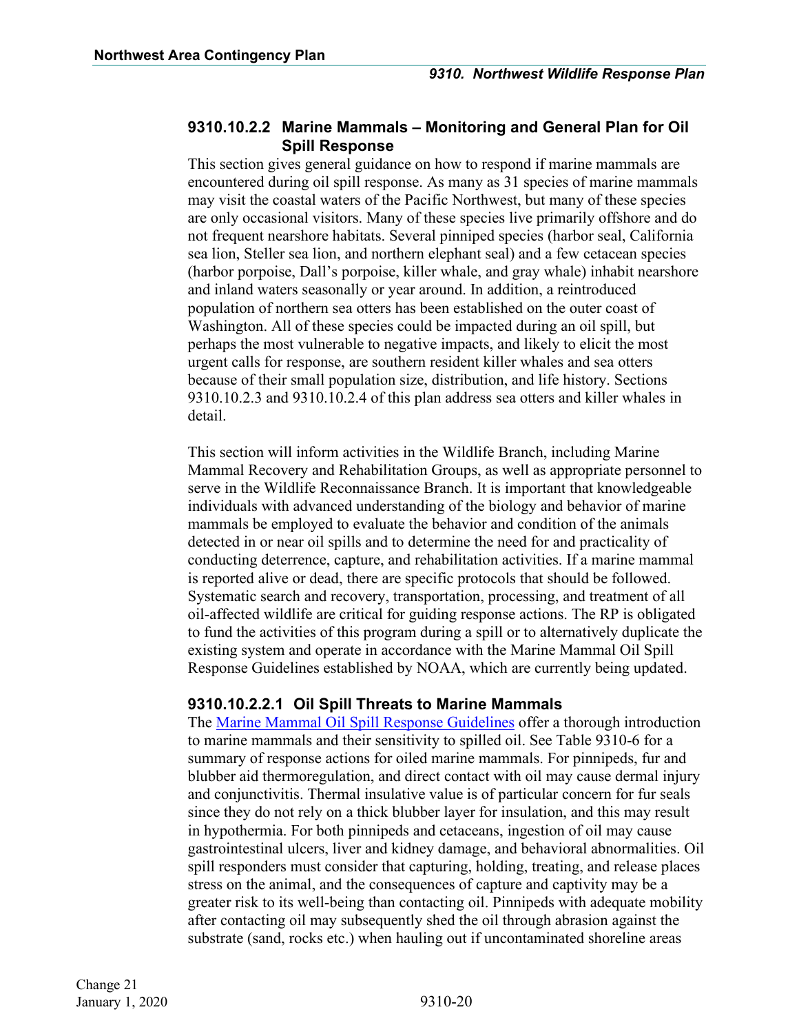### 9310.10.2.2 Marine Mammals – Monitoring and General Plan for Oil Spill Response

This section gives general guidance on how to respond if marine mammals are encountered during oil spill response. As many as 31 species of marine mammals may visit the coastal waters of the Pacific Northwest, but many of these species are only occasional visitors. Many of these species live primarily offshore and do not frequent nearshore habitats. Several pinniped species (harbor seal, California sea lion, Steller sea lion, and northern elephant seal) and a few cetacean species (harbor porpoise, Dall's porpoise, killer whale, and gray whale) inhabit nearshore and inland waters seasonally or year around. In addition, a reintroduced population of northern sea otters has been established on the outer coast of Washington. All of these species could be impacted during an oil spill, but perhaps the most vulnerable to negative impacts, and likely to elicit the most urgent calls for response, are southern resident killer whales and sea otters because of their small population size, distribution, and life history. Sections 9310.10.2.3 and 9310.10.2.4 of this plan address sea otters and killer whales in detail.

This section will inform activities in the Wildlife Branch, including Marine Mammal Recovery and Rehabilitation Groups, as well as appropriate personnel to serve in the Wildlife Reconnaissance Branch. It is important that knowledgeable individuals with advanced understanding of the biology and behavior of marine mammals be employed to evaluate the behavior and condition of the animals detected in or near oil spills and to determine the need for and practicality of conducting deterrence, capture, and rehabilitation activities. If a marine mammal is reported alive or dead, there are specific protocols that should be followed. Systematic search and recovery, transportation, processing, and treatment of all oil-affected wildlife are critical for guiding response actions. The RP is obligated to fund the activities of this program during a spill or to alternatively duplicate the existing system and operate in accordance with the Marine Mammal Oil Spill Response Guidelines established by NOAA, which are currently being updated.

#### 9310.10.2.2.1 Oil Spill Threats to Marine Mammals

The [Marine Mammal Oil Spill Response Guidelines] offer a thorough introduction to marine mammals and their sensitivity to spilled oil. See Table 9310-6 for a summary of response actions for oiled marine mammals. For pinnipeds, fur and blubber aid thermoregulation, and direct contact with oil may cause dermal injury and conjunctivitis. Thermal insulative value is of particular concern for fur seals since they do not rely on a thick blubber layer for insulation, and this may result in hypothermia. For both pinnipeds and cetaceans, ingestion of oil may cause gastrointestinal ulcers, liver and kidney damage, and behavioral abnormalities. Oil spill responders must consider that capturing, holding, treating, and release places stress on the animal, and the consequences of capture and captivity may be a greater risk to its well-being than contacting oil. Pinnipeds with adequate mobility after contacting oil may subsequently shed the oil through abrasion against the substrate (sand, rocks etc.) when hauling out if uncontaminated shoreline areas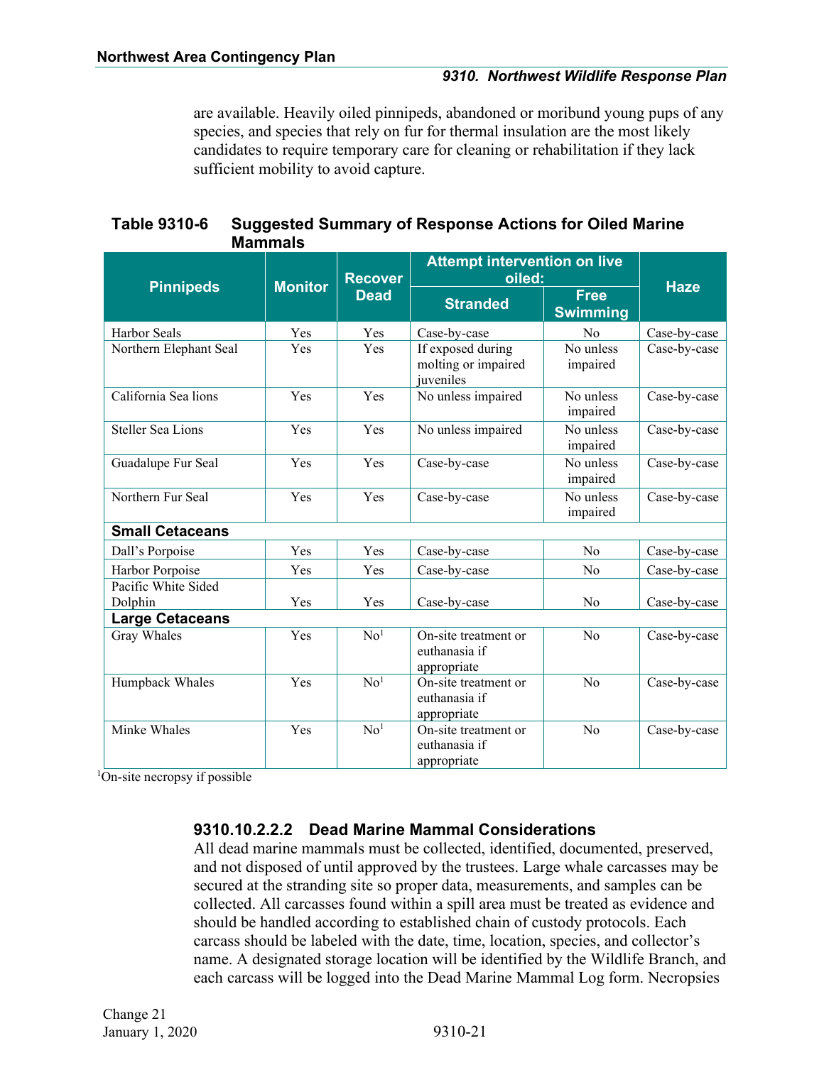are available. Heavily oiled pinnipeds, abandoned or moribund young pups of any species, and species that rely on fur for thermal insulation are the most likely candidates to require temporary care for cleaning or rehabilitation if they lack sufficient mobility to avoid capture.

**Table 9310-6 Suggested Summary of Response Actions for Oiled Marine Mammals**

| Pinnipeds | Monitor | Recover Dead | Attempt intervention on live oiled: | | Haze |
|---|---|---|---|---|---|
| | | | Stranded | Free Swimming | |
| Harbor Seals | Yes | Yes | Case-by-case | No | Case-by-case |
| Northern Elephant Seal | Yes | Yes | If exposed during molting or impaired juveniles | No unless impaired | Case-by-case |
| California Sea lions | Yes | Yes | No unless impaired | No unless impaired | Case-by-case |
| Steller Sea Lions | Yes | Yes | No unless impaired | No unless impaired | Case-by-case |
| Guadalupe Fur Seal | Yes | Yes | Case-by-case | No unless impaired | Case-by-case |
| Northern Fur Seal | Yes | Yes | Case-by-case | No unless impaired | Case-by-case |
| **Small Cetaceans** | | | | | |
| Dall's Porpoise | Yes | Yes | Case-by-case | No | Case-by-case |
| Harbor Porpoise | Yes | Yes | Case-by-case | No | Case-by-case |
| Pacific White Sided Dolphin | Yes | Yes | Case-by-case | No | Case-by-case |
| **Large Cetaceans** | | | | | |
| Gray Whales | Yes | No[1] | On-site treatment or euthanasia if appropriate | No | Case-by-case |
| Humpback Whales | Yes | No[1] | On-site treatment or euthanasia if appropriate | No | Case-by-case |
| Minke Whales | Yes | No[1] | On-site treatment or euthanasia if appropriate | No | Case-by-case |

[1]On-site necropsy if possible

#### 9310.10.2.2.2 Dead Marine Mammal Considerations

All dead marine mammals must be collected, identified, documented, preserved, and not disposed of until approved by the trustees. Large whale carcasses may be secured at the stranding site so proper data, measurements, and samples can be collected. All carcasses found within a spill area must be treated as evidence and should be handled according to established chain of custody protocols. Each carcass should be labeled with the date, time, location, species, and collector's name. A designated storage location will be identified by the Wildlife Branch, and each carcass will be logged into the Dead Marine Mammal Log form. Necropsies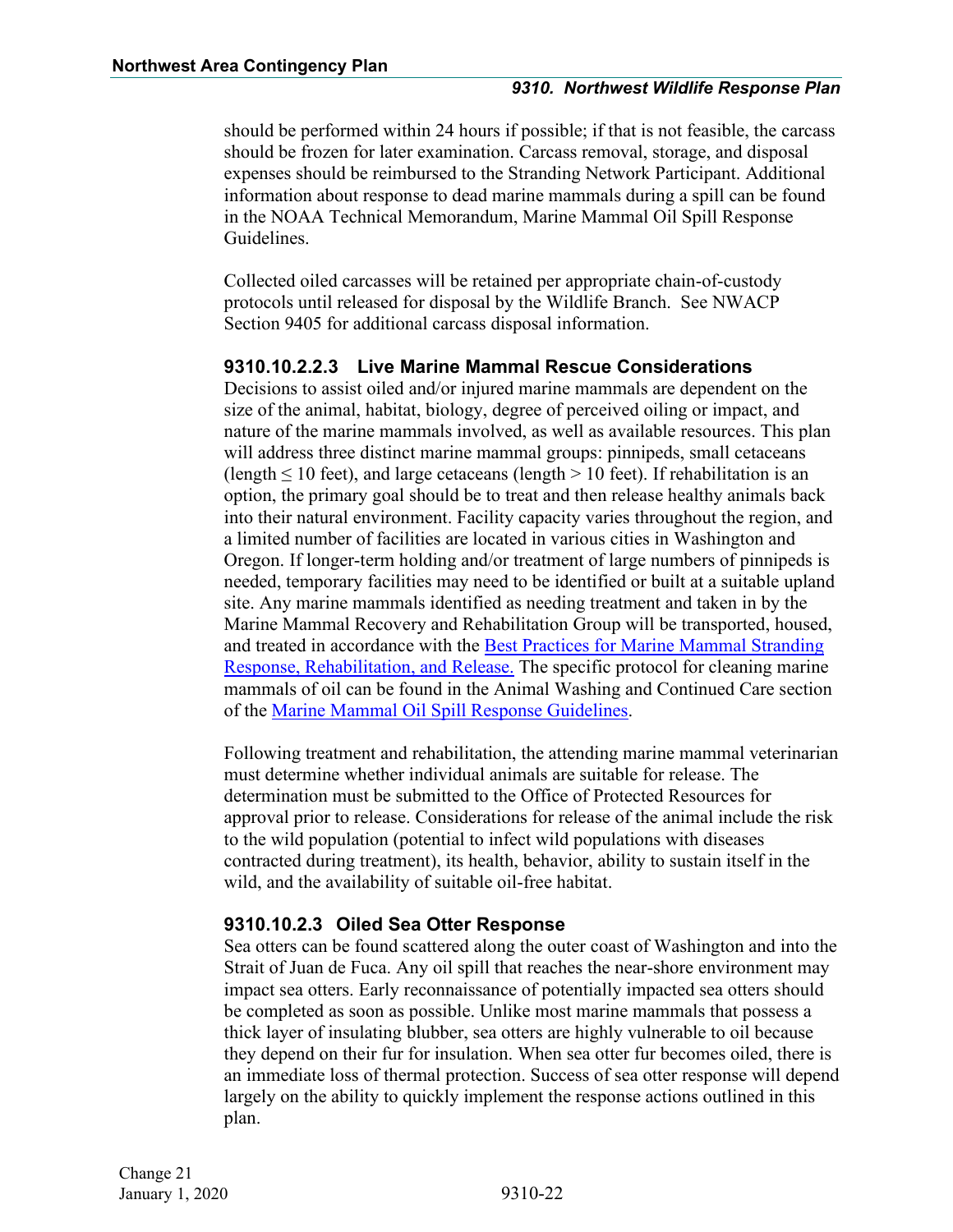should be performed within 24 hours if possible; if that is not feasible, the carcass should be frozen for later examination. Carcass removal, storage, and disposal expenses should be reimbursed to the Stranding Network Participant. Additional information about response to dead marine mammals during a spill can be found in the NOAA Technical Memorandum, Marine Mammal Oil Spill Response Guidelines.

Collected oiled carcasses will be retained per appropriate chain-of-custody protocols until released for disposal by the Wildlife Branch. See NWACP Section 9405 for additional carcass disposal information.

### 9310.10.2.2.3 Live Marine Mammal Rescue Considerations

Decisions to assist oiled and/or injured marine mammals are dependent on the size of the animal, habitat, biology, degree of perceived oiling or impact, and nature of the marine mammals involved, as well as available resources. This plan will address three distinct marine mammal groups: pinnipeds, small cetaceans (length ≤ 10 feet), and large cetaceans (length > 10 feet). If rehabilitation is an option, the primary goal should be to treat and then release healthy animals back into their natural environment. Facility capacity varies throughout the region, and a limited number of facilities are located in various cities in Washington and Oregon. If longer-term holding and/or treatment of large numbers of pinnipeds is needed, temporary facilities may need to be identified or built at a suitable upland site. Any marine mammals identified as needing treatment and taken in by the Marine Mammal Recovery and Rehabilitation Group will be transported, housed, and treated in accordance with the Best Practices for Marine Mammal Stranding Response, Rehabilitation, and Release. The specific protocol for cleaning marine mammals of oil can be found in the Animal Washing and Continued Care section of the Marine Mammal Oil Spill Response Guidelines.

Following treatment and rehabilitation, the attending marine mammal veterinarian must determine whether individual animals are suitable for release. The determination must be submitted to the Office of Protected Resources for approval prior to release. Considerations for release of the animal include the risk to the wild population (potential to infect wild populations with diseases contracted during treatment), its health, behavior, ability to sustain itself in the wild, and the availability of suitable oil-free habitat.

### 9310.10.2.3 Oiled Sea Otter Response

Sea otters can be found scattered along the outer coast of Washington and into the Strait of Juan de Fuca. Any oil spill that reaches the near-shore environment may impact sea otters. Early reconnaissance of potentially impacted sea otters should be completed as soon as possible. Unlike most marine mammals that possess a thick layer of insulating blubber, sea otters are highly vulnerable to oil because they depend on their fur for insulation. When sea otter fur becomes oiled, there is an immediate loss of thermal protection. Success of sea otter response will depend largely on the ability to quickly implement the response actions outlined in this plan.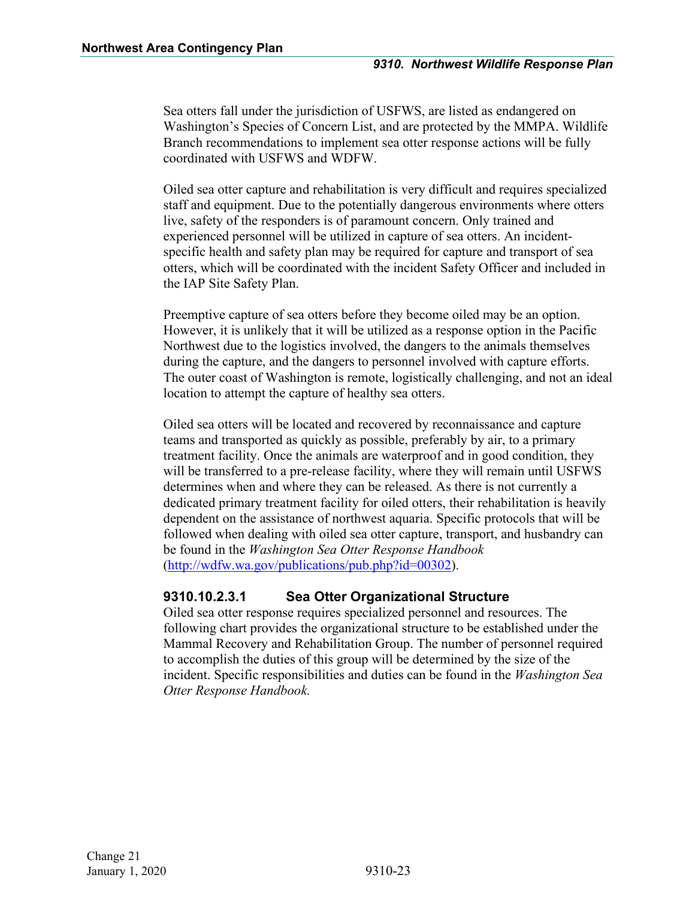Sea otters fall under the jurisdiction of USFWS, are listed as endangered on Washington's Species of Concern List, and are protected by the MMPA. Wildlife Branch recommendations to implement sea otter response actions will be fully coordinated with USFWS and WDFW.

Oiled sea otter capture and rehabilitation is very difficult and requires specialized staff and equipment. Due to the potentially dangerous environments where otters live, safety of the responders is of paramount concern. Only trained and experienced personnel will be utilized in capture of sea otters. An incident-specific health and safety plan may be required for capture and transport of sea otters, which will be coordinated with the incident Safety Officer and included in the IAP Site Safety Plan.

Preemptive capture of sea otters before they become oiled may be an option. However, it is unlikely that it will be utilized as a response option in the Pacific Northwest due to the logistics involved, the dangers to the animals themselves during the capture, and the dangers to personnel involved with capture efforts. The outer coast of Washington is remote, logistically challenging, and not an ideal location to attempt the capture of healthy sea otters.

Oiled sea otters will be located and recovered by reconnaissance and capture teams and transported as quickly as possible, preferably by air, to a primary treatment facility. Once the animals are waterproof and in good condition, they will be transferred to a pre-release facility, where they will remain until USFWS determines when and where they can be released. As there is not currently a dedicated primary treatment facility for oiled otters, their rehabilitation is heavily dependent on the assistance of northwest aquaria. Specific protocols that will be followed when dealing with oiled sea otter capture, transport, and husbandry can be found in the *Washington Sea Otter Response Handbook* (http://wdfw.wa.gov/publications/pub.php?id=00302).

#### 9310.10.2.3.1 Sea Otter Organizational Structure

Oiled sea otter response requires specialized personnel and resources. The following chart provides the organizational structure to be established under the Mammal Recovery and Rehabilitation Group. The number of personnel required to accomplish the duties of this group will be determined by the size of the incident. Specific responsibilities and duties can be found in the *Washington Sea Otter Response Handbook.*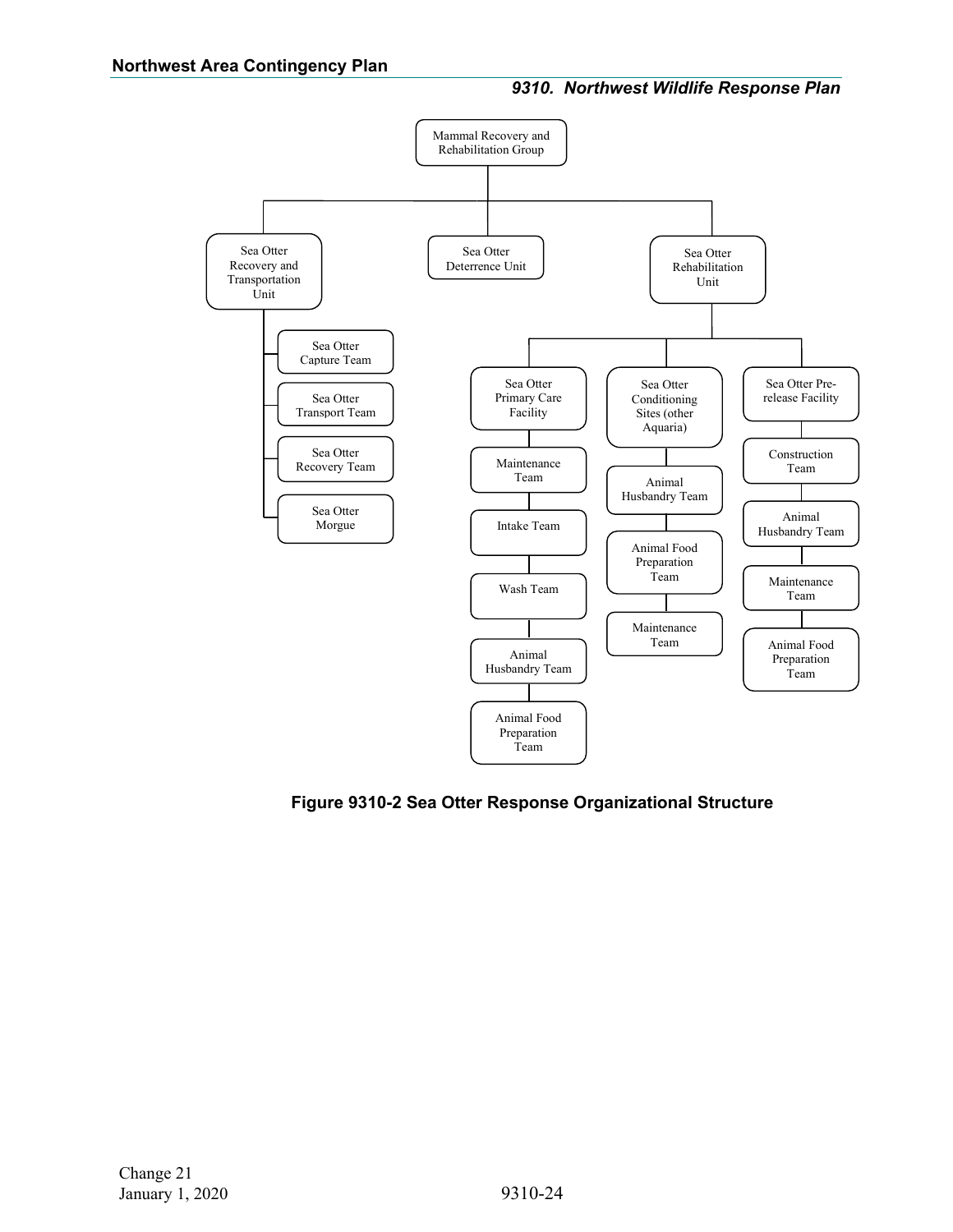Mammal Recovery and Rehabilitation Group

- Sea Otter Recovery and Transportation Unit
  - Sea Otter Capture Team
  - Sea Otter Transport Team
  - Sea Otter Recovery Team
  - Sea Otter Morgue
- Sea Otter Deterrence Unit
- Sea Otter Rehabilitation Unit
  - Sea Otter Primary Care Facility
    - Maintenance Team
    - Intake Team
    - Wash Team
    - Animal Husbandry Team
    - Animal Food Preparation Team
  - Sea Otter Conditioning Sites (other Aquaria)
    - Animal Husbandry Team
    - Animal Food Preparation Team
    - Maintenance Team
  - Sea Otter Pre-release Facility
    - Construction Team
    - Animal Husbandry Team
    - Maintenance Team
    - Animal Food Preparation Team

**Figure 9310-2 Sea Otter Response Organizational Structure**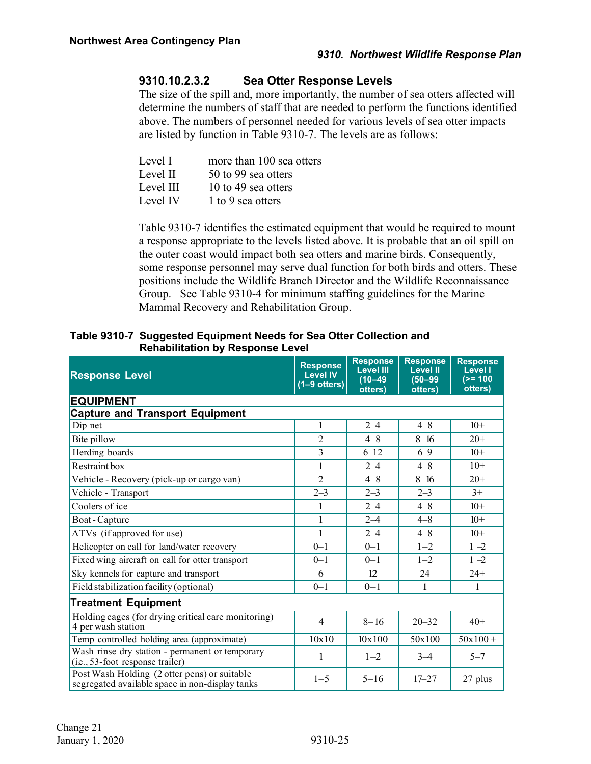### 9310.10.2.3.2 Sea Otter Response Levels

The size of the spill and, more importantly, the number of sea otters affected will determine the numbers of staff that are needed to perform the functions identified above. The numbers of personnel needed for various levels of sea otter impacts are listed by function in Table 9310-7. The levels are as follows:

| | |
|---|---|
| Level I | more than 100 sea otters |
| Level II | 50 to 99 sea otters |
| Level III | 10 to 49 sea otters |
| Level IV | 1 to 9 sea otters |

Table 9310-7 identifies the estimated equipment that would be required to mount a response appropriate to the levels listed above. It is probable that an oil spill on the outer coast would impact both sea otters and marine birds. Consequently, some response personnel may serve dual function for both birds and otters. These positions include the Wildlife Branch Director and the Wildlife Reconnaissance Group. See Table 9310-4 for minimum staffing guidelines for the Marine Mammal Recovery and Rehabilitation Group.

**Table 9310-7 Suggested Equipment Needs for Sea Otter Collection and Rehabilitation by Response Level**

| Response Level | Response Level IV (1–9 otters) | Response Level III (10–49 otters) | Response Level II (50–99 otters) | Response Level I (>= 100 otters) |
|---|---|---|---|---|
| **EQUIPMENT** | | | | |
| **Capture and Transport Equipment** | | | | |
| Dip net | 1 | 2–4 | 4–8 | 10+ |
| Bite pillow | 2 | 4–8 | 8–16 | 20+ |
| Herding boards | 3 | 6–12 | 6–9 | 10+ |
| Restraint box | 1 | 2–4 | 4–8 | 10+ |
| Vehicle - Recovery (pick-up or cargo van) | 2 | 4–8 | 8–16 | 20+ |
| Vehicle - Transport | 2–3 | 2–3 | 2–3 | 3+ |
| Coolers of ice | 1 | 2–4 | 4–8 | 10+ |
| Boat - Capture | 1 | 2–4 | 4–8 | 10+ |
| ATVs (if approved for use) | 1 | 2–4 | 4–8 | 10+ |
| Helicopter on call for land/water recovery | 0–1 | 0–1 | 1–2 | 1 –2 |
| Fixed wing aircraft on call for otter transport | 0–1 | 0–1 | 1–2 | 1 –2 |
| Sky kennels for capture and transport | 6 | 12 | 24 | 24+ |
| Field stabilization facility (optional) | 0–1 | 0–1 | 1 | 1 |
| **Treatment Equipment** | | | | |
| Holding cages (for drying critical care monitoring) 4 per wash station | 4 | 8–16 | 20–32 | 40+ |
| Temp controlled holding area (approximate) | 10x10 | 10x100 | 50x100 | 50x100 + |
| Wash rinse dry station - permanent or temporary (i.e., 53-foot response trailer) | 1 | 1–2 | 3–4 | 5–7 |
| Post Wash Holding (2 otter pens) or suitable segregated available space in non-display tanks | 1–5 | 5–16 | 17–27 | 27 plus |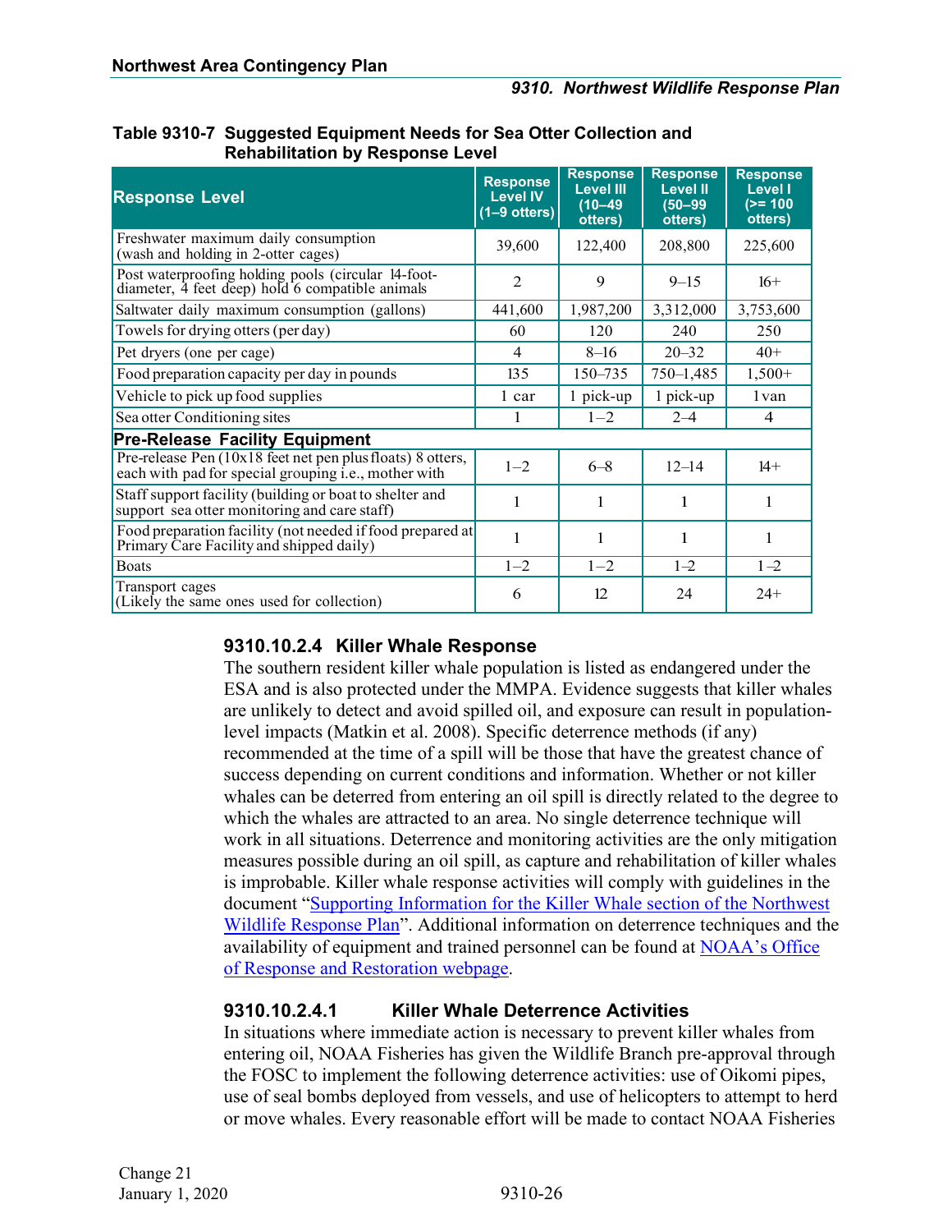**Table 9310-7 Suggested Equipment Needs for Sea Otter Collection and Rehabilitation by Response Level**

| Response Level | Response Level IV (1–9 otters) | Response Level III (10–49 otters) | Response Level II (50–99 otters) | Response Level I (>= 100 otters) |
|---|---|---|---|---|
| Freshwater maximum daily consumption (wash and holding in 2-otter cages) | 39,600 | 122,400 | 208,800 | 225,600 |
| Post waterproofing holding pools (circular 14-foot-diameter, 4 feet deep) hold 6 compatible animals | 2 | 9 | 9–15 | 16+ |
| Saltwater daily maximum consumption (gallons) | 441,600 | 1,987,200 | 3,312,000 | 3,753,600 |
| Towels for drying otters (per day) | 60 | 120 | 240 | 250 |
| Pet dryers (one per cage) | 4 | 8–16 | 20–32 | 40+ |
| Food preparation capacity per day in pounds | 135 | 150–735 | 750–1,485 | 1,500+ |
| Vehicle to pick up food supplies | 1 car | 1 pick-up | 1 pick-up | 1 van |
| Sea otter Conditioning sites | 1 | 1–2 | 2–4 | 4 |
| **Pre-Release Facility Equipment** | | | | |
| Pre-release Pen (10x18 feet net pen plus floats) 8 otters, each with pad for special grouping i.e., mother with | 1–2 | 6–8 | 12–14 | 14+ |
| Staff support facility (building or boat to shelter and support sea otter monitoring and care staff) | 1 | 1 | 1 | 1 |
| Food preparation facility (not needed if food prepared at Primary Care Facility and shipped daily) | 1 | 1 | 1 | 1 |
| Boats | 1–2 | 1–2 | 1–2 | 1–2 |
| Transport cages (Likely the same ones used for collection) | 6 | 12 | 24 | 24+ |

### 9310.10.2.4 Killer Whale Response

The southern resident killer whale population is listed as endangered under the ESA and is also protected under the MMPA. Evidence suggests that killer whales are unlikely to detect and avoid spilled oil, and exposure can result in population-level impacts (Matkin et al. 2008). Specific deterrence methods (if any) recommended at the time of a spill will be those that have the greatest chance of success depending on current conditions and information. Whether or not killer whales can be deterred from entering an oil spill is directly related to the degree to which the whales are attracted to an area. No single deterrence technique will work in all situations. Deterrence and monitoring activities are the only mitigation measures possible during an oil spill, as capture and rehabilitation of killer whales is improbable. Killer whale response activities will comply with guidelines in the document "Supporting Information for the Killer Whale section of the Northwest Wildlife Response Plan". Additional information on deterrence techniques and the availability of equipment and trained personnel can be found at NOAA's Office of Response and Restoration webpage.

#### 9310.10.2.4.1 Killer Whale Deterrence Activities

In situations where immediate action is necessary to prevent killer whales from entering oil, NOAA Fisheries has given the Wildlife Branch pre-approval through the FOSC to implement the following deterrence activities: use of Oikomi pipes, use of seal bombs deployed from vessels, and use of helicopters to attempt to herd or move whales. Every reasonable effort will be made to contact NOAA Fisheries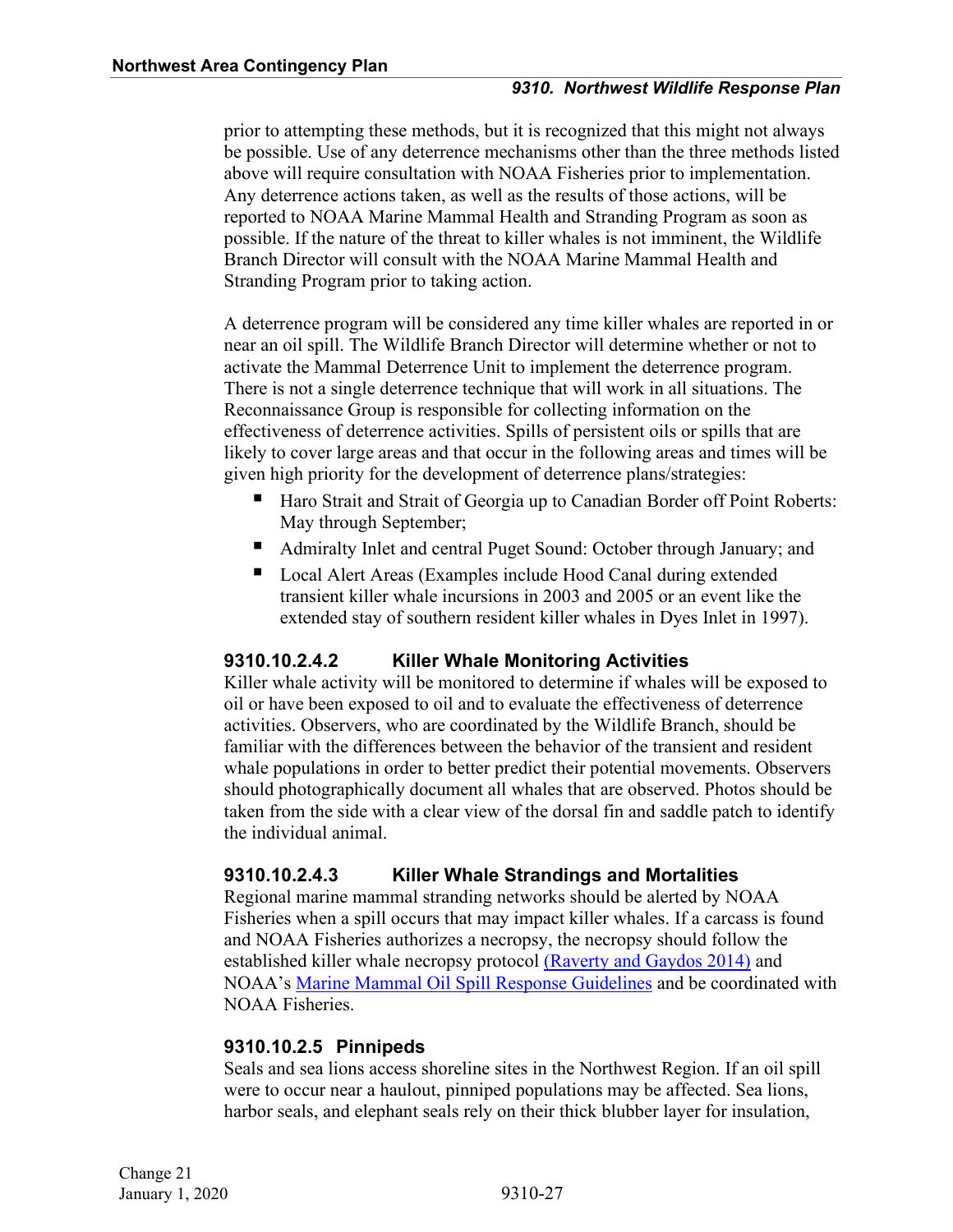prior to attempting these methods, but it is recognized that this might not always be possible. Use of any deterrence mechanisms other than the three methods listed above will require consultation with NOAA Fisheries prior to implementation. Any deterrence actions taken, as well as the results of those actions, will be reported to NOAA Marine Mammal Health and Stranding Program as soon as possible. If the nature of the threat to killer whales is not imminent, the Wildlife Branch Director will consult with the NOAA Marine Mammal Health and Stranding Program prior to taking action.

A deterrence program will be considered any time killer whales are reported in or near an oil spill. The Wildlife Branch Director will determine whether or not to activate the Mammal Deterrence Unit to implement the deterrence program. There is not a single deterrence technique that will work in all situations. The Reconnaissance Group is responsible for collecting information on the effectiveness of deterrence activities. Spills of persistent oils or spills that are likely to cover large areas and that occur in the following areas and times will be given high priority for the development of deterrence plans/strategies:

- Haro Strait and Strait of Georgia up to Canadian Border off Point Roberts: May through September;
- Admiralty Inlet and central Puget Sound: October through January; and
- Local Alert Areas (Examples include Hood Canal during extended transient killer whale incursions in 2003 and 2005 or an event like the extended stay of southern resident killer whales in Dyes Inlet in 1997).

#### 9310.10.2.4.2 Killer Whale Monitoring Activities

Killer whale activity will be monitored to determine if whales will be exposed to oil or have been exposed to oil and to evaluate the effectiveness of deterrence activities. Observers, who are coordinated by the Wildlife Branch, should be familiar with the differences between the behavior of the transient and resident whale populations in order to better predict their potential movements. Observers should photographically document all whales that are observed. Photos should be taken from the side with a clear view of the dorsal fin and saddle patch to identify the individual animal.

#### 9310.10.2.4.3 Killer Whale Strandings and Mortalities

Regional marine mammal stranding networks should be alerted by NOAA Fisheries when a spill occurs that may impact killer whales. If a carcass is found and NOAA Fisheries authorizes a necropsy, the necropsy should follow the established killer whale necropsy protocol (Raverty and Gaydos 2014) and NOAA's Marine Mammal Oil Spill Response Guidelines and be coordinated with NOAA Fisheries.

### 9310.10.2.5 Pinnipeds

Seals and sea lions access shoreline sites in the Northwest Region. If an oil spill were to occur near a haulout, pinniped populations may be affected. Sea lions, harbor seals, and elephant seals rely on their thick blubber layer for insulation,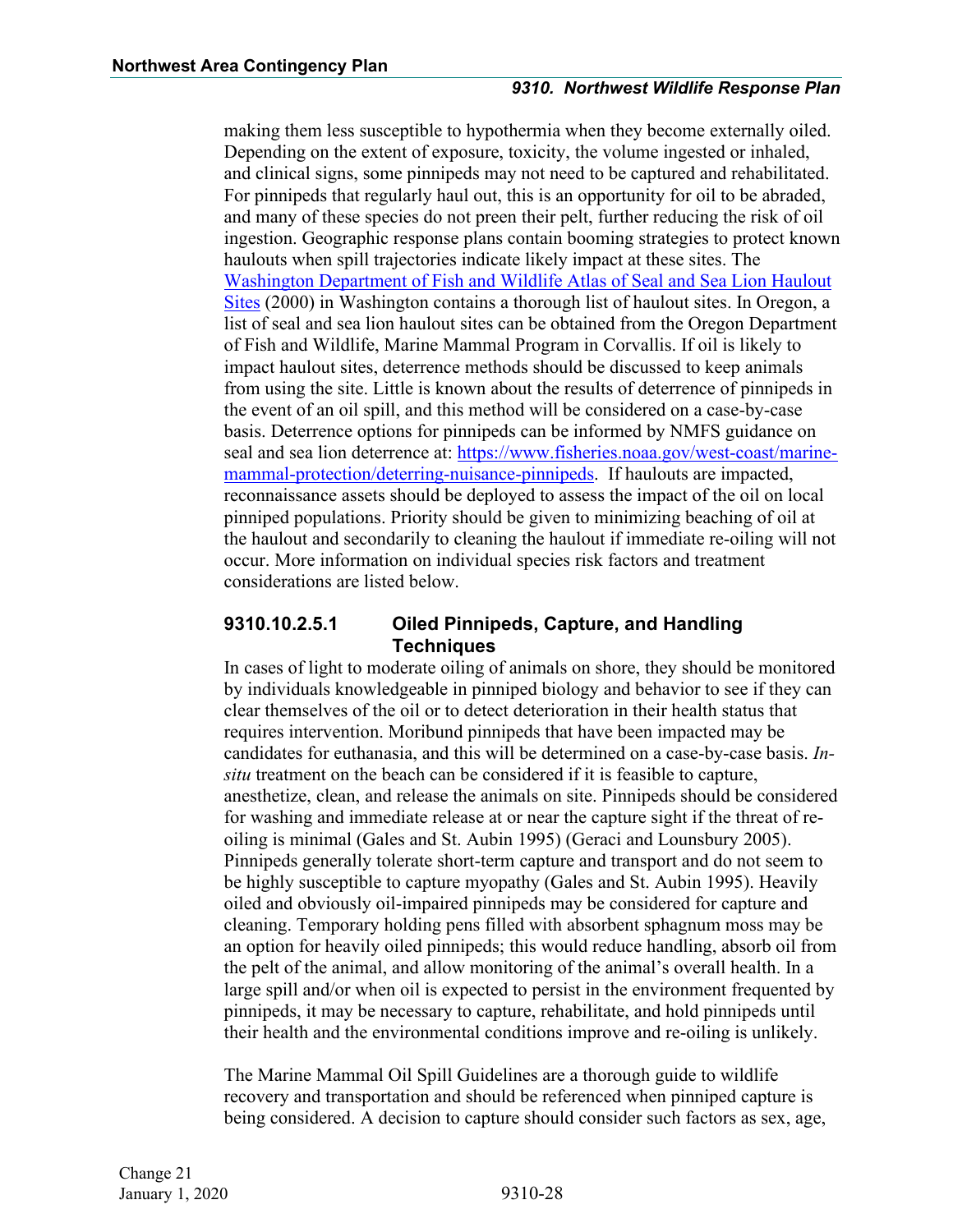making them less susceptible to hypothermia when they become externally oiled. Depending on the extent of exposure, toxicity, the volume ingested or inhaled, and clinical signs, some pinnipeds may not need to be captured and rehabilitated. For pinnipeds that regularly haul out, this is an opportunity for oil to be abraded, and many of these species do not preen their pelt, further reducing the risk of oil ingestion. Geographic response plans contain booming strategies to protect known haulouts when spill trajectories indicate likely impact at these sites. The [Washington Department of Fish and Wildlife Atlas of Seal and Sea Lion Haulout Sites](#) (2000) in Washington contains a thorough list of haulout sites. In Oregon, a list of seal and sea lion haulout sites can be obtained from the Oregon Department of Fish and Wildlife, Marine Mammal Program in Corvallis. If oil is likely to impact haulout sites, deterrence methods should be discussed to keep animals from using the site. Little is known about the results of deterrence of pinnipeds in the event of an oil spill, and this method will be considered on a case-by-case basis. Deterrence options for pinnipeds can be informed by NMFS guidance on seal and sea lion deterrence at: [https://www.fisheries.noaa.gov/west-coast/marine-mammal-protection/deterring-nuisance-pinnipeds](https://www.fisheries.noaa.gov/west-coast/marine-mammal-protection/deterring-nuisance-pinnipeds). If haulouts are impacted, reconnaissance assets should be deployed to assess the impact of the oil on local pinniped populations. Priority should be given to minimizing beaching of oil at the haulout and secondarily to cleaning the haulout if immediate re-oiling will not occur. More information on individual species risk factors and treatment considerations are listed below.

#### 9310.10.2.5.1 Oiled Pinnipeds, Capture, and Handling Techniques

In cases of light to moderate oiling of animals on shore, they should be monitored by individuals knowledgeable in pinniped biology and behavior to see if they can clear themselves of the oil or to detect deterioration in their health status that requires intervention. Moribund pinnipeds that have been impacted may be candidates for euthanasia, and this will be determined on a case-by-case basis. *In-situ* treatment on the beach can be considered if it is feasible to capture, anesthetize, clean, and release the animals on site. Pinnipeds should be considered for washing and immediate release at or near the capture sight if the threat of re-oiling is minimal (Gales and St. Aubin 1995) (Geraci and Lounsbury 2005). Pinnipeds generally tolerate short-term capture and transport and do not seem to be highly susceptible to capture myopathy (Gales and St. Aubin 1995). Heavily oiled and obviously oil-impaired pinnipeds may be considered for capture and cleaning. Temporary holding pens filled with absorbent sphagnum moss may be an option for heavily oiled pinnipeds; this would reduce handling, absorb oil from the pelt of the animal, and allow monitoring of the animal's overall health. In a large spill and/or when oil is expected to persist in the environment frequented by pinnipeds, it may be necessary to capture, rehabilitate, and hold pinnipeds until their health and the environmental conditions improve and re-oiling is unlikely.

The Marine Mammal Oil Spill Guidelines are a thorough guide to wildlife recovery and transportation and should be referenced when pinniped capture is being considered. A decision to capture should consider such factors as sex, age,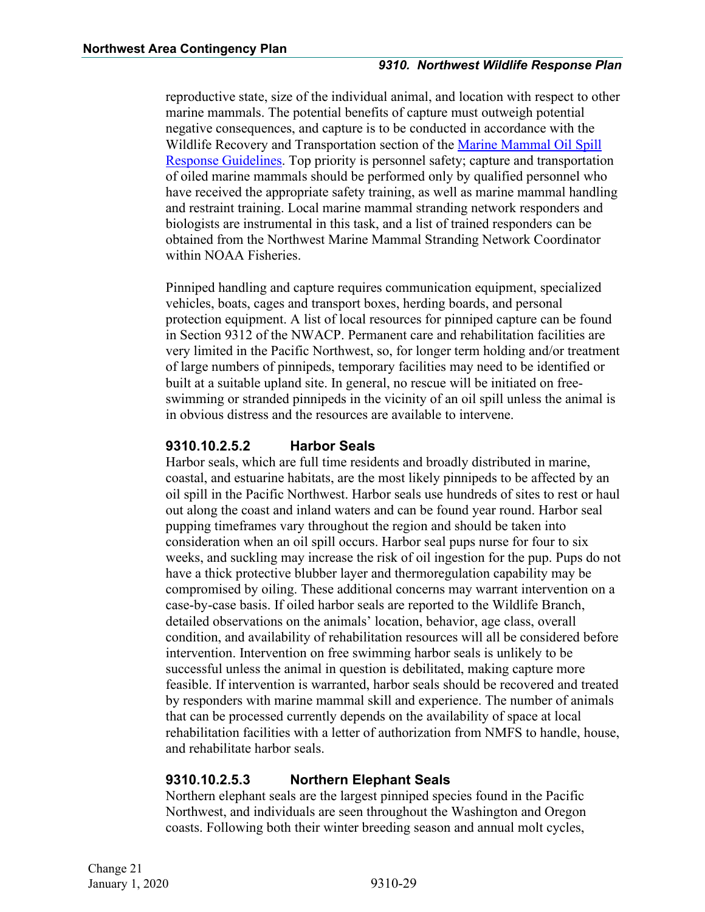reproductive state, size of the individual animal, and location with respect to other marine mammals. The potential benefits of capture must outweigh potential negative consequences, and capture is to be conducted in accordance with the Wildlife Recovery and Transportation section of the [Marine Mammal Oil Spill Response Guidelines](). Top priority is personnel safety; capture and transportation of oiled marine mammals should be performed only by qualified personnel who have received the appropriate safety training, as well as marine mammal handling and restraint training. Local marine mammal stranding network responders and biologists are instrumental in this task, and a list of trained responders can be obtained from the Northwest Marine Mammal Stranding Network Coordinator within NOAA Fisheries.

Pinniped handling and capture requires communication equipment, specialized vehicles, boats, cages and transport boxes, herding boards, and personal protection equipment. A list of local resources for pinniped capture can be found in Section 9312 of the NWACP. Permanent care and rehabilitation facilities are very limited in the Pacific Northwest, so, for longer term holding and/or treatment of large numbers of pinnipeds, temporary facilities may need to be identified or built at a suitable upland site. In general, no rescue will be initiated on free-swimming or stranded pinnipeds in the vicinity of an oil spill unless the animal is in obvious distress and the resources are available to intervene.

#### 9310.10.2.5.2 Harbor Seals

Harbor seals, which are full time residents and broadly distributed in marine, coastal, and estuarine habitats, are the most likely pinnipeds to be affected by an oil spill in the Pacific Northwest. Harbor seals use hundreds of sites to rest or haul out along the coast and inland waters and can be found year round. Harbor seal pupping timeframes vary throughout the region and should be taken into consideration when an oil spill occurs. Harbor seal pups nurse for four to six weeks, and suckling may increase the risk of oil ingestion for the pup. Pups do not have a thick protective blubber layer and thermoregulation capability may be compromised by oiling. These additional concerns may warrant intervention on a case-by-case basis. If oiled harbor seals are reported to the Wildlife Branch, detailed observations on the animals' location, behavior, age class, overall condition, and availability of rehabilitation resources will all be considered before intervention. Intervention on free swimming harbor seals is unlikely to be successful unless the animal in question is debilitated, making capture more feasible. If intervention is warranted, harbor seals should be recovered and treated by responders with marine mammal skill and experience. The number of animals that can be processed currently depends on the availability of space at local rehabilitation facilities with a letter of authorization from NMFS to handle, house, and rehabilitate harbor seals.

#### 9310.10.2.5.3 Northern Elephant Seals

Northern elephant seals are the largest pinniped species found in the Pacific Northwest, and individuals are seen throughout the Washington and Oregon coasts. Following both their winter breeding season and annual molt cycles,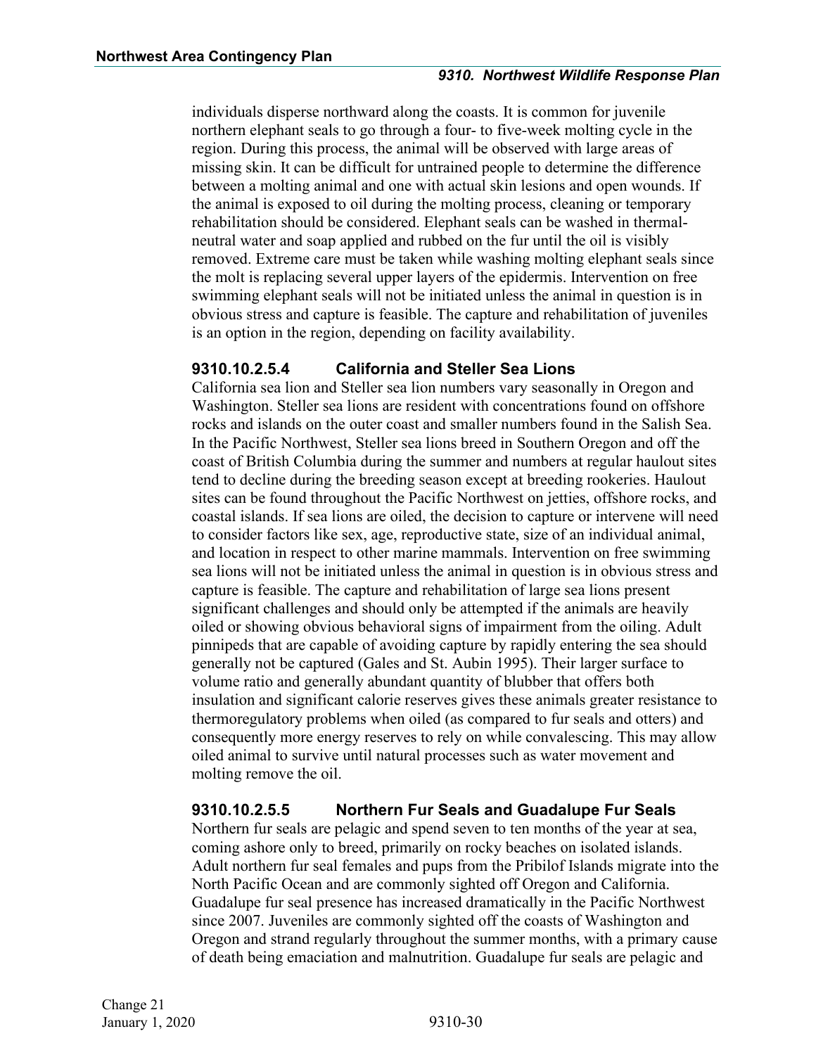individuals disperse northward along the coasts. It is common for juvenile northern elephant seals to go through a four- to five-week molting cycle in the region. During this process, the animal will be observed with large areas of missing skin. It can be difficult for untrained people to determine the difference between a molting animal and one with actual skin lesions and open wounds. If the animal is exposed to oil during the molting process, cleaning or temporary rehabilitation should be considered. Elephant seals can be washed in thermal-neutral water and soap applied and rubbed on the fur until the oil is visibly removed. Extreme care must be taken while washing molting elephant seals since the molt is replacing several upper layers of the epidermis. Intervention on free swimming elephant seals will not be initiated unless the animal in question is in obvious stress and capture is feasible. The capture and rehabilitation of juveniles is an option in the region, depending on facility availability.

### 9310.10.2.5.4 California and Steller Sea Lions

California sea lion and Steller sea lion numbers vary seasonally in Oregon and Washington. Steller sea lions are resident with concentrations found on offshore rocks and islands on the outer coast and smaller numbers found in the Salish Sea. In the Pacific Northwest, Steller sea lions breed in Southern Oregon and off the coast of British Columbia during the summer and numbers at regular haulout sites tend to decline during the breeding season except at breeding rookeries. Haulout sites can be found throughout the Pacific Northwest on jetties, offshore rocks, and coastal islands. If sea lions are oiled, the decision to capture or intervene will need to consider factors like sex, age, reproductive state, size of an individual animal, and location in respect to other marine mammals. Intervention on free swimming sea lions will not be initiated unless the animal in question is in obvious stress and capture is feasible. The capture and rehabilitation of large sea lions present significant challenges and should only be attempted if the animals are heavily oiled or showing obvious behavioral signs of impairment from the oiling. Adult pinnipeds that are capable of avoiding capture by rapidly entering the sea should generally not be captured (Gales and St. Aubin 1995). Their larger surface to volume ratio and generally abundant quantity of blubber that offers both insulation and significant calorie reserves gives these animals greater resistance to thermoregulatory problems when oiled (as compared to fur seals and otters) and consequently more energy reserves to rely on while convalescing. This may allow oiled animal to survive until natural processes such as water movement and molting remove the oil.

### 9310.10.2.5.5 Northern Fur Seals and Guadalupe Fur Seals

Northern fur seals are pelagic and spend seven to ten months of the year at sea, coming ashore only to breed, primarily on rocky beaches on isolated islands. Adult northern fur seal females and pups from the Pribilof Islands migrate into the North Pacific Ocean and are commonly sighted off Oregon and California. Guadalupe fur seal presence has increased dramatically in the Pacific Northwest since 2007. Juveniles are commonly sighted off the coasts of Washington and Oregon and strand regularly throughout the summer months, with a primary cause of death being emaciation and malnutrition. Guadalupe fur seals are pelagic and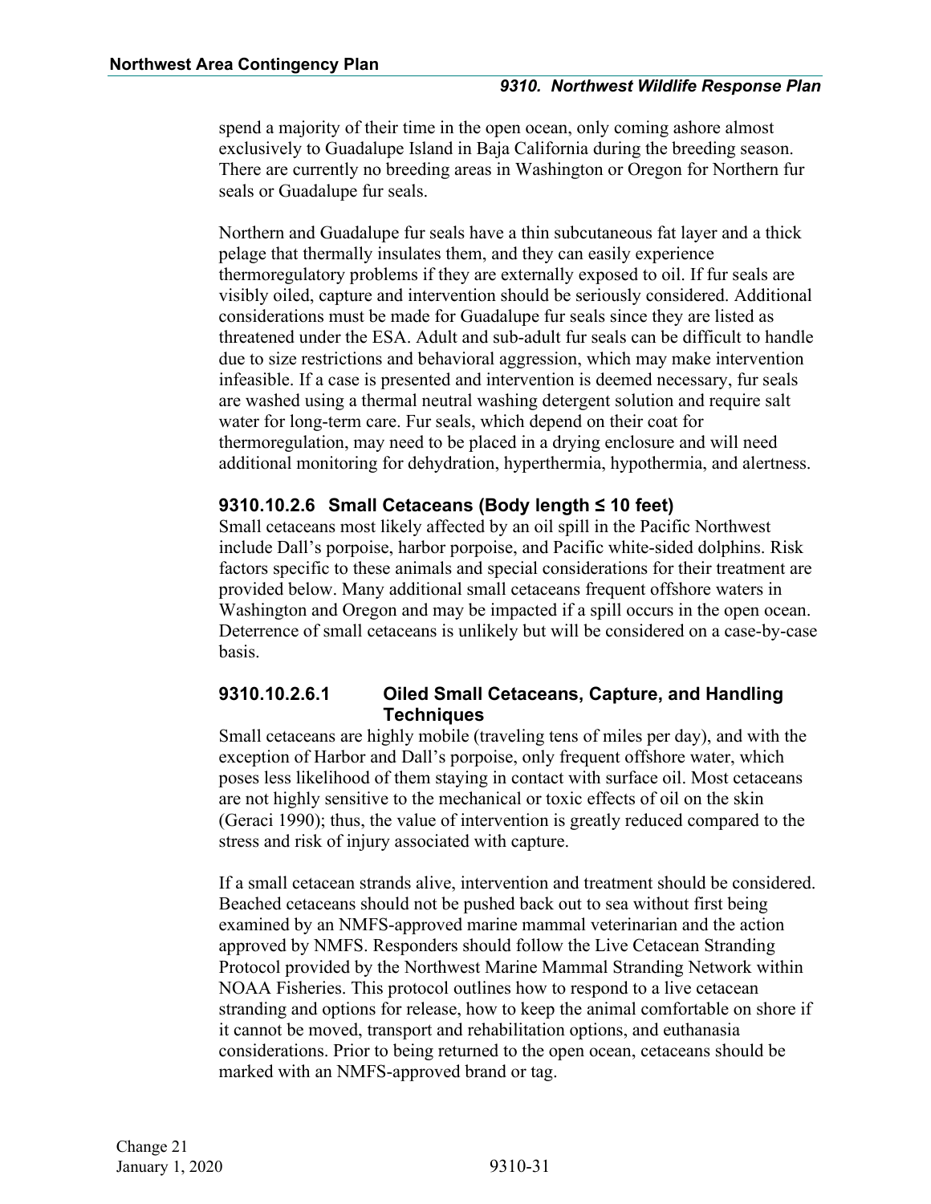spend a majority of their time in the open ocean, only coming ashore almost exclusively to Guadalupe Island in Baja California during the breeding season. There are currently no breeding areas in Washington or Oregon for Northern fur seals or Guadalupe fur seals.

Northern and Guadalupe fur seals have a thin subcutaneous fat layer and a thick pelage that thermally insulates them, and they can easily experience thermoregulatory problems if they are externally exposed to oil. If fur seals are visibly oiled, capture and intervention should be seriously considered. Additional considerations must be made for Guadalupe fur seals since they are listed as threatened under the ESA. Adult and sub-adult fur seals can be difficult to handle due to size restrictions and behavioral aggression, which may make intervention infeasible. If a case is presented and intervention is deemed necessary, fur seals are washed using a thermal neutral washing detergent solution and require salt water for long-term care. Fur seals, which depend on their coat for thermoregulation, may need to be placed in a drying enclosure and will need additional monitoring for dehydration, hyperthermia, hypothermia, and alertness.

### 9310.10.2.6 Small Cetaceans (Body length ≤ 10 feet)

Small cetaceans most likely affected by an oil spill in the Pacific Northwest include Dall's porpoise, harbor porpoise, and Pacific white-sided dolphins. Risk factors specific to these animals and special considerations for their treatment are provided below. Many additional small cetaceans frequent offshore waters in Washington and Oregon and may be impacted if a spill occurs in the open ocean. Deterrence of small cetaceans is unlikely but will be considered on a case-by-case basis.

#### 9310.10.2.6.1 Oiled Small Cetaceans, Capture, and Handling Techniques

Small cetaceans are highly mobile (traveling tens of miles per day), and with the exception of Harbor and Dall's porpoise, only frequent offshore water, which poses less likelihood of them staying in contact with surface oil. Most cetaceans are not highly sensitive to the mechanical or toxic effects of oil on the skin (Geraci 1990); thus, the value of intervention is greatly reduced compared to the stress and risk of injury associated with capture.

If a small cetacean strands alive, intervention and treatment should be considered. Beached cetaceans should not be pushed back out to sea without first being examined by an NMFS-approved marine mammal veterinarian and the action approved by NMFS. Responders should follow the Live Cetacean Stranding Protocol provided by the Northwest Marine Mammal Stranding Network within NOAA Fisheries. This protocol outlines how to respond to a live cetacean stranding and options for release, how to keep the animal comfortable on shore if it cannot be moved, transport and rehabilitation options, and euthanasia considerations. Prior to being returned to the open ocean, cetaceans should be marked with an NMFS-approved brand or tag.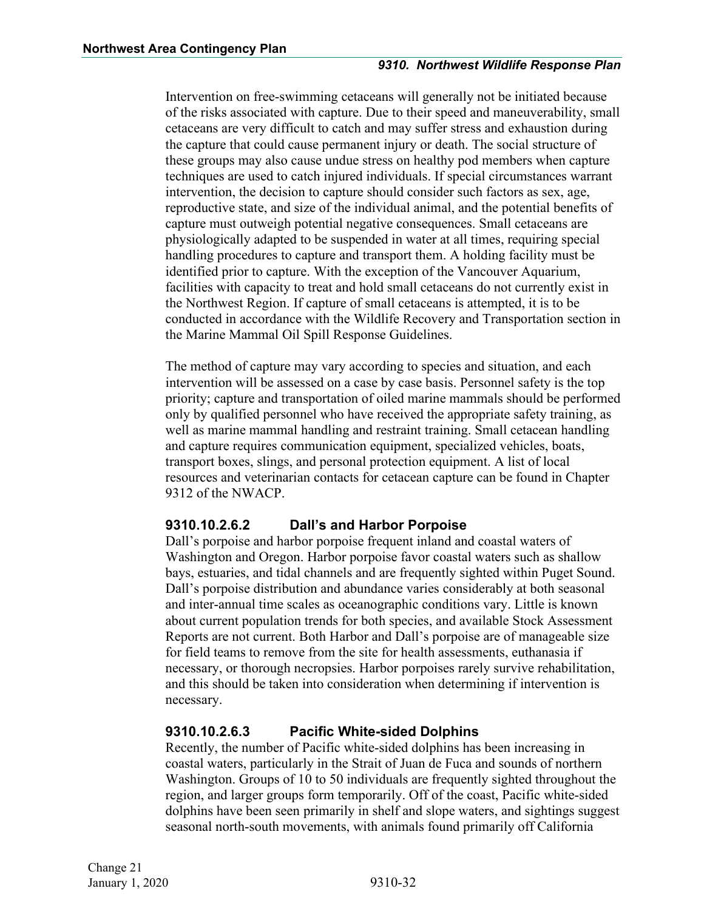Intervention on free-swimming cetaceans will generally not be initiated because of the risks associated with capture. Due to their speed and maneuverability, small cetaceans are very difficult to catch and may suffer stress and exhaustion during the capture that could cause permanent injury or death. The social structure of these groups may also cause undue stress on healthy pod members when capture techniques are used to catch injured individuals. If special circumstances warrant intervention, the decision to capture should consider such factors as sex, age, reproductive state, and size of the individual animal, and the potential benefits of capture must outweigh potential negative consequences. Small cetaceans are physiologically adapted to be suspended in water at all times, requiring special handling procedures to capture and transport them. A holding facility must be identified prior to capture. With the exception of the Vancouver Aquarium, facilities with capacity to treat and hold small cetaceans do not currently exist in the Northwest Region. If capture of small cetaceans is attempted, it is to be conducted in accordance with the Wildlife Recovery and Transportation section in the Marine Mammal Oil Spill Response Guidelines.

The method of capture may vary according to species and situation, and each intervention will be assessed on a case by case basis. Personnel safety is the top priority; capture and transportation of oiled marine mammals should be performed only by qualified personnel who have received the appropriate safety training, as well as marine mammal handling and restraint training. Small cetacean handling and capture requires communication equipment, specialized vehicles, boats, transport boxes, slings, and personal protection equipment. A list of local resources and veterinarian contacts for cetacean capture can be found in Chapter 9312 of the NWACP.

### 9310.10.2.6.2 Dall's and Harbor Porpoise

Dall's porpoise and harbor porpoise frequent inland and coastal waters of Washington and Oregon. Harbor porpoise favor coastal waters such as shallow bays, estuaries, and tidal channels and are frequently sighted within Puget Sound. Dall's porpoise distribution and abundance varies considerably at both seasonal and inter-annual time scales as oceanographic conditions vary. Little is known about current population trends for both species, and available Stock Assessment Reports are not current. Both Harbor and Dall's porpoise are of manageable size for field teams to remove from the site for health assessments, euthanasia if necessary, or thorough necropsies. Harbor porpoises rarely survive rehabilitation, and this should be taken into consideration when determining if intervention is necessary.

### 9310.10.2.6.3 Pacific White-sided Dolphins

Recently, the number of Pacific white-sided dolphins has been increasing in coastal waters, particularly in the Strait of Juan de Fuca and sounds of northern Washington. Groups of 10 to 50 individuals are frequently sighted throughout the region, and larger groups form temporarily. Off of the coast, Pacific white-sided dolphins have been seen primarily in shelf and slope waters, and sightings suggest seasonal north-south movements, with animals found primarily off California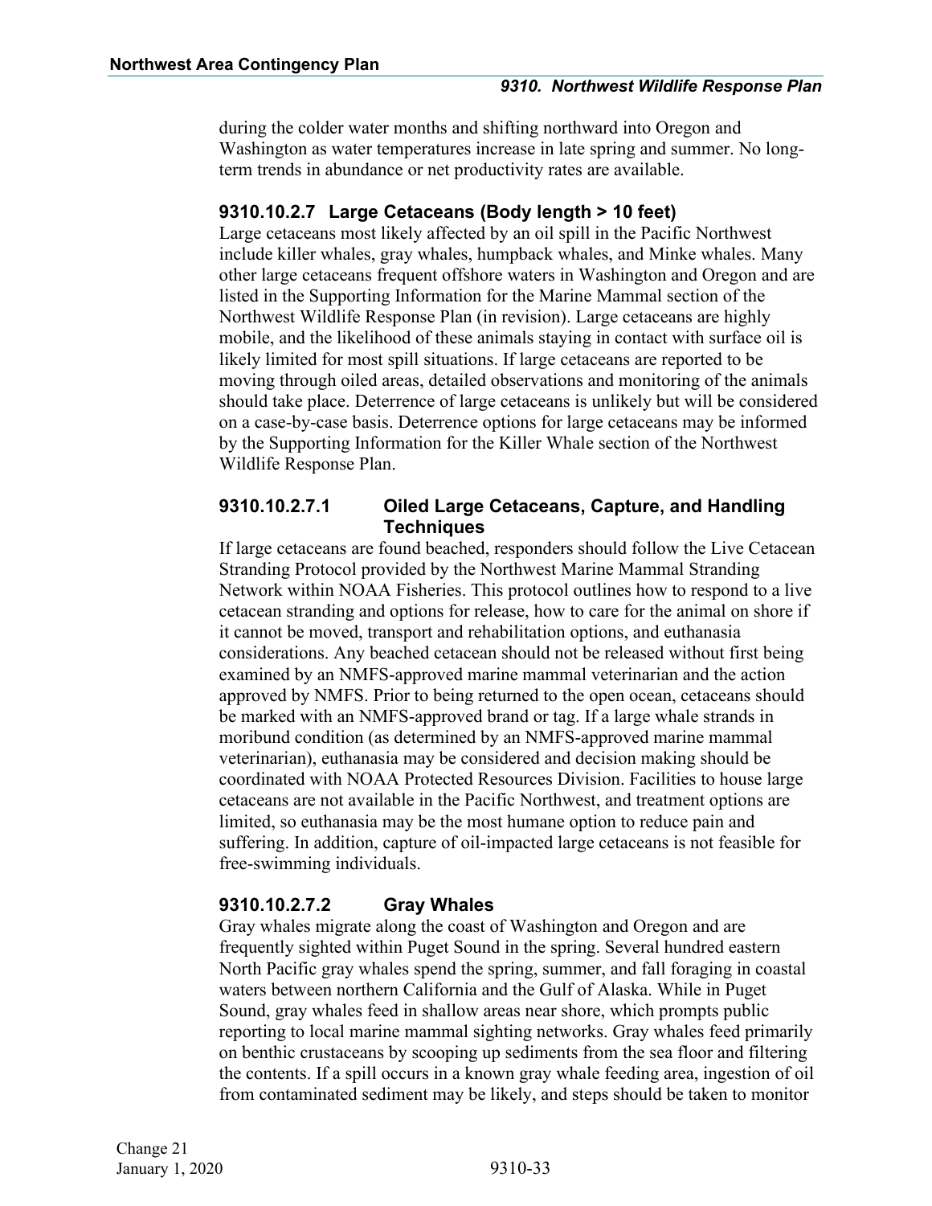during the colder water months and shifting northward into Oregon and Washington as water temperatures increase in late spring and summer. No long-term trends in abundance or net productivity rates are available.

### 9310.10.2.7 Large Cetaceans (Body length > 10 feet)

Large cetaceans most likely affected by an oil spill in the Pacific Northwest include killer whales, gray whales, humpback whales, and Minke whales. Many other large cetaceans frequent offshore waters in Washington and Oregon and are listed in the Supporting Information for the Marine Mammal section of the Northwest Wildlife Response Plan (in revision). Large cetaceans are highly mobile, and the likelihood of these animals staying in contact with surface oil is likely limited for most spill situations. If large cetaceans are reported to be moving through oiled areas, detailed observations and monitoring of the animals should take place. Deterrence of large cetaceans is unlikely but will be considered on a case-by-case basis. Deterrence options for large cetaceans may be informed by the Supporting Information for the Killer Whale section of the Northwest Wildlife Response Plan.

#### 9310.10.2.7.1 Oiled Large Cetaceans, Capture, and Handling Techniques

If large cetaceans are found beached, responders should follow the Live Cetacean Stranding Protocol provided by the Northwest Marine Mammal Stranding Network within NOAA Fisheries. This protocol outlines how to respond to a live cetacean stranding and options for release, how to care for the animal on shore if it cannot be moved, transport and rehabilitation options, and euthanasia considerations. Any beached cetacean should not be released without first being examined by an NMFS-approved marine mammal veterinarian and the action approved by NMFS. Prior to being returned to the open ocean, cetaceans should be marked with an NMFS-approved brand or tag. If a large whale strands in moribund condition (as determined by an NMFS-approved marine mammal veterinarian), euthanasia may be considered and decision making should be coordinated with NOAA Protected Resources Division. Facilities to house large cetaceans are not available in the Pacific Northwest, and treatment options are limited, so euthanasia may be the most humane option to reduce pain and suffering. In addition, capture of oil-impacted large cetaceans is not feasible for free-swimming individuals.

#### 9310.10.2.7.2 Gray Whales

Gray whales migrate along the coast of Washington and Oregon and are frequently sighted within Puget Sound in the spring. Several hundred eastern North Pacific gray whales spend the spring, summer, and fall foraging in coastal waters between northern California and the Gulf of Alaska. While in Puget Sound, gray whales feed in shallow areas near shore, which prompts public reporting to local marine mammal sighting networks. Gray whales feed primarily on benthic crustaceans by scooping up sediments from the sea floor and filtering the contents. If a spill occurs in a known gray whale feeding area, ingestion of oil from contaminated sediment may be likely, and steps should be taken to monitor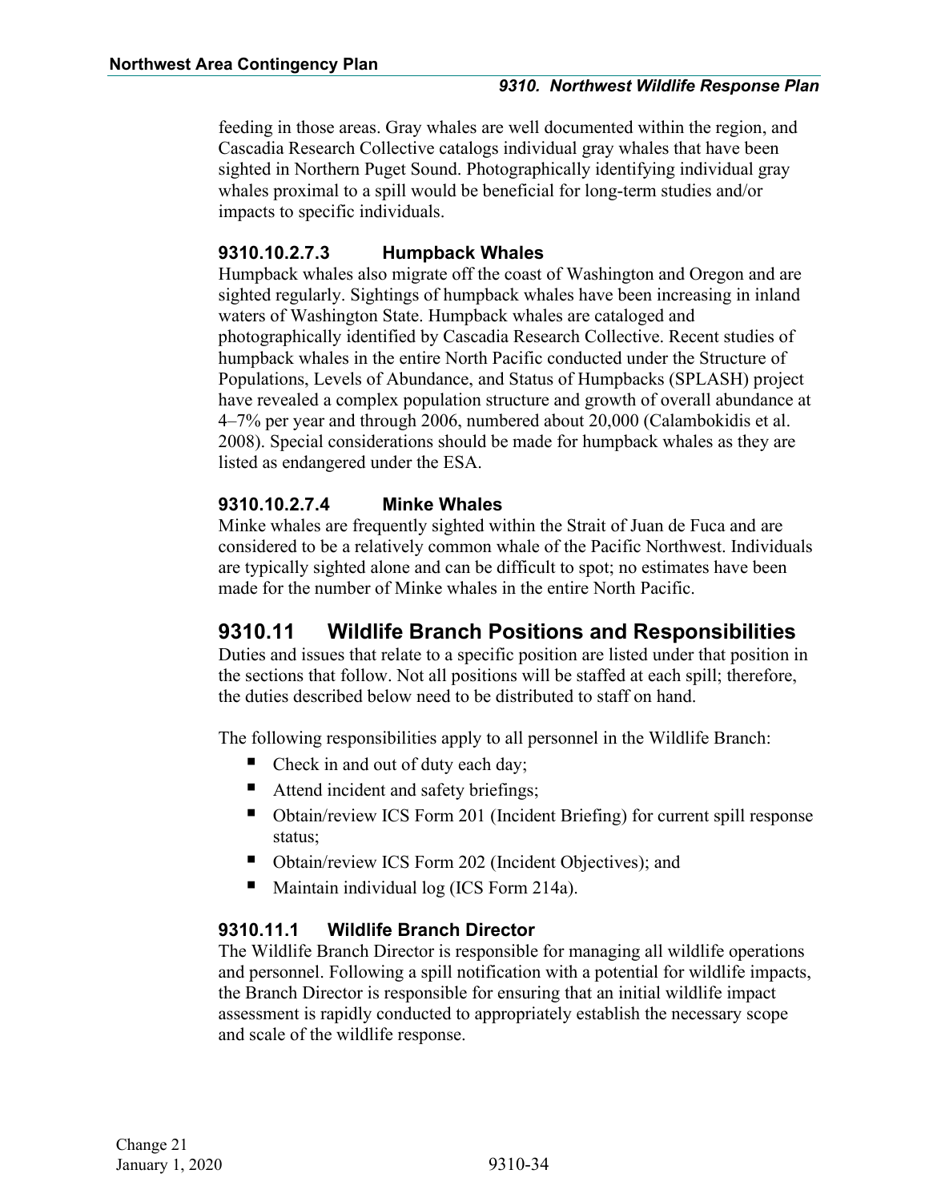feeding in those areas. Gray whales are well documented within the region, and Cascadia Research Collective catalogs individual gray whales that have been sighted in Northern Puget Sound. Photographically identifying individual gray whales proximal to a spill would be beneficial for long-term studies and/or impacts to specific individuals.

#### 9310.10.2.7.3 Humpback Whales

Humpback whales also migrate off the coast of Washington and Oregon and are sighted regularly. Sightings of humpback whales have been increasing in inland waters of Washington State. Humpback whales are cataloged and photographically identified by Cascadia Research Collective. Recent studies of humpback whales in the entire North Pacific conducted under the Structure of Populations, Levels of Abundance, and Status of Humpbacks (SPLASH) project have revealed a complex population structure and growth of overall abundance at 4–7% per year and through 2006, numbered about 20,000 (Calambokidis et al. 2008). Special considerations should be made for humpback whales as they are listed as endangered under the ESA.

#### 9310.10.2.7.4 Minke Whales

Minke whales are frequently sighted within the Strait of Juan de Fuca and are considered to be a relatively common whale of the Pacific Northwest. Individuals are typically sighted alone and can be difficult to spot; no estimates have been made for the number of Minke whales in the entire North Pacific.

## 9310.11 Wildlife Branch Positions and Responsibilities

Duties and issues that relate to a specific position are listed under that position in the sections that follow. Not all positions will be staffed at each spill; therefore, the duties described below need to be distributed to staff on hand.

The following responsibilities apply to all personnel in the Wildlife Branch:

- Check in and out of duty each day;
- Attend incident and safety briefings;
- Obtain/review ICS Form 201 (Incident Briefing) for current spill response status;
- Obtain/review ICS Form 202 (Incident Objectives); and
- Maintain individual log (ICS Form 214a).

### 9310.11.1 Wildlife Branch Director

The Wildlife Branch Director is responsible for managing all wildlife operations and personnel. Following a spill notification with a potential for wildlife impacts, the Branch Director is responsible for ensuring that an initial wildlife impact assessment is rapidly conducted to appropriately establish the necessary scope and scale of the wildlife response.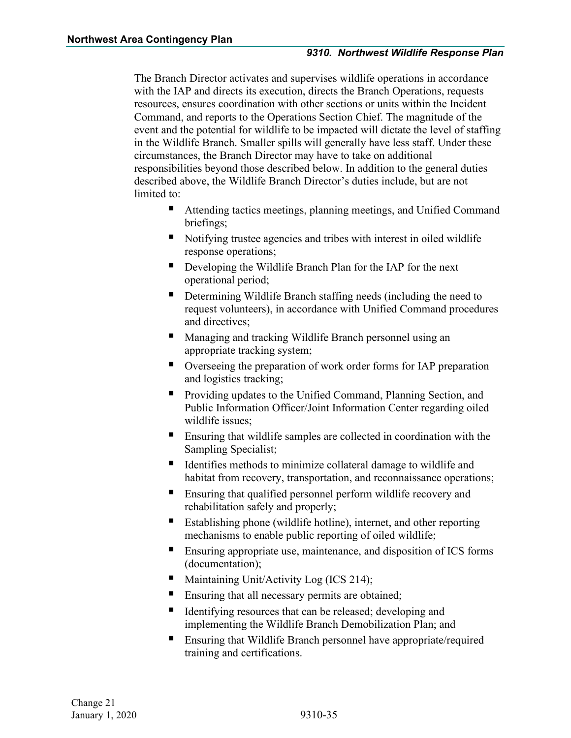The Branch Director activates and supervises wildlife operations in accordance with the IAP and directs its execution, directs the Branch Operations, requests resources, ensures coordination with other sections or units within the Incident Command, and reports to the Operations Section Chief. The magnitude of the event and the potential for wildlife to be impacted will dictate the level of staffing in the Wildlife Branch. Smaller spills will generally have less staff. Under these circumstances, the Branch Director may have to take on additional responsibilities beyond those described below. In addition to the general duties described above, the Wildlife Branch Director's duties include, but are not limited to:

- Attending tactics meetings, planning meetings, and Unified Command briefings;
- Notifying trustee agencies and tribes with interest in oiled wildlife response operations;
- Developing the Wildlife Branch Plan for the IAP for the next operational period;
- Determining Wildlife Branch staffing needs (including the need to request volunteers), in accordance with Unified Command procedures and directives;
- Managing and tracking Wildlife Branch personnel using an appropriate tracking system;
- Overseeing the preparation of work order forms for IAP preparation and logistics tracking;
- Providing updates to the Unified Command, Planning Section, and Public Information Officer/Joint Information Center regarding oiled wildlife issues;
- Ensuring that wildlife samples are collected in coordination with the Sampling Specialist;
- Identifies methods to minimize collateral damage to wildlife and habitat from recovery, transportation, and reconnaissance operations;
- Ensuring that qualified personnel perform wildlife recovery and rehabilitation safely and properly;
- Establishing phone (wildlife hotline), internet, and other reporting mechanisms to enable public reporting of oiled wildlife;
- Ensuring appropriate use, maintenance, and disposition of ICS forms (documentation);
- Maintaining Unit/Activity Log (ICS 214);
- Ensuring that all necessary permits are obtained;
- Identifying resources that can be released; developing and implementing the Wildlife Branch Demobilization Plan; and
- Ensuring that Wildlife Branch personnel have appropriate/required training and certifications.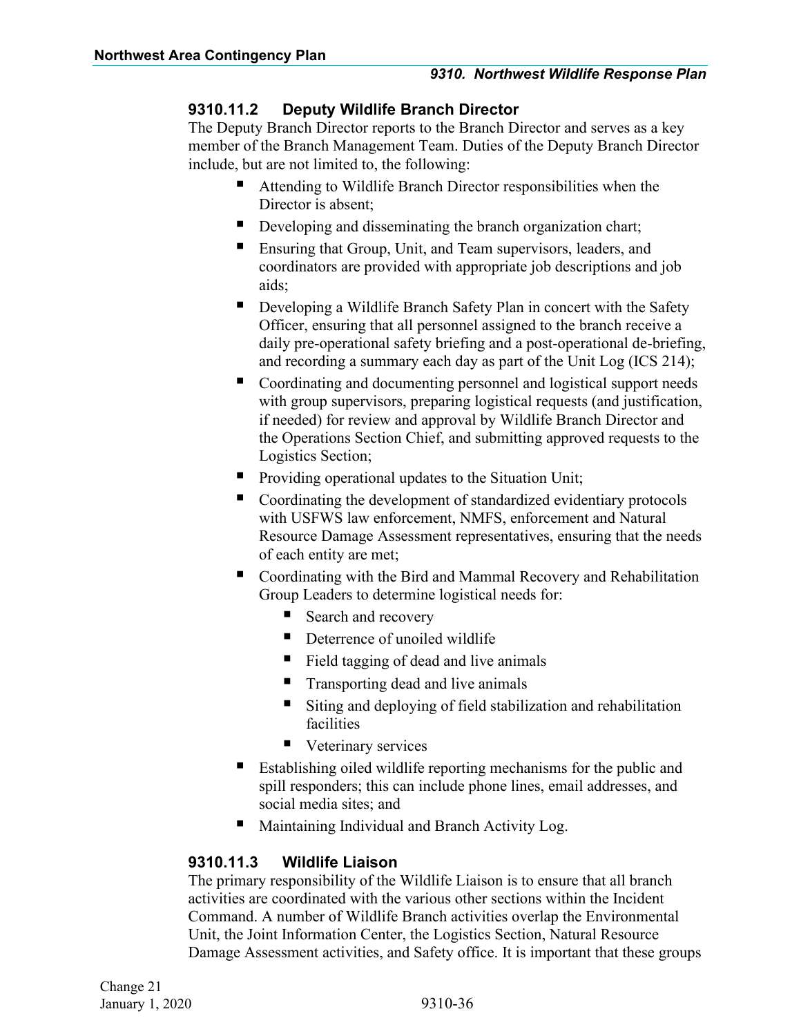### 9310.11.2 Deputy Wildlife Branch Director

The Deputy Branch Director reports to the Branch Director and serves as a key member of the Branch Management Team. Duties of the Deputy Branch Director include, but are not limited to, the following:

- Attending to Wildlife Branch Director responsibilities when the Director is absent;
- Developing and disseminating the branch organization chart;
- Ensuring that Group, Unit, and Team supervisors, leaders, and coordinators are provided with appropriate job descriptions and job aids;
- Developing a Wildlife Branch Safety Plan in concert with the Safety Officer, ensuring that all personnel assigned to the branch receive a daily pre-operational safety briefing and a post-operational de-briefing, and recording a summary each day as part of the Unit Log (ICS 214);
- Coordinating and documenting personnel and logistical support needs with group supervisors, preparing logistical requests (and justification, if needed) for review and approval by Wildlife Branch Director and the Operations Section Chief, and submitting approved requests to the Logistics Section;
- Providing operational updates to the Situation Unit;
- Coordinating the development of standardized evidentiary protocols with USFWS law enforcement, NMFS, enforcement and Natural Resource Damage Assessment representatives, ensuring that the needs of each entity are met;
- Coordinating with the Bird and Mammal Recovery and Rehabilitation Group Leaders to determine logistical needs for:
  - Search and recovery
  - Deterrence of unoiled wildlife
  - Field tagging of dead and live animals
  - Transporting dead and live animals
  - Siting and deploying of field stabilization and rehabilitation facilities
  - Veterinary services
- Establishing oiled wildlife reporting mechanisms for the public and spill responders; this can include phone lines, email addresses, and social media sites; and
- Maintaining Individual and Branch Activity Log.

### 9310.11.3 Wildlife Liaison

The primary responsibility of the Wildlife Liaison is to ensure that all branch activities are coordinated with the various other sections within the Incident Command. A number of Wildlife Branch activities overlap the Environmental Unit, the Joint Information Center, the Logistics Section, Natural Resource Damage Assessment activities, and Safety office. It is important that these groups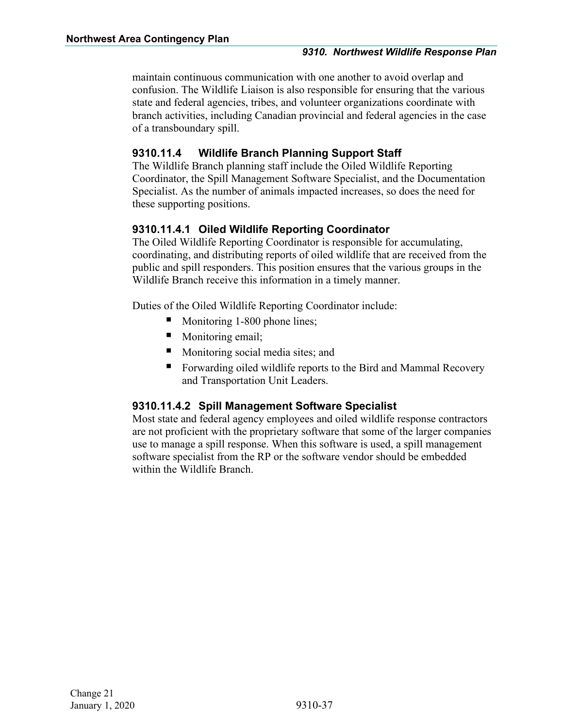maintain continuous communication with one another to avoid overlap and confusion. The Wildlife Liaison is also responsible for ensuring that the various state and federal agencies, tribes, and volunteer organizations coordinate with branch activities, including Canadian provincial and federal agencies in the case of a transboundary spill.

### 9310.11.4 Wildlife Branch Planning Support Staff

The Wildlife Branch planning staff include the Oiled Wildlife Reporting Coordinator, the Spill Management Software Specialist, and the Documentation Specialist. As the number of animals impacted increases, so does the need for these supporting positions.

#### 9310.11.4.1 Oiled Wildlife Reporting Coordinator

The Oiled Wildlife Reporting Coordinator is responsible for accumulating, coordinating, and distributing reports of oiled wildlife that are received from the public and spill responders. This position ensures that the various groups in the Wildlife Branch receive this information in a timely manner.

Duties of the Oiled Wildlife Reporting Coordinator include:

- Monitoring 1-800 phone lines;
- Monitoring email;
- Monitoring social media sites; and
- Forwarding oiled wildlife reports to the Bird and Mammal Recovery and Transportation Unit Leaders.

#### 9310.11.4.2 Spill Management Software Specialist

Most state and federal agency employees and oiled wildlife response contractors are not proficient with the proprietary software that some of the larger companies use to manage a spill response. When this software is used, a spill management software specialist from the RP or the software vendor should be embedded within the Wildlife Branch.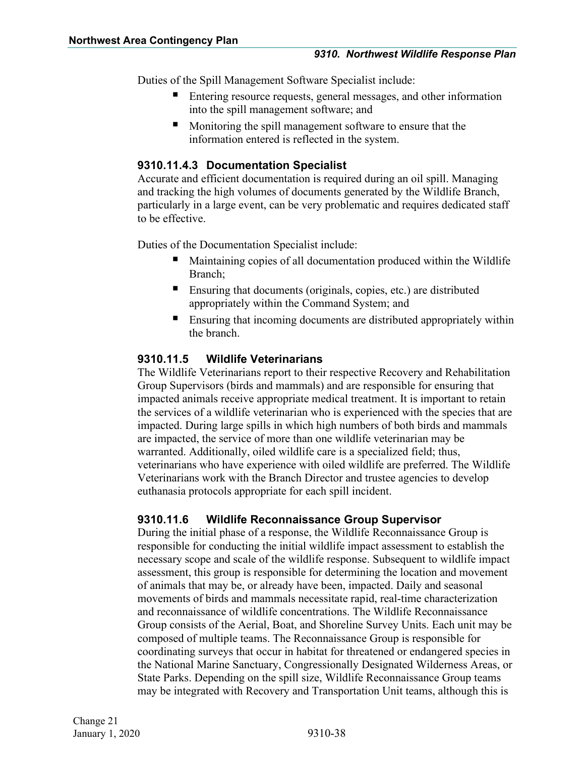Duties of the Spill Management Software Specialist include:

- Entering resource requests, general messages, and other information into the spill management software; and
- Monitoring the spill management software to ensure that the information entered is reflected in the system.

#### 9310.11.4.3 Documentation Specialist

Accurate and efficient documentation is required during an oil spill. Managing and tracking the high volumes of documents generated by the Wildlife Branch, particularly in a large event, can be very problematic and requires dedicated staff to be effective.

Duties of the Documentation Specialist include:

- Maintaining copies of all documentation produced within the Wildlife Branch;
- Ensuring that documents (originals, copies, etc.) are distributed appropriately within the Command System; and
- Ensuring that incoming documents are distributed appropriately within the branch.

### 9310.11.5 Wildlife Veterinarians

The Wildlife Veterinarians report to their respective Recovery and Rehabilitation Group Supervisors (birds and mammals) and are responsible for ensuring that impacted animals receive appropriate medical treatment. It is important to retain the services of a wildlife veterinarian who is experienced with the species that are impacted. During large spills in which high numbers of both birds and mammals are impacted, the service of more than one wildlife veterinarian may be warranted. Additionally, oiled wildlife care is a specialized field; thus, veterinarians who have experience with oiled wildlife are preferred. The Wildlife Veterinarians work with the Branch Director and trustee agencies to develop euthanasia protocols appropriate for each spill incident.

### 9310.11.6 Wildlife Reconnaissance Group Supervisor

During the initial phase of a response, the Wildlife Reconnaissance Group is responsible for conducting the initial wildlife impact assessment to establish the necessary scope and scale of the wildlife response. Subsequent to wildlife impact assessment, this group is responsible for determining the location and movement of animals that may be, or already have been, impacted. Daily and seasonal movements of birds and mammals necessitate rapid, real-time characterization and reconnaissance of wildlife concentrations. The Wildlife Reconnaissance Group consists of the Aerial, Boat, and Shoreline Survey Units. Each unit may be composed of multiple teams. The Reconnaissance Group is responsible for coordinating surveys that occur in habitat for threatened or endangered species in the National Marine Sanctuary, Congressionally Designated Wilderness Areas, or State Parks. Depending on the spill size, Wildlife Reconnaissance Group teams may be integrated with Recovery and Transportation Unit teams, although this is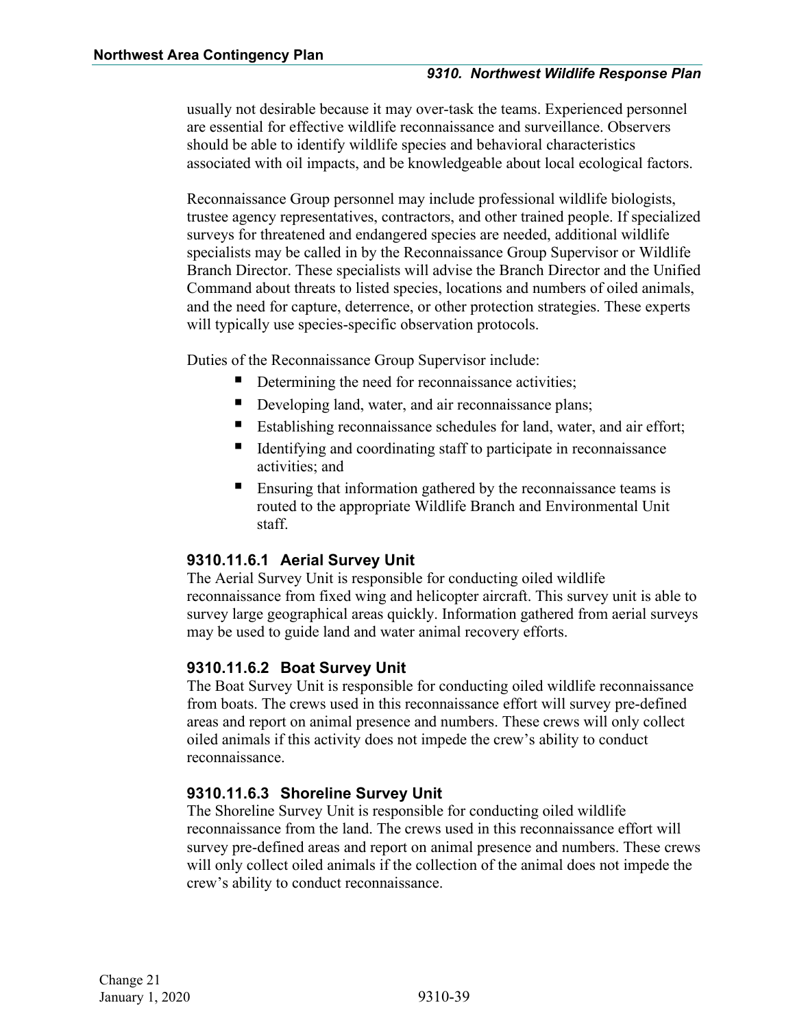usually not desirable because it may over-task the teams. Experienced personnel are essential for effective wildlife reconnaissance and surveillance. Observers should be able to identify wildlife species and behavioral characteristics associated with oil impacts, and be knowledgeable about local ecological factors.

Reconnaissance Group personnel may include professional wildlife biologists, trustee agency representatives, contractors, and other trained people. If specialized surveys for threatened and endangered species are needed, additional wildlife specialists may be called in by the Reconnaissance Group Supervisor or Wildlife Branch Director. These specialists will advise the Branch Director and the Unified Command about threats to listed species, locations and numbers of oiled animals, and the need for capture, deterrence, or other protection strategies. These experts will typically use species-specific observation protocols.

Duties of the Reconnaissance Group Supervisor include:

- Determining the need for reconnaissance activities;
- Developing land, water, and air reconnaissance plans;
- Establishing reconnaissance schedules for land, water, and air effort;
- Identifying and coordinating staff to participate in reconnaissance activities; and
- Ensuring that information gathered by the reconnaissance teams is routed to the appropriate Wildlife Branch and Environmental Unit staff.

### 9310.11.6.1 Aerial Survey Unit

The Aerial Survey Unit is responsible for conducting oiled wildlife reconnaissance from fixed wing and helicopter aircraft. This survey unit is able to survey large geographical areas quickly. Information gathered from aerial surveys may be used to guide land and water animal recovery efforts.

### 9310.11.6.2 Boat Survey Unit

The Boat Survey Unit is responsible for conducting oiled wildlife reconnaissance from boats. The crews used in this reconnaissance effort will survey pre-defined areas and report on animal presence and numbers. These crews will only collect oiled animals if this activity does not impede the crew's ability to conduct reconnaissance.

### 9310.11.6.3 Shoreline Survey Unit

The Shoreline Survey Unit is responsible for conducting oiled wildlife reconnaissance from the land. The crews used in this reconnaissance effort will survey pre-defined areas and report on animal presence and numbers. These crews will only collect oiled animals if the collection of the animal does not impede the crew's ability to conduct reconnaissance.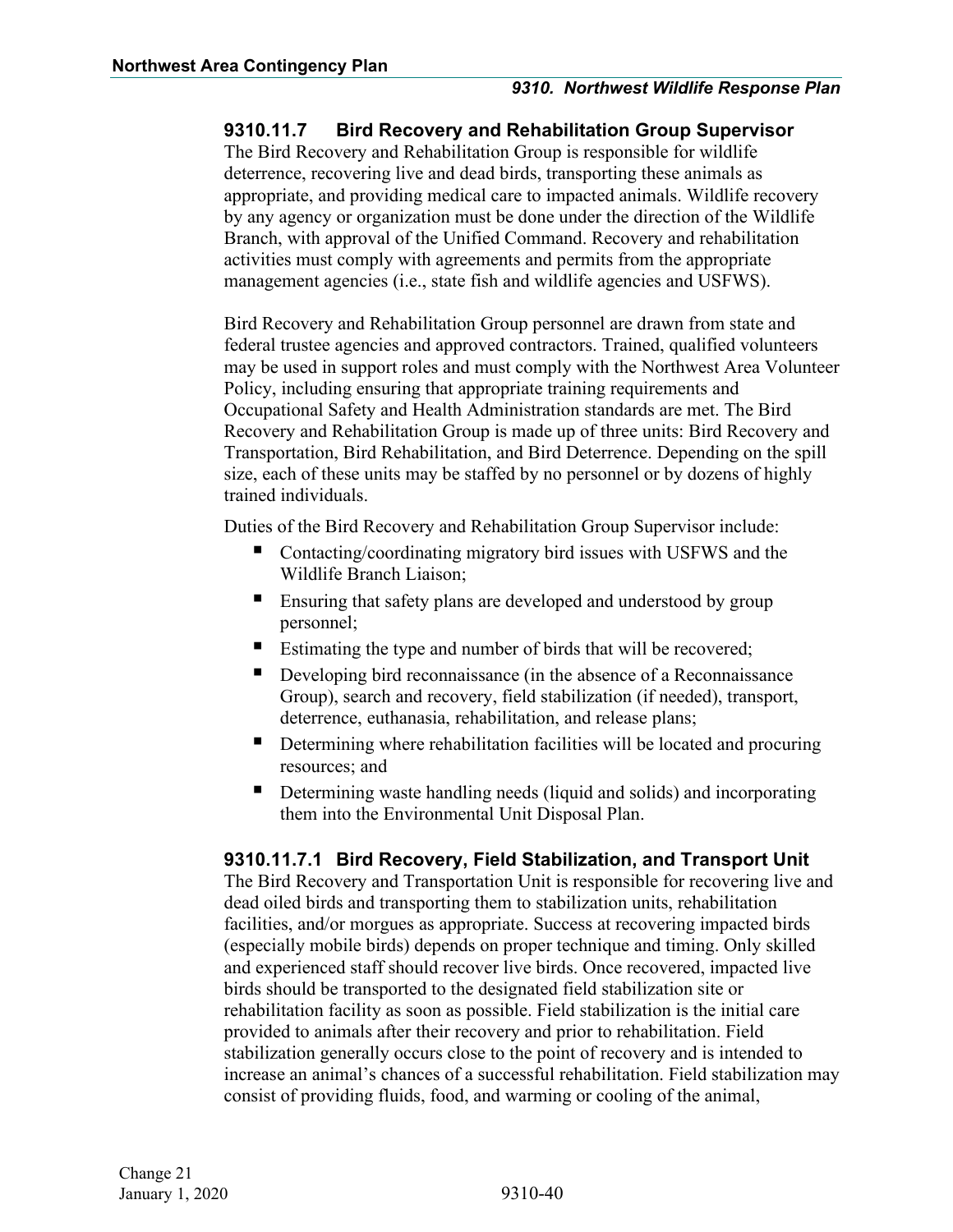### 9310.11.7 Bird Recovery and Rehabilitation Group Supervisor

The Bird Recovery and Rehabilitation Group is responsible for wildlife deterrence, recovering live and dead birds, transporting these animals as appropriate, and providing medical care to impacted animals. Wildlife recovery by any agency or organization must be done under the direction of the Wildlife Branch, with approval of the Unified Command. Recovery and rehabilitation activities must comply with agreements and permits from the appropriate management agencies (i.e., state fish and wildlife agencies and USFWS).

Bird Recovery and Rehabilitation Group personnel are drawn from state and federal trustee agencies and approved contractors. Trained, qualified volunteers may be used in support roles and must comply with the Northwest Area Volunteer Policy, including ensuring that appropriate training requirements and Occupational Safety and Health Administration standards are met. The Bird Recovery and Rehabilitation Group is made up of three units: Bird Recovery and Transportation, Bird Rehabilitation, and Bird Deterrence. Depending on the spill size, each of these units may be staffed by no personnel or by dozens of highly trained individuals.

Duties of the Bird Recovery and Rehabilitation Group Supervisor include:

- Contacting/coordinating migratory bird issues with USFWS and the Wildlife Branch Liaison;
- Ensuring that safety plans are developed and understood by group personnel;
- Estimating the type and number of birds that will be recovered;
- Developing bird reconnaissance (in the absence of a Reconnaissance Group), search and recovery, field stabilization (if needed), transport, deterrence, euthanasia, rehabilitation, and release plans;
- Determining where rehabilitation facilities will be located and procuring resources; and
- Determining waste handling needs (liquid and solids) and incorporating them into the Environmental Unit Disposal Plan.

#### 9310.11.7.1 Bird Recovery, Field Stabilization, and Transport Unit

The Bird Recovery and Transportation Unit is responsible for recovering live and dead oiled birds and transporting them to stabilization units, rehabilitation facilities, and/or morgues as appropriate. Success at recovering impacted birds (especially mobile birds) depends on proper technique and timing. Only skilled and experienced staff should recover live birds. Once recovered, impacted live birds should be transported to the designated field stabilization site or rehabilitation facility as soon as possible. Field stabilization is the initial care provided to animals after their recovery and prior to rehabilitation. Field stabilization generally occurs close to the point of recovery and is intended to increase an animal's chances of a successful rehabilitation. Field stabilization may consist of providing fluids, food, and warming or cooling of the animal,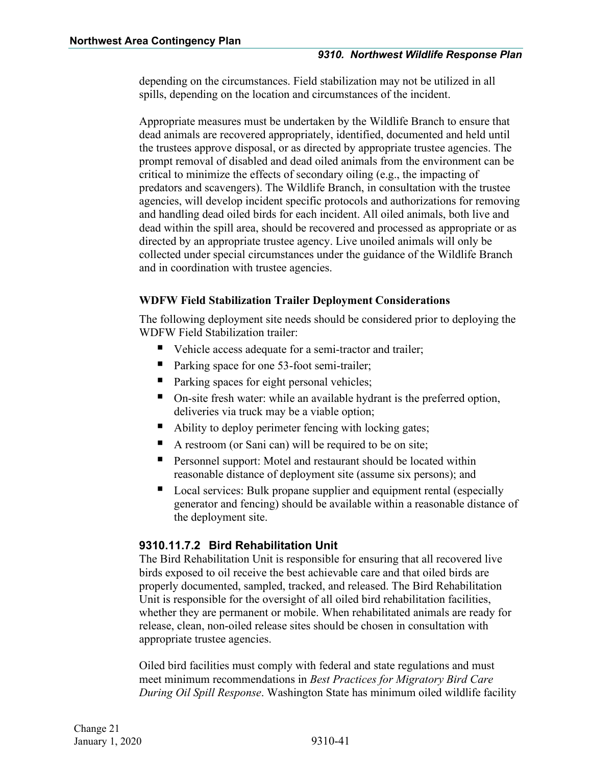depending on the circumstances. Field stabilization may not be utilized in all spills, depending on the location and circumstances of the incident.

Appropriate measures must be undertaken by the Wildlife Branch to ensure that dead animals are recovered appropriately, identified, documented and held until the trustees approve disposal, or as directed by appropriate trustee agencies. The prompt removal of disabled and dead oiled animals from the environment can be critical to minimize the effects of secondary oiling (e.g., the impacting of predators and scavengers). The Wildlife Branch, in consultation with the trustee agencies, will develop incident specific protocols and authorizations for removing and handling dead oiled birds for each incident. All oiled animals, both live and dead within the spill area, should be recovered and processed as appropriate or as directed by an appropriate trustee agency. Live unoiled animals will only be collected under special circumstances under the guidance of the Wildlife Branch and in coordination with trustee agencies.

**WDFW Field Stabilization Trailer Deployment Considerations**

The following deployment site needs should be considered prior to deploying the WDFW Field Stabilization trailer:

- Vehicle access adequate for a semi-tractor and trailer;
- Parking space for one 53-foot semi-trailer;
- Parking spaces for eight personal vehicles;
- On-site fresh water: while an available hydrant is the preferred option, deliveries via truck may be a viable option;
- Ability to deploy perimeter fencing with locking gates;
- A restroom (or Sani can) will be required to be on site;
- Personnel support: Motel and restaurant should be located within reasonable distance of deployment site (assume six persons); and
- Local services: Bulk propane supplier and equipment rental (especially generator and fencing) should be available within a reasonable distance of the deployment site.

### 9310.11.7.2 Bird Rehabilitation Unit

The Bird Rehabilitation Unit is responsible for ensuring that all recovered live birds exposed to oil receive the best achievable care and that oiled birds are properly documented, sampled, tracked, and released. The Bird Rehabilitation Unit is responsible for the oversight of all oiled bird rehabilitation facilities, whether they are permanent or mobile. When rehabilitated animals are ready for release, clean, non-oiled release sites should be chosen in consultation with appropriate trustee agencies.

Oiled bird facilities must comply with federal and state regulations and must meet minimum recommendations in *Best Practices for Migratory Bird Care During Oil Spill Response*. Washington State has minimum oiled wildlife facility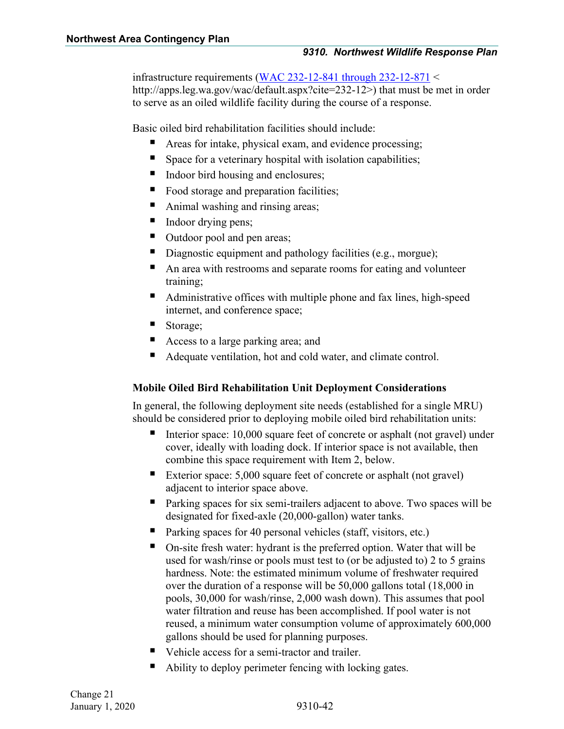infrastructure requirements ([WAC 232-12-841 through 232-12-871](http://apps.leg.wa.gov/wac/default.aspx?cite=232-12) < http://apps.leg.wa.gov/wac/default.aspx?cite=232-12>) that must be met in order to serve as an oiled wildlife facility during the course of a response.

Basic oiled bird rehabilitation facilities should include:

- Areas for intake, physical exam, and evidence processing;
- Space for a veterinary hospital with isolation capabilities;
- Indoor bird housing and enclosures;
- Food storage and preparation facilities;
- Animal washing and rinsing areas;
- Indoor drying pens;
- Outdoor pool and pen areas;
- Diagnostic equipment and pathology facilities (e.g., morgue);
- An area with restrooms and separate rooms for eating and volunteer training;
- Administrative offices with multiple phone and fax lines, high-speed internet, and conference space;
- Storage;
- Access to a large parking area; and
- Adequate ventilation, hot and cold water, and climate control.

**Mobile Oiled Bird Rehabilitation Unit Deployment Considerations**

In general, the following deployment site needs (established for a single MRU) should be considered prior to deploying mobile oiled bird rehabilitation units:

- Interior space: 10,000 square feet of concrete or asphalt (not gravel) under cover, ideally with loading dock. If interior space is not available, then combine this space requirement with Item 2, below.
- Exterior space: 5,000 square feet of concrete or asphalt (not gravel) adjacent to interior space above.
- Parking spaces for six semi-trailers adjacent to above. Two spaces will be designated for fixed-axle (20,000-gallon) water tanks.
- Parking spaces for 40 personal vehicles (staff, visitors, etc.)
- On-site fresh water: hydrant is the preferred option. Water that will be used for wash/rinse or pools must test to (or be adjusted to) 2 to 5 grains hardness. Note: the estimated minimum volume of freshwater required over the duration of a response will be 50,000 gallons total (18,000 in pools, 30,000 for wash/rinse, 2,000 wash down). This assumes that pool water filtration and reuse has been accomplished. If pool water is not reused, a minimum water consumption volume of approximately 600,000 gallons should be used for planning purposes.
- Vehicle access for a semi-tractor and trailer.
- Ability to deploy perimeter fencing with locking gates.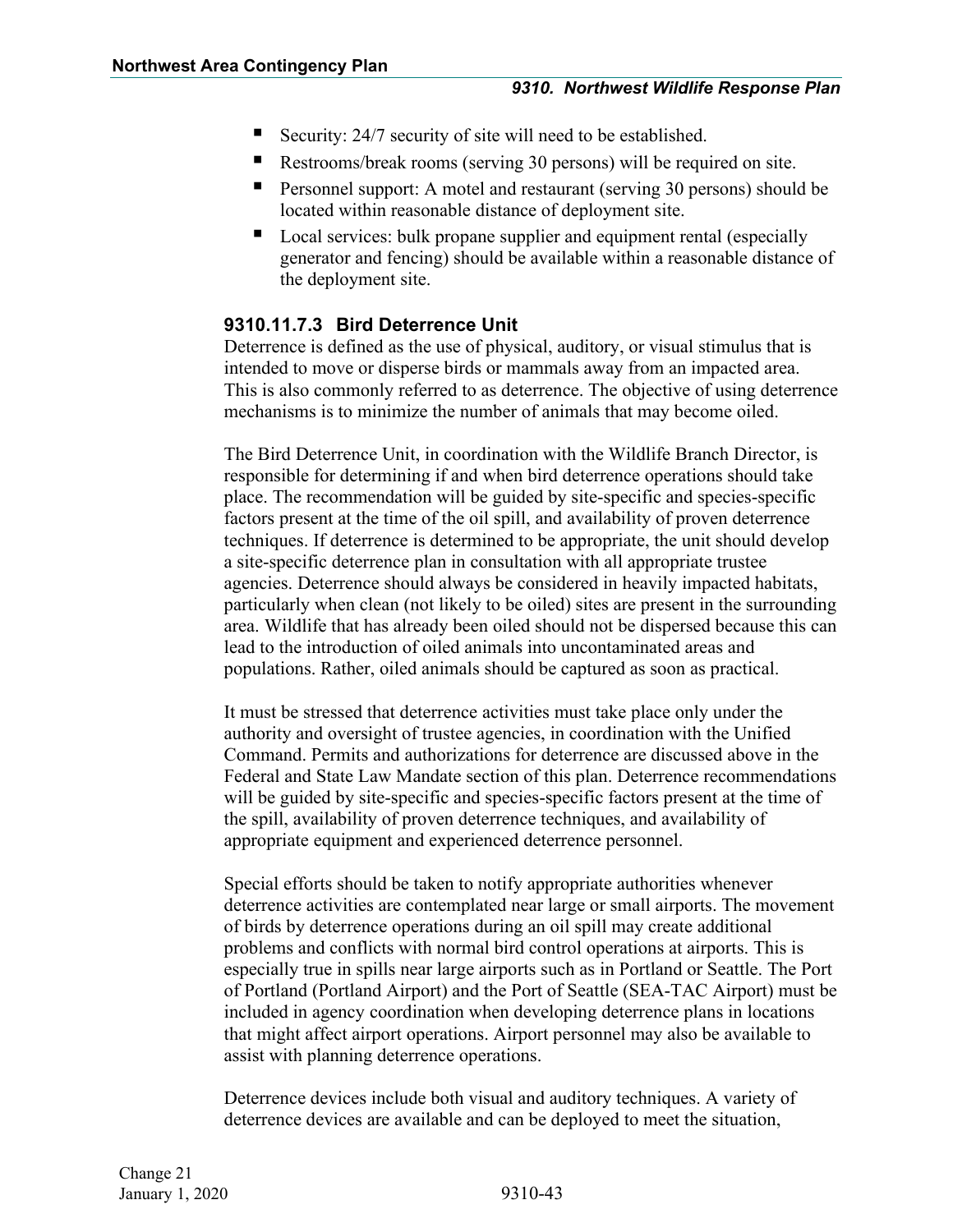- Security: 24/7 security of site will need to be established.
- Restrooms/break rooms (serving 30 persons) will be required on site.
- Personnel support: A motel and restaurant (serving 30 persons) should be located within reasonable distance of deployment site.
- Local services: bulk propane supplier and equipment rental (especially generator and fencing) should be available within a reasonable distance of the deployment site.

### 9310.11.7.3 Bird Deterrence Unit

Deterrence is defined as the use of physical, auditory, or visual stimulus that is intended to move or disperse birds or mammals away from an impacted area. This is also commonly referred to as deterrence. The objective of using deterrence mechanisms is to minimize the number of animals that may become oiled.

The Bird Deterrence Unit, in coordination with the Wildlife Branch Director, is responsible for determining if and when bird deterrence operations should take place. The recommendation will be guided by site-specific and species-specific factors present at the time of the oil spill, and availability of proven deterrence techniques. If deterrence is determined to be appropriate, the unit should develop a site-specific deterrence plan in consultation with all appropriate trustee agencies. Deterrence should always be considered in heavily impacted habitats, particularly when clean (not likely to be oiled) sites are present in the surrounding area. Wildlife that has already been oiled should not be dispersed because this can lead to the introduction of oiled animals into uncontaminated areas and populations. Rather, oiled animals should be captured as soon as practical.

It must be stressed that deterrence activities must take place only under the authority and oversight of trustee agencies, in coordination with the Unified Command. Permits and authorizations for deterrence are discussed above in the Federal and State Law Mandate section of this plan. Deterrence recommendations will be guided by site-specific and species-specific factors present at the time of the spill, availability of proven deterrence techniques, and availability of appropriate equipment and experienced deterrence personnel.

Special efforts should be taken to notify appropriate authorities whenever deterrence activities are contemplated near large or small airports. The movement of birds by deterrence operations during an oil spill may create additional problems and conflicts with normal bird control operations at airports. This is especially true in spills near large airports such as in Portland or Seattle. The Port of Portland (Portland Airport) and the Port of Seattle (SEA-TAC Airport) must be included in agency coordination when developing deterrence plans in locations that might affect airport operations. Airport personnel may also be available to assist with planning deterrence operations.

Deterrence devices include both visual and auditory techniques. A variety of deterrence devices are available and can be deployed to meet the situation,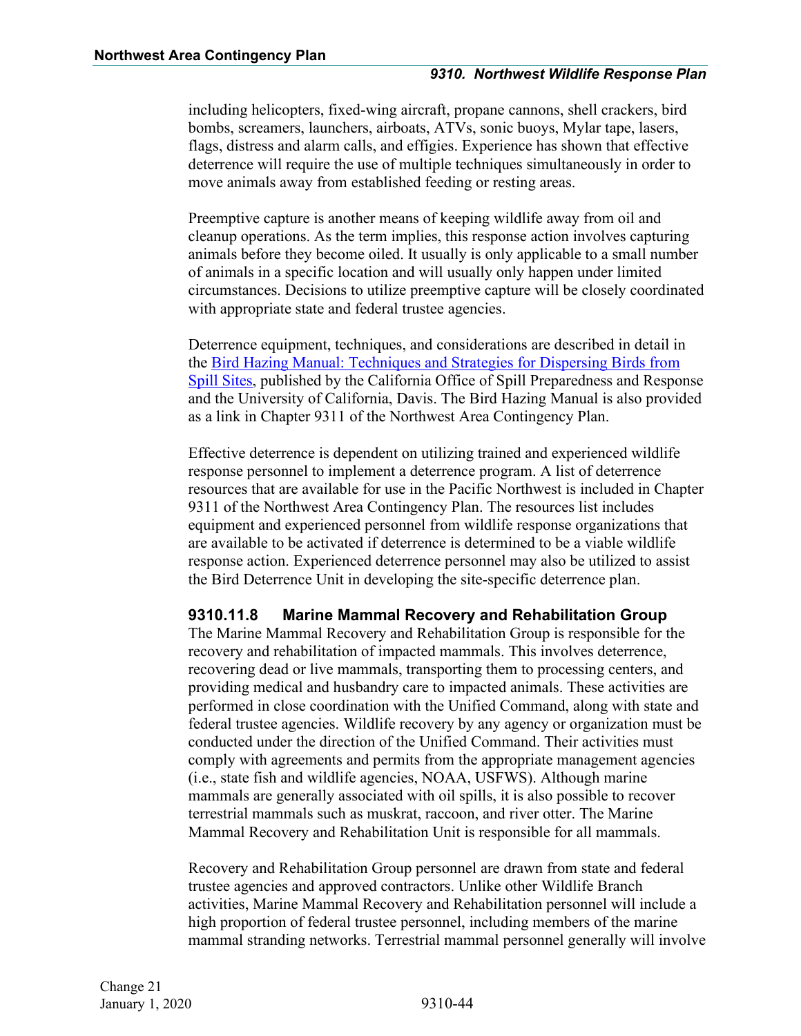including helicopters, fixed-wing aircraft, propane cannons, shell crackers, bird bombs, screamers, launchers, airboats, ATVs, sonic buoys, Mylar tape, lasers, flags, distress and alarm calls, and effigies. Experience has shown that effective deterrence will require the use of multiple techniques simultaneously in order to move animals away from established feeding or resting areas.

Preemptive capture is another means of keeping wildlife away from oil and cleanup operations. As the term implies, this response action involves capturing animals before they become oiled. It usually is only applicable to a small number of animals in a specific location and will usually only happen under limited circumstances. Decisions to utilize preemptive capture will be closely coordinated with appropriate state and federal trustee agencies.

Deterrence equipment, techniques, and considerations are described in detail in the [Bird Hazing Manual: Techniques and Strategies for Dispersing Birds from Spill Sites](), published by the California Office of Spill Preparedness and Response and the University of California, Davis. The Bird Hazing Manual is also provided as a link in Chapter 9311 of the Northwest Area Contingency Plan.

Effective deterrence is dependent on utilizing trained and experienced wildlife response personnel to implement a deterrence program. A list of deterrence resources that are available for use in the Pacific Northwest is included in Chapter 9311 of the Northwest Area Contingency Plan. The resources list includes equipment and experienced personnel from wildlife response organizations that are available to be activated if deterrence is determined to be a viable wildlife response action. Experienced deterrence personnel may also be utilized to assist the Bird Deterrence Unit in developing the site-specific deterrence plan.

### 9310.11.8 Marine Mammal Recovery and Rehabilitation Group

The Marine Mammal Recovery and Rehabilitation Group is responsible for the recovery and rehabilitation of impacted mammals. This involves deterrence, recovering dead or live mammals, transporting them to processing centers, and providing medical and husbandry care to impacted animals. These activities are performed in close coordination with the Unified Command, along with state and federal trustee agencies. Wildlife recovery by any agency or organization must be conducted under the direction of the Unified Command. Their activities must comply with agreements and permits from the appropriate management agencies (i.e., state fish and wildlife agencies, NOAA, USFWS). Although marine mammals are generally associated with oil spills, it is also possible to recover terrestrial mammals such as muskrat, raccoon, and river otter. The Marine Mammal Recovery and Rehabilitation Unit is responsible for all mammals.

Recovery and Rehabilitation Group personnel are drawn from state and federal trustee agencies and approved contractors. Unlike other Wildlife Branch activities, Marine Mammal Recovery and Rehabilitation personnel will include a high proportion of federal trustee personnel, including members of the marine mammal stranding networks. Terrestrial mammal personnel generally will involve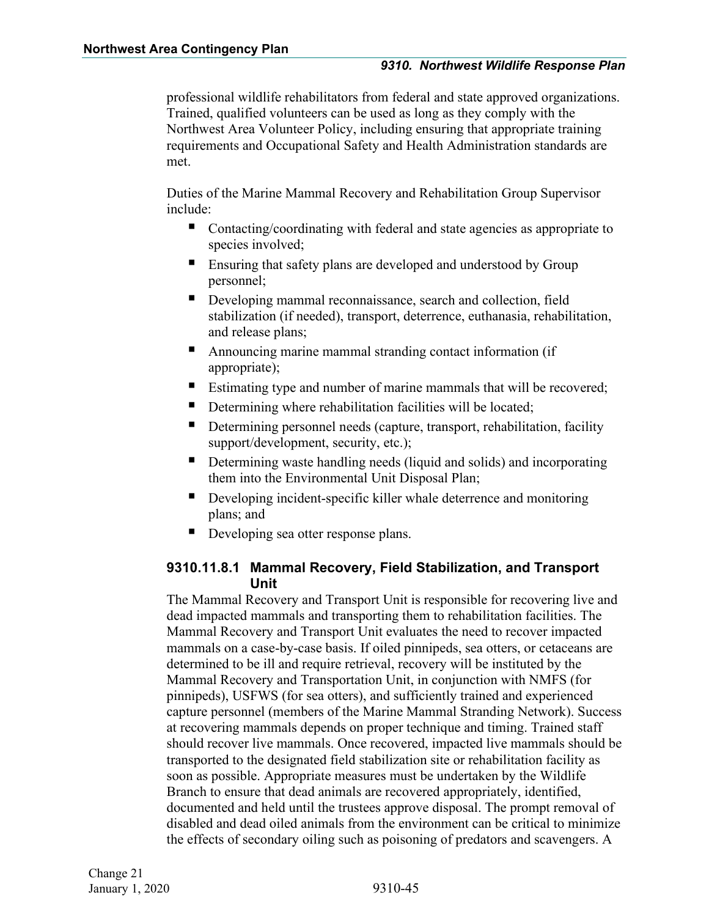professional wildlife rehabilitators from federal and state approved organizations. Trained, qualified volunteers can be used as long as they comply with the Northwest Area Volunteer Policy, including ensuring that appropriate training requirements and Occupational Safety and Health Administration standards are met.

Duties of the Marine Mammal Recovery and Rehabilitation Group Supervisor include:

- Contacting/coordinating with federal and state agencies as appropriate to species involved;
- Ensuring that safety plans are developed and understood by Group personnel;
- Developing mammal reconnaissance, search and collection, field stabilization (if needed), transport, deterrence, euthanasia, rehabilitation, and release plans;
- Announcing marine mammal stranding contact information (if appropriate);
- Estimating type and number of marine mammals that will be recovered;
- Determining where rehabilitation facilities will be located;
- Determining personnel needs (capture, transport, rehabilitation, facility support/development, security, etc.);
- Determining waste handling needs (liquid and solids) and incorporating them into the Environmental Unit Disposal Plan;
- Developing incident-specific killer whale deterrence and monitoring plans; and
- Developing sea otter response plans.

### 9310.11.8.1 Mammal Recovery, Field Stabilization, and Transport Unit

The Mammal Recovery and Transport Unit is responsible for recovering live and dead impacted mammals and transporting them to rehabilitation facilities. The Mammal Recovery and Transport Unit evaluates the need to recover impacted mammals on a case-by-case basis. If oiled pinnipeds, sea otters, or cetaceans are determined to be ill and require retrieval, recovery will be instituted by the Mammal Recovery and Transportation Unit, in conjunction with NMFS (for pinnipeds), USFWS (for sea otters), and sufficiently trained and experienced capture personnel (members of the Marine Mammal Stranding Network). Success at recovering mammals depends on proper technique and timing. Trained staff should recover live mammals. Once recovered, impacted live mammals should be transported to the designated field stabilization site or rehabilitation facility as soon as possible. Appropriate measures must be undertaken by the Wildlife Branch to ensure that dead animals are recovered appropriately, identified, documented and held until the trustees approve disposal. The prompt removal of disabled and dead oiled animals from the environment can be critical to minimize the effects of secondary oiling such as poisoning of predators and scavengers. A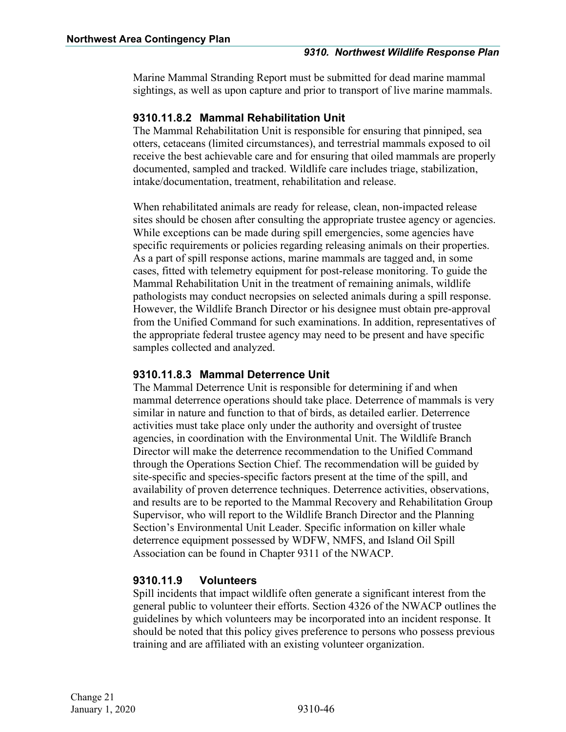Marine Mammal Stranding Report must be submitted for dead marine mammal sightings, as well as upon capture and prior to transport of live marine mammals.

### 9310.11.8.2 Mammal Rehabilitation Unit

The Mammal Rehabilitation Unit is responsible for ensuring that pinniped, sea otters, cetaceans (limited circumstances), and terrestrial mammals exposed to oil receive the best achievable care and for ensuring that oiled mammals are properly documented, sampled and tracked. Wildlife care includes triage, stabilization, intake/documentation, treatment, rehabilitation and release.

When rehabilitated animals are ready for release, clean, non-impacted release sites should be chosen after consulting the appropriate trustee agency or agencies. While exceptions can be made during spill emergencies, some agencies have specific requirements or policies regarding releasing animals on their properties. As a part of spill response actions, marine mammals are tagged and, in some cases, fitted with telemetry equipment for post-release monitoring. To guide the Mammal Rehabilitation Unit in the treatment of remaining animals, wildlife pathologists may conduct necropsies on selected animals during a spill response. However, the Wildlife Branch Director or his designee must obtain pre-approval from the Unified Command for such examinations. In addition, representatives of the appropriate federal trustee agency may need to be present and have specific samples collected and analyzed.

### 9310.11.8.3 Mammal Deterrence Unit

The Mammal Deterrence Unit is responsible for determining if and when mammal deterrence operations should take place. Deterrence of mammals is very similar in nature and function to that of birds, as detailed earlier. Deterrence activities must take place only under the authority and oversight of trustee agencies, in coordination with the Environmental Unit. The Wildlife Branch Director will make the deterrence recommendation to the Unified Command through the Operations Section Chief. The recommendation will be guided by site-specific and species-specific factors present at the time of the spill, and availability of proven deterrence techniques. Deterrence activities, observations, and results are to be reported to the Mammal Recovery and Rehabilitation Group Supervisor, who will report to the Wildlife Branch Director and the Planning Section's Environmental Unit Leader. Specific information on killer whale deterrence equipment possessed by WDFW, NMFS, and Island Oil Spill Association can be found in Chapter 9311 of the NWACP.

### 9310.11.9 Volunteers

Spill incidents that impact wildlife often generate a significant interest from the general public to volunteer their efforts. Section 4326 of the NWACP outlines the guidelines by which volunteers may be incorporated into an incident response. It should be noted that this policy gives preference to persons who possess previous training and are affiliated with an existing volunteer organization.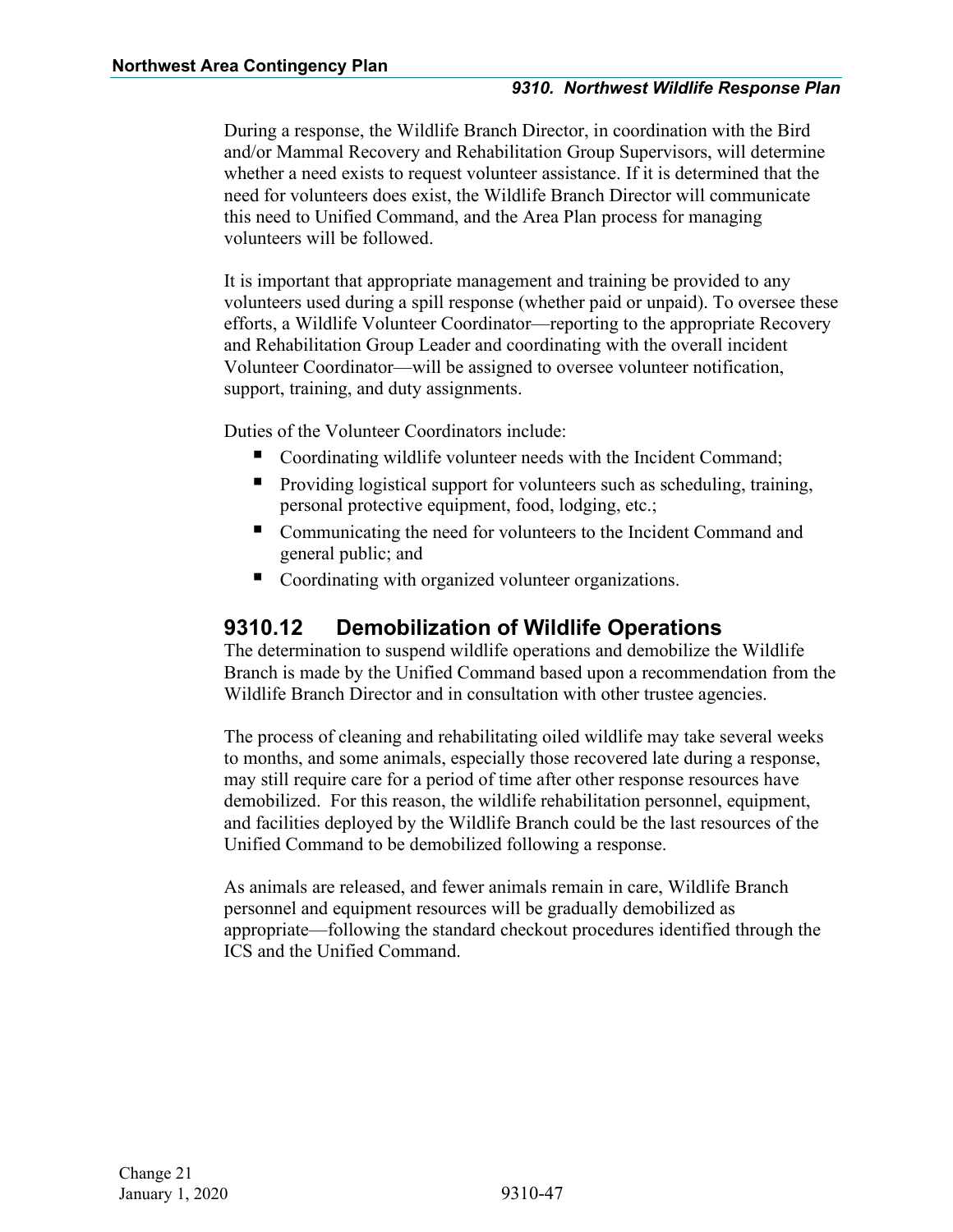During a response, the Wildlife Branch Director, in coordination with the Bird and/or Mammal Recovery and Rehabilitation Group Supervisors, will determine whether a need exists to request volunteer assistance. If it is determined that the need for volunteers does exist, the Wildlife Branch Director will communicate this need to Unified Command, and the Area Plan process for managing volunteers will be followed.

It is important that appropriate management and training be provided to any volunteers used during a spill response (whether paid or unpaid). To oversee these efforts, a Wildlife Volunteer Coordinator—reporting to the appropriate Recovery and Rehabilitation Group Leader and coordinating with the overall incident Volunteer Coordinator—will be assigned to oversee volunteer notification, support, training, and duty assignments.

Duties of the Volunteer Coordinators include:

- Coordinating wildlife volunteer needs with the Incident Command;
- Providing logistical support for volunteers such as scheduling, training, personal protective equipment, food, lodging, etc.;
- Communicating the need for volunteers to the Incident Command and general public; and
- Coordinating with organized volunteer organizations.

## 9310.12 Demobilization of Wildlife Operations

The determination to suspend wildlife operations and demobilize the Wildlife Branch is made by the Unified Command based upon a recommendation from the Wildlife Branch Director and in consultation with other trustee agencies.

The process of cleaning and rehabilitating oiled wildlife may take several weeks to months, and some animals, especially those recovered late during a response, may still require care for a period of time after other response resources have demobilized. For this reason, the wildlife rehabilitation personnel, equipment, and facilities deployed by the Wildlife Branch could be the last resources of the Unified Command to be demobilized following a response.

As animals are released, and fewer animals remain in care, Wildlife Branch personnel and equipment resources will be gradually demobilized as appropriate—following the standard checkout procedures identified through the ICS and the Unified Command.